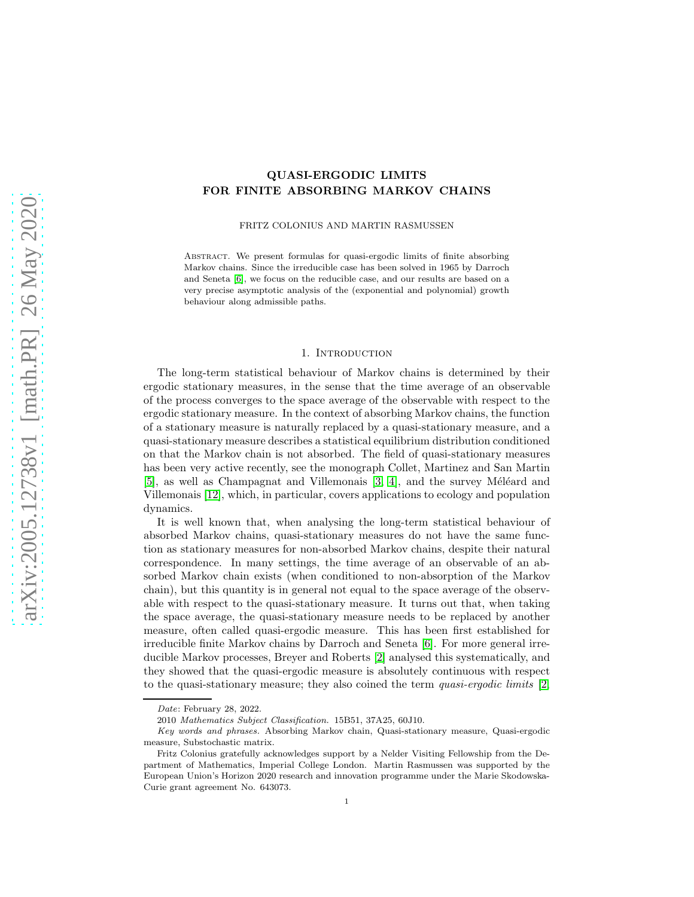# QUASI-ERGODIC LIMITS FOR FINITE ABSORBING MARKOV CHAINS

FRITZ COLONIUS AND MARTIN RASMUSSEN

Abstract. We present formulas for quasi-ergodic limits of finite absorbing Markov chains. Since the irreducible case has been solved in 1965 by Darroch and Seneta [6], we focus on the reducible case, and our results are based on a very precise asymptotic analysis of the (exponential and polynomial) growth behaviour along admissible paths.

## 1. Introduction

The long-term statistical behaviour of Markov chains is determined by their ergodic stationary measures, in the sense that the time average of an observable of the process converges to the space average of the observable with respect to the ergodic stationary measure. In the context of absorbing Markov chains, the function of a stationary measure is naturally replaced by a quasi-stationary measure, and a quasi-stationary measure describes a statistical equilibrium distribution conditioned on that the Markov chain is not absorbed. The field of quasi-stationary measures has been very active recently, see the monograph Collet, Martinez and San Martin [5], as well as Champagnat and Villemonais [3, 4], and the survey Méléard and Villemonais [12], which, in particular, covers applications to ecology and population dynamics.

It is well known that, when analysing the long-term statistical behaviour of absorbed Markov chains, quasi-stationary measures do not have the same function as stationary measures for non-absorbed Markov chains, despite their natural correspondence. In many settings, the time average of an observable of an absorbed Markov chain exists (when conditioned to non-absorption of the Markov chain), but this quantity is in general not equal to the space average of the observable with respect to the quasi-stationary measure. It turns out that, when taking the space average, the quasi-stationary measure needs to be replaced by another measure, often called quasi-ergodic measure. This has been first established for irreducible finite Markov chains by Darroch and Seneta [6]. For more general irreducible Markov processes, Breyer and Roberts [2] analysed this systematically, and they showed that the quasi-ergodic measure is absolutely continuous with respect to the quasi-stationary measure; they also coined the term *quasi-ergodic limits* [2].

---

*Date*: February 28, 2022.

2010 *Mathematics Subject Classification.* 15B51, 37A25, 60J10.

*Key words and phrases.* Absorbing Markov chain, Quasi-stationary measure, Quasi-ergodic measure, Substochastic matrix.

Fritz Colonius gratefully acknowledges support by a Nelder Visiting Fellowship from the Department of Mathematics, Imperial College London. Martin Rasmussen was supported by the European Union's Horizon 2020 research and innovation programme under the Marie Skodowska-Curie grant agreement No. 643073.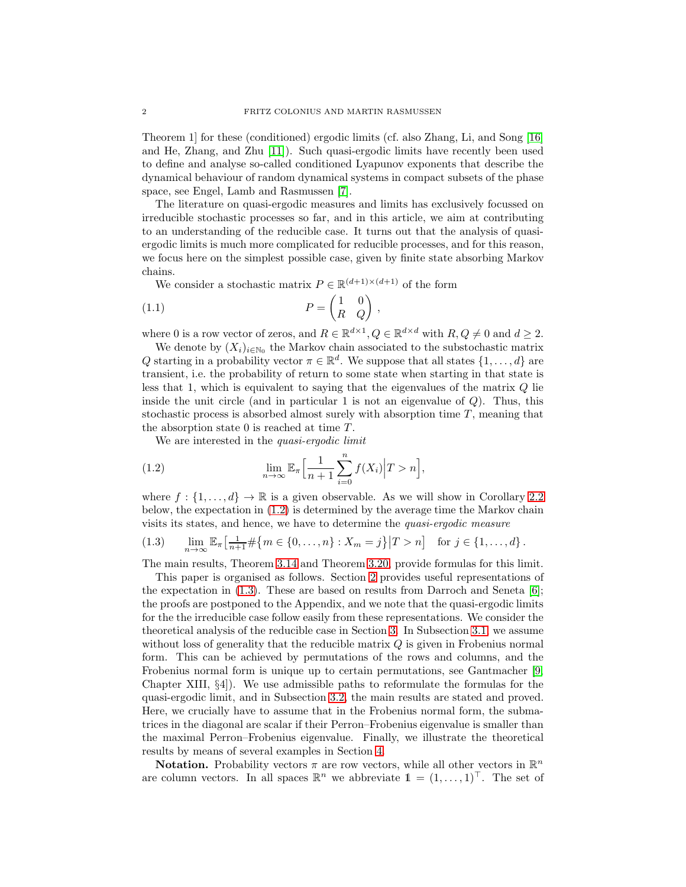Theorem 1] for these (conditioned) ergodic limits (cf. also Zhang, Li, and Song [16] and He, Zhang, and Zhu [11]). Such quasi-ergodic limits have recently been used to define and analyse so-called conditioned Lyapunov exponents that describe the dynamical behaviour of random dynamical systems in compact subsets of the phase space, see Engel, Lamb and Rasmussen [7].

The literature on quasi-ergodic measures and limits has exclusively focussed on irreducible stochastic processes so far, and in this article, we aim at contributing to an understanding of the reducible case. It turns out that the analysis of quasi-ergodic limits is much more complicated for reducible processes, and for this reason, we focus here on the simplest possible case, given by finite state absorbing Markov chains.

We consider a stochastic matrix $P \in \mathbb{R}^{(d+1)\times(d+1)}$ of the form

$$P = \begin{pmatrix} 1 & 0 \\ R & Q \end{pmatrix}, \tag{1.1}$$

where 0 is a row vector of zeros, and $R \in \mathbb{R}^{d\times 1}, Q \in \mathbb{R}^{d\times d}$ with $R, Q \neq 0$ and $d \geq 2$.

We denote by $(X_i)_{i\in\mathbb{N}_0}$ the Markov chain associated to the substochastic matrix $Q$ starting in a probability vector $\pi \in \mathbb{R}^d$. We suppose that all states $\{1, \dots, d\}$ are transient, i.e. the probability of return to some state when starting in that state is less that 1, which is equivalent to saying that the eigenvalues of the matrix $Q$ lie inside the unit circle (and in particular 1 is not an eigenvalue of $Q$). Thus, this stochastic process is absorbed almost surely with absorption time $T$, meaning that the absorption state 0 is reached at time $T$.

We are interested in the *quasi-ergodic limit*

$$\lim_{n\to\infty} \mathbb{E}_\pi\Big[\frac{1}{n+1}\sum_{i=0}^{n} f(X_i)\Big| T > n\Big], \tag{1.2}$$

where $f : \{1, \dots, d\} \to \mathbb{R}$ is a given observable. As we will show in Corollary 2.2 below, the expectation in (1.2) is determined by the average time the Markov chain visits its states, and hence, we have to determine the *quasi-ergodic measure*

$$\lim_{n\to\infty} \mathbb{E}_\pi\big[\tfrac{1}{n+1}\#\big\{m \in \{0, \dots, n\} : X_m = j\big\}\big| T > n\big] \quad \text{for } j \in \{1, \dots, d\}\,. \tag{1.3}$$

The main results, Theorem 3.14 and Theorem 3.20, provide formulas for this limit.

This paper is organised as follows. Section 2 provides useful representations of the expectation in (1.3). These are based on results from Darroch and Seneta [6]; the proofs are postponed to the Appendix, and we note that the quasi-ergodic limits for the the irreducible case follow easily from these representations. We consider the theoretical analysis of the reducible case in Section 3. In Subsection 3.1, we assume without loss of generality that the reducible matrix $Q$ is given in Frobenius normal form. This can be achieved by permutations of the rows and columns, and the Frobenius normal form is unique up to certain permutations, see Gantmacher [9, Chapter XIII, §4]). We use admissible paths to reformulate the formulas for the quasi-ergodic limit, and in Subsection 3.2, the main results are stated and proved. Here, we crucially have to assume that in the Frobenius normal form, the submatrices in the diagonal are scalar if their Perron–Frobenius eigenvalue is smaller than the maximal Perron–Frobenius eigenvalue. Finally, we illustrate the theoretical results by means of several examples in Section 4.

**Notation.** Probability vectors $\pi$ are row vectors, while all other vectors in $\mathbb{R}^n$ are column vectors. In all spaces $\mathbb{R}^n$ we abbreviate $\mathbb{1} = (1, \dots, 1)^\top$. The set of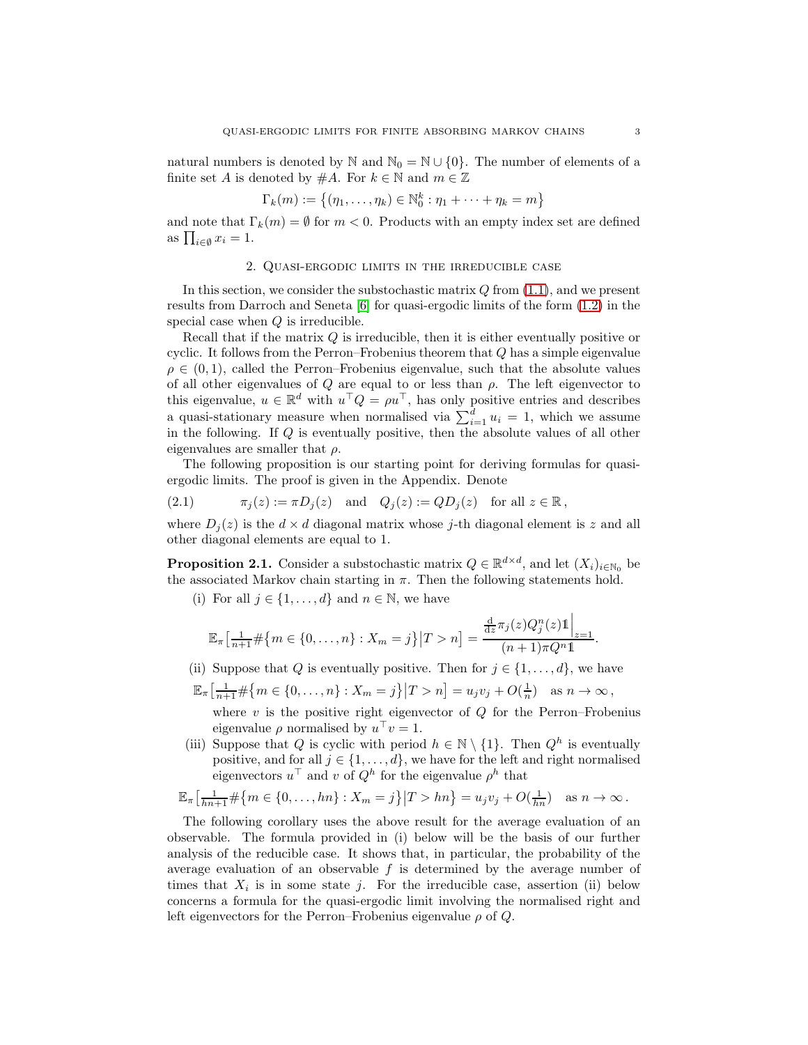natural numbers is denoted by $\mathbb{N}$ and $\mathbb{N}_0 = \mathbb{N} \cup \{0\}$. The number of elements of a finite set $A$ is denoted by $\#A$. For $k \in \mathbb{N}$ and $m \in \mathbb{Z}$

$$\Gamma_k(m) := \big\{(\eta_1, \dots, \eta_k) \in \mathbb{N}_0^k : \eta_1 + \cdots + \eta_k = m\big\}$$

and note that $\Gamma_k(m) = \emptyset$ for $m < 0$. Products with an empty index set are defined as $\prod_{i\in\emptyset} x_i = 1$.

## 2. Quasi-ergodic limits in the irreducible case

In this section, we consider the substochastic matrix $Q$ from (1.1), and we present results from Darroch and Seneta [6] for quasi-ergodic limits of the form (1.2) in the special case when $Q$ is irreducible.

Recall that if the matrix $Q$ is irreducible, then it is either eventually positive or cyclic. It follows from the Perron–Frobenius theorem that $Q$ has a simple eigenvalue $\rho \in (0, 1)$, called the Perron–Frobenius eigenvalue, such that the absolute values of all other eigenvalues of $Q$ are equal to or less than $\rho$. The left eigenvector to this eigenvalue, $u \in \mathbb{R}^d$ with $u^\top Q = \rho u^\top$, has only positive entries and describes a quasi-stationary measure when normalised via $\sum_{i=1}^d u_i = 1$, which we assume in the following. If $Q$ is eventually positive, then the absolute values of all other eigenvalues are smaller that $\rho$.

The following proposition is our starting point for deriving formulas for quasi-ergodic limits. The proof is given in the Appendix. Denote

$$\pi_j(z) := \pi D_j(z) \quad \text{and} \quad Q_j(z) := Q D_j(z) \quad \text{for all } z \in \mathbb{R}\,, \tag{2.1}$$

where $D_j(z)$ is the $d \times d$ diagonal matrix whose $j$-th diagonal element is $z$ and all other diagonal elements are equal to 1.

**Proposition 2.1.** Consider a substochastic matrix $Q \in \mathbb{R}^{d\times d}$, and let $(X_i)_{i\in\mathbb{N}_0}$ be the associated Markov chain starting in $\pi$. Then the following statements hold.

(i) For all $j \in \{1, \dots, d\}$ and $n \in \mathbb{N}$, we have

$$\mathbb{E}_\pi\big[\tfrac{1}{n+1}\#\{m \in \{0, \dots, n\} : X_m = j\}\big|T > n\big] = \frac{\frac{\mathrm{d}}{\mathrm{d}z}\pi_j(z)Q_j^n(z)\mathbb{1}\Big|_{z=1}}{(n+1)\pi Q^n \mathbb{1}}.$$

(ii) Suppose that $Q$ is eventually positive. Then for $j \in \{1, \dots, d\}$, we have

$$\mathbb{E}_\pi\big[\tfrac{1}{n+1}\#\{m \in \{0, \dots, n\} : X_m = j\}\big|T > n\big] = u_j v_j + O(\tfrac{1}{n}) \quad \text{as } n \to \infty\,,$$

where $v$ is the positive right eigenvector of $Q$ for the Perron–Frobenius eigenvalue $\rho$ normalised by $u^\top v = 1$.

(iii) Suppose that $Q$ is cyclic with period $h \in \mathbb{N} \setminus \{1\}$. Then $Q^h$ is eventually positive, and for all $j \in \{1, \dots, d\}$, we have for the left and right normalised eigenvectors $u^\top$ and $v$ of $Q^h$ for the eigenvalue $\rho^h$ that

$$\mathbb{E}_\pi\big[\tfrac{1}{hn+1}\#\{m \in \{0, \dots, hn\} : X_m = j\}\big|T > hn\big\} = u_j v_j + O(\tfrac{1}{hn}) \quad \text{as } n \to \infty\,.$$

The following corollary uses the above result for the average evaluation of an observable. The formula provided in (i) below will be the basis of our further analysis of the reducible case. It shows that, in particular, the probability of the average evaluation of an observable $f$ is determined by the average number of times that $X_i$ is in some state $j$. For the irreducible case, assertion (ii) below concerns a formula for the quasi-ergodic limit involving the normalised right and left eigenvectors for the Perron–Frobenius eigenvalue $\rho$ of $Q$.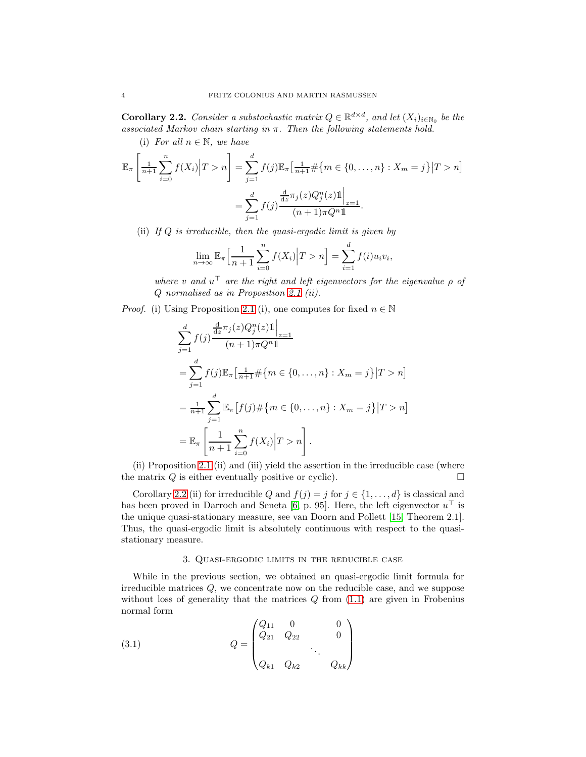**Corollary 2.2.** *Consider a substochastic matrix $Q \in \mathbb{R}^{d\times d}$, and let $(X_i)_{i\in\mathbb{N}_0}$ be the associated Markov chain starting in $\pi$. Then the following statements hold.*

(i) *For all $n \in \mathbb{N}$, we have*

$$\mathbb{E}_\pi\left[\tfrac{1}{n+1}\sum_{i=0}^{n} f(X_i)\Big|T>n\right] = \sum_{j=1}^{d} f(j)\mathbb{E}_\pi\big[\tfrac{1}{n+1}\#\{m\in\{0,\dots,n\}: X_m = j\}\big|T>n\big]$$
$$= \sum_{j=1}^{d} f(j)\frac{\frac{\mathrm{d}}{\mathrm{d}z}\pi_j(z)Q_j^n(z)\mathbb{1}\Big|_{z=1}}{(n+1)\pi Q^n\mathbb{1}}.$$

(ii) *If $Q$ is irreducible, then the quasi-ergodic limit is given by*

$$\lim_{n\to\infty}\mathbb{E}_\pi\Big[\frac{1}{n+1}\sum_{i=0}^{n} f(X_i)\Big|T>n\Big] = \sum_{i=1}^{d} f(i)u_iv_i,$$

*where $v$ and $u^\top$ are the right and left eigenvectors for the eigenvalue $\rho$ of $Q$ normalised as in Proposition 2.1 (ii).*

*Proof.* (i) Using Proposition 2.1 (i), one computes for fixed $n \in \mathbb{N}$

$$\sum_{j=1}^{d} f(j)\frac{\frac{\mathrm{d}}{\mathrm{d}z}\pi_j(z)Q_j^n(z)\mathbb{1}\Big|_{z=1}}{(n+1)\pi Q^n\mathbb{1}}$$
$$= \sum_{j=1}^{d} f(j)\mathbb{E}_\pi\big[\tfrac{1}{n+1}\#\{m\in\{0,\dots,n\}: X_m = j\}\big|T>n\big]$$
$$= \tfrac{1}{n+1}\sum_{j=1}^{d}\mathbb{E}_\pi\big[f(j)\#\{m\in\{0,\dots,n\}: X_m = j\}\big|T>n\big]$$
$$= \mathbb{E}_\pi\left[\frac{1}{n+1}\sum_{i=0}^{n} f(X_i)\Big|T>n\right].$$

(ii) Proposition 2.1 (ii) and (iii) yield the assertion in the irreducible case (where the matrix $Q$ is either eventually positive or cyclic). $\square$

Corollary 2.2 (ii) for irreducible $Q$ and $f(j) = j$ for $j \in \{1,\dots,d\}$ is classical and has been proved in Darroch and Seneta [6, p. 95]. Here, the left eigenvector $u^\top$ is the unique quasi-stationary measure, see van Doorn and Pollett [15, Theorem 2.1]. Thus, the quasi-ergodic limit is absolutely continuous with respect to the quasi-stationary measure.

## 3. Quasi-ergodic limits in the reducible case

While in the previous section, we obtained an quasi-ergodic limit formula for irreducible matrices $Q$, we concentrate now on the reducible case, and we suppose without loss of generality that the matrices $Q$ from (1.1) are given in Frobenius normal form

$$Q = \begin{pmatrix} Q_{11} & 0 & & 0 \\ Q_{21} & Q_{22} & & 0 \\ & & \ddots & \\ Q_{k1} & Q_{k2} & & Q_{kk}\end{pmatrix} \tag{3.1}$$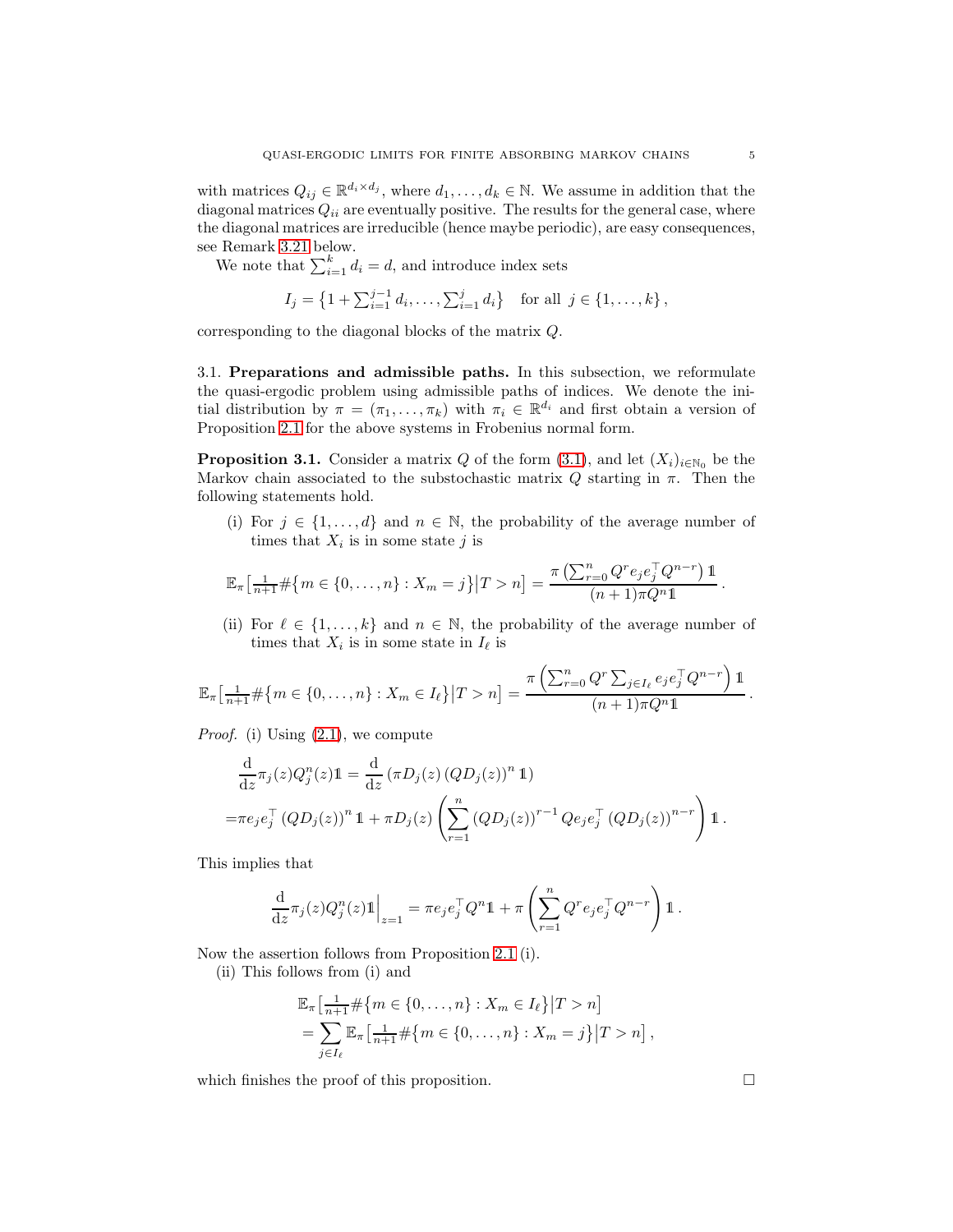with matrices $Q_{ij} \in \mathbb{R}^{d_i \times d_j}$, where $d_1, \dots, d_k \in \mathbb{N}$. We assume in addition that the diagonal matrices $Q_{ii}$ are eventually positive. The results for the general case, where the diagonal matrices are irreducible (hence maybe periodic), are easy consequences, see Remark 3.21 below.

We note that $\sum_{i=1}^{k} d_i = d$, and introduce index sets

$$I_j = \left\{1 + \sum_{i=1}^{j-1} d_i, \dots, \sum_{i=1}^{j} d_i\right\} \quad \text{for all } j \in \{1, \dots, k\},$$

corresponding to the diagonal blocks of the matrix $Q$.

### 3.1. Preparations and admissible paths.

In this subsection, we reformulate the quasi-ergodic problem using admissible paths of indices. We denote the initial distribution by $\pi = (\pi_1, \dots, \pi_k)$ with $\pi_i \in \mathbb{R}^{d_i}$ and first obtain a version of Proposition 2.1 for the above systems in Frobenius normal form.

**Proposition 3.1.** Consider a matrix $Q$ of the form (3.1), and let $(X_i)_{i \in \mathbb{N}_0}$ be the Markov chain associated to the substochastic matrix $Q$ starting in $\pi$. Then the following statements hold.

(i) For $j \in \{1, \dots, d\}$ and $n \in \mathbb{N}$, the probability of the average number of times that $X_i$ is in some state $j$ is

$$\mathbb{E}_\pi\left[\tfrac{1}{n+1}\#\{m \in \{0, \dots, n\} : X_m = j\}\middle| T > n\right] = \frac{\pi\left(\sum_{r=0}^{n} Q^r e_j e_j^\top Q^{n-r}\right)\mathbb{1}}{(n+1)\pi Q^n \mathbb{1}}.$$

(ii) For $\ell \in \{1, \dots, k\}$ and $n \in \mathbb{N}$, the probability of the average number of times that $X_i$ is in some state in $I_\ell$ is

$$\mathbb{E}_\pi\left[\tfrac{1}{n+1}\#\{m \in \{0, \dots, n\} : X_m \in I_\ell\}\middle| T > n\right] = \frac{\pi\left(\sum_{r=0}^{n} Q^r \sum_{j \in I_\ell} e_j e_j^\top Q^{n-r}\right)\mathbb{1}}{(n+1)\pi Q^n \mathbb{1}}.$$

*Proof.* (i) Using (2.1), we compute

$$\begin{aligned}
&\frac{\mathrm{d}}{\mathrm{d}z}\pi_j(z) Q_j^n(z)\mathbb{1} = \frac{\mathrm{d}}{\mathrm{d}z}\left(\pi D_j(z)\left(Q D_j(z)\right)^n \mathbb{1}\right) \\
=&\pi e_j e_j^\top \left(Q D_j(z)\right)^n \mathbb{1} + \pi D_j(z)\left(\sum_{r=1}^{n}\left(Q D_j(z)\right)^{r-1} Q e_j e_j^\top \left(Q D_j(z)\right)^{n-r}\right)\mathbb{1}.
\end{aligned}$$

This implies that

$$\frac{\mathrm{d}}{\mathrm{d}z}\pi_j(z) Q_j^n(z)\mathbb{1}\Big|_{z=1} = \pi e_j e_j^\top Q^n \mathbb{1} + \pi\left(\sum_{r=1}^{n} Q^r e_j e_j^\top Q^{n-r}\right)\mathbb{1}.$$

Now the assertion follows from Proposition 2.1 (i).

(ii) This follows from (i) and

$$\begin{aligned}
&\mathbb{E}_\pi\left[\tfrac{1}{n+1}\#\{m \in \{0, \dots, n\} : X_m \in I_\ell\}\middle| T > n\right] \\
&= \sum_{j \in I_\ell} \mathbb{E}_\pi\left[\tfrac{1}{n+1}\#\{m \in \{0, \dots, n\} : X_m = j\}\middle| T > n\right],
\end{aligned}$$

which finishes the proof of this proposition. $\square$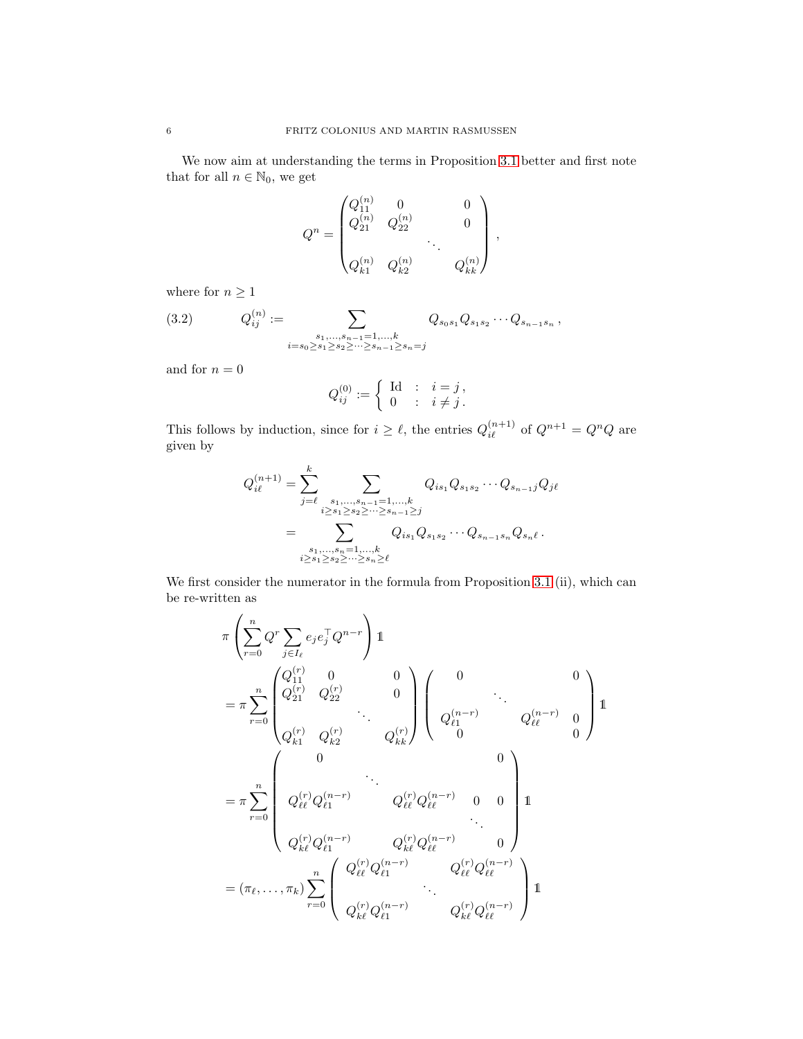We now aim at understanding the terms in Proposition 3.1 better and first note that for all $n \in \mathbb{N}_0$, we get

$$
Q^n = \begin{pmatrix} Q_{11}^{(n)} & 0 & & 0 \\ Q_{21}^{(n)} & Q_{22}^{(n)} & & 0 \\ & & \ddots & \\ Q_{k1}^{(n)} & Q_{k2}^{(n)} & & Q_{kk}^{(n)} \end{pmatrix},
$$

where for $n \geq 1$

$$
Q_{ij}^{(n)} := \sum_{\substack{s_1,\dots,s_{n-1}=1,\dots,k \\ i=s_0 \geq s_1 \geq s_2 \geq \dots \geq s_{n-1} \geq s_n = j}} Q_{s_0 s_1} Q_{s_1 s_2} \cdots Q_{s_{n-1} s_n}, \tag{3.2}
$$

and for $n = 0$

$$
Q_{ij}^{(0)} := \begin{cases} \mathrm{Id} & : \quad i = j, \\ 0 & : \quad i \neq j. \end{cases}
$$

This follows by induction, since for $i \geq \ell$, the entries $Q_{i\ell}^{(n+1)}$ of $Q^{n+1} = Q^n Q$ are given by

$$
\begin{aligned}
Q_{i\ell}^{(n+1)} &= \sum_{j=\ell}^{k} \sum_{\substack{s_1,\dots,s_{n-1}=1,\dots,k \\ i \geq s_1 \geq s_2 \geq \dots \geq s_{n-1} \geq j}} Q_{is_1} Q_{s_1 s_2} \cdots Q_{s_{n-1} j} Q_{j\ell} \\
&= \sum_{\substack{s_1,\dots,s_n=1,\dots,k \\ i \geq s_1 \geq s_2 \geq \dots \geq s_n \geq \ell}} Q_{is_1} Q_{s_1 s_2} \cdots Q_{s_{n-1} s_n} Q_{s_n \ell}.
\end{aligned}
$$

We first consider the numerator in the formula from Proposition 3.1 (ii), which can be re-written as

$$
\begin{aligned}
&\pi \left( \sum_{r=0}^{n} Q^r \sum_{j \in I_\ell} e_j e_j^\top Q^{n-r} \right) \mathbb{1} \\
&= \pi \sum_{r=0}^{n} \begin{pmatrix} Q_{11}^{(r)} & 0 & & 0 \\ Q_{21}^{(r)} & Q_{22}^{(r)} & & 0 \\ & & \ddots & \\ Q_{k1}^{(r)} & Q_{k2}^{(r)} & & Q_{kk}^{(r)} \end{pmatrix} \begin{pmatrix} 0 & & & 0 \\ & \ddots & & \\ Q_{\ell 1}^{(n-r)} & & Q_{\ell\ell}^{(n-r)} & 0 \\ 0 & & & 0 \end{pmatrix} \mathbb{1} \\
&= \pi \sum_{r=0}^{n} \begin{pmatrix} 0 & & & & 0 \\ & \ddots & & & \\ Q_{\ell\ell}^{(r)} Q_{\ell 1}^{(n-r)} & & Q_{\ell\ell}^{(r)} Q_{\ell\ell}^{(n-r)} & 0 & 0 \\ & & & \ddots & \\ Q_{k\ell}^{(r)} Q_{\ell 1}^{(n-r)} & & Q_{k\ell}^{(r)} Q_{\ell\ell}^{(n-r)} & & 0 \end{pmatrix} \mathbb{1} \\
&= (\pi_\ell, \dots, \pi_k) \sum_{r=0}^{n} \begin{pmatrix} Q_{\ell\ell}^{(r)} Q_{\ell 1}^{(n-r)} & & Q_{\ell\ell}^{(r)} Q_{\ell\ell}^{(n-r)} \\ & \ddots & \\ Q_{k\ell}^{(r)} Q_{\ell 1}^{(n-r)} & & Q_{k\ell}^{(r)} Q_{\ell\ell}^{(n-r)} \end{pmatrix} \mathbb{1}
\end{aligned}
$$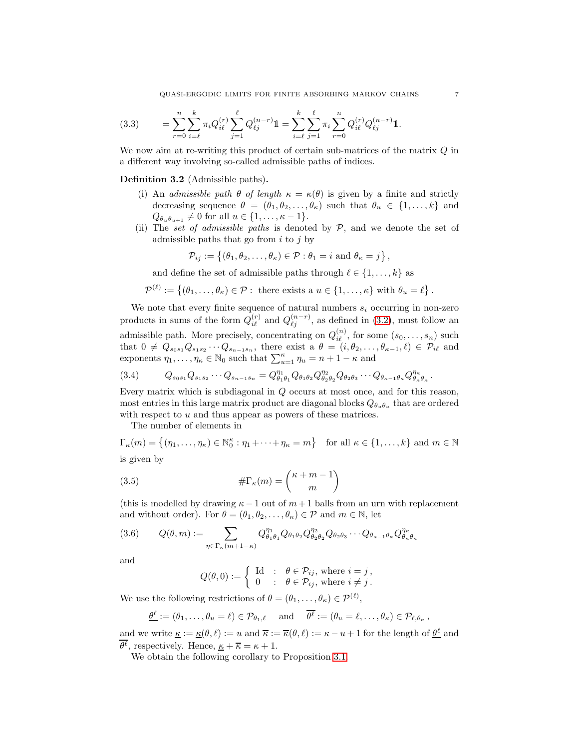$$
(3.3) \qquad = \sum_{r=0}^{n} \sum_{i=\ell}^{k} \pi_i Q_{i\ell}^{(r)} \sum_{j=1}^{\ell} Q_{\ell j}^{(n-r)} \mathbb{1} = \sum_{i=\ell}^{k} \sum_{j=1}^{\ell} \pi_i \sum_{r=0}^{n} Q_{i\ell}^{(r)} Q_{\ell j}^{(n-r)} \mathbb{1}.
$$

We now aim at re-writing this product of certain sub-matrices of the matrix $Q$ in a different way involving so-called admissible paths of indices.

**Definition 3.2** (Admissible paths)**.**

(i) An *admissible path $\theta$ of length $\kappa = \kappa(\theta)$* is given by a finite and strictly decreasing sequence $\theta = (\theta_1, \theta_2, \dots, \theta_\kappa)$ such that $\theta_u \in \{1, \dots, k\}$ and $Q_{\theta_u \theta_{u+1}} \neq 0$ for all $u \in \{1, \dots, \kappa - 1\}$.

(ii) The *set of admissible paths* is denoted by $\mathcal{P}$, and we denote the set of admissible paths that go from $i$ to $j$ by

$$
\mathcal{P}_{ij} := \left\{ (\theta_1, \theta_2, \dots, \theta_\kappa) \in \mathcal{P} : \theta_1 = i \text{ and } \theta_\kappa = j \right\},
$$

and define the set of admissible paths through $\ell \in \{1, \dots, k\}$ as

$$
\mathcal{P}^{(\ell)} := \left\{ (\theta_1, \dots, \theta_\kappa) \in \mathcal{P} : \text{ there exists a } u \in \{1, \dots, \kappa\} \text{ with } \theta_u = \ell \right\}.
$$

We note that every finite sequence of natural numbers $s_i$ occurring in non-zero products in sums of the form $Q_{i\ell}^{(r)}$ and $Q_{\ell j}^{(n-r)}$, as defined in (3.2), must follow an admissible path. More precisely, concentrating on $Q_{i\ell}^{(n)}$, for some $(s_0, \dots, s_n)$ such that $0 \neq Q_{s_0 s_1} Q_{s_1 s_2} \cdots Q_{s_{n-1} s_n}$, there exist a $\theta = (i, \theta_2, \dots, \theta_{\kappa-1}, \ell) \in \mathcal{P}_{i\ell}$ and exponents $\eta_1, \dots, \eta_\kappa \in \mathbb{N}_0$ such that $\sum_{u=1}^{\kappa} \eta_u = n + 1 - \kappa$ and

$$
(3.4) \qquad Q_{s_0 s_1} Q_{s_1 s_2} \cdots Q_{s_{n-1} s_n} = Q_{\theta_1 \theta_1}^{\eta_1} Q_{\theta_1 \theta_2} Q_{\theta_2 \theta_2}^{\eta_2} Q_{\theta_2 \theta_3} \cdots Q_{\theta_{\kappa-1} \theta_\kappa} Q_{\theta_\kappa \theta_\kappa}^{\eta_\kappa}.
$$

Every matrix which is subdiagonal in $Q$ occurs at most once, and for this reason, most entries in this large matrix product are diagonal blocks $Q_{\theta_u \theta_u}$ that are ordered with respect to $u$ and thus appear as powers of these matrices.

The number of elements in

$$
\Gamma_\kappa(m) = \left\{ (\eta_1, \dots, \eta_\kappa) \in \mathbb{N}_0^\kappa : \eta_1 + \dots + \eta_\kappa = m \right\} \quad \text{for all } \kappa \in \{1, \dots, k\} \text{ and } m \in \mathbb{N}
$$

is given by

$$
(3.5) \qquad \#\Gamma_\kappa(m) = \binom{\kappa + m - 1}{m}
$$

(this is modelled by drawing $\kappa - 1$ out of $m + 1$ balls from an urn with replacement and without order). For $\theta = (\theta_1, \theta_2, \dots, \theta_\kappa) \in \mathcal{P}$ and $m \in \mathbb{N}$, let

$$
(3.6) \qquad Q(\theta, m) := \sum_{\eta \in \Gamma_\kappa(m+1-\kappa)} Q_{\theta_1 \theta_1}^{\eta_1} Q_{\theta_1 \theta_2} Q_{\theta_2 \theta_2}^{\eta_2} Q_{\theta_2 \theta_3} \cdots Q_{\theta_{\kappa-1} \theta_\kappa} Q_{\theta_\kappa \theta_\kappa}^{\eta_\kappa}
$$

and

$$
Q(\theta, 0) := \begin{cases} \mathrm{Id} & : \quad \theta \in \mathcal{P}_{ij}, \text{ where } i = j, \\ 0 & : \quad \theta \in \mathcal{P}_{ij}, \text{ where } i \neq j. \end{cases}
$$

We use the following restrictions of $\theta = (\theta_1, \dots, \theta_\kappa) \in \mathcal{P}^{(\ell)}$,

$$
\underline{\theta^\ell} := (\theta_1, \dots, \theta_u = \ell) \in \mathcal{P}_{\theta_1, \ell} \quad \text{and} \quad \overline{\theta^\ell} := (\theta_u = \ell, \dots, \theta_\kappa) \in \mathcal{P}_{\ell, \theta_\kappa},
$$

and we write $\underline{\kappa} := \underline{\kappa}(\theta, \ell) := u$ and $\overline{\kappa} := \overline{\kappa}(\theta, \ell) := \kappa - u + 1$ for the length of $\underline{\theta^\ell}$ and $\overline{\theta^\ell}$, respectively. Hence, $\underline{\kappa} + \overline{\kappa} = \kappa + 1$.

We obtain the following corollary to Proposition 3.1.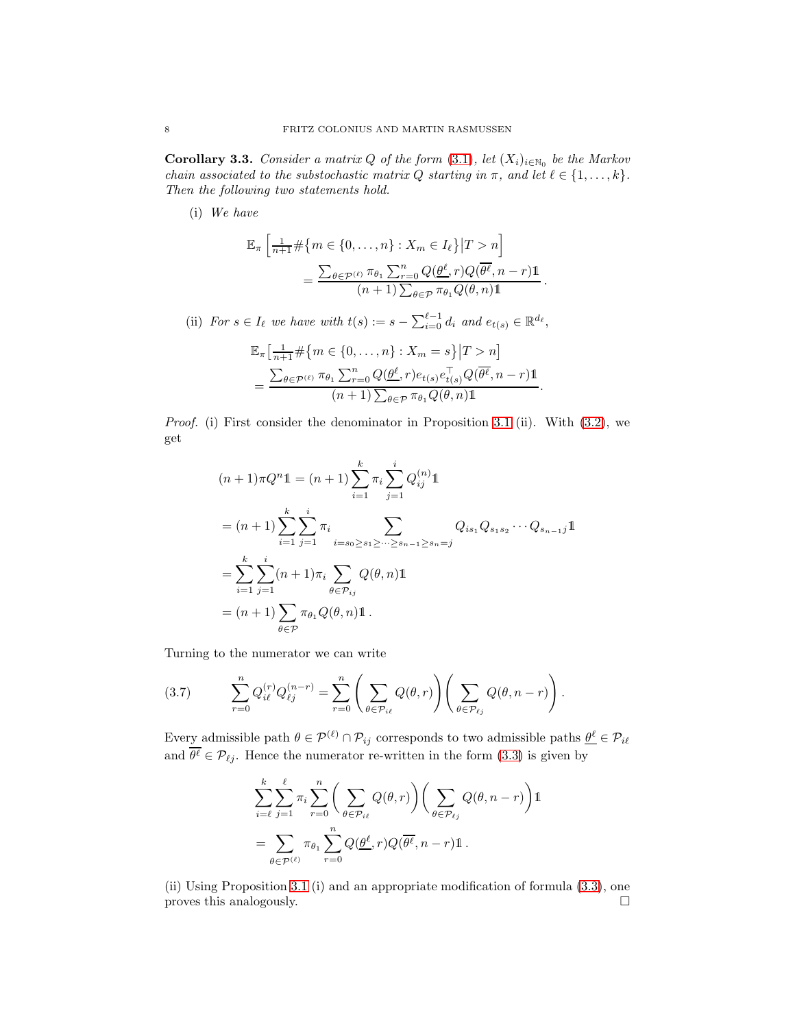**Corollary 3.3.** *Consider a matrix $Q$ of the form (3.1), let $(X_i)_{i\in\mathbb{N}_0}$ be the Markov chain associated to the substochastic matrix $Q$ starting in $\pi$, and let $\ell \in \{1,\dots,k\}$. Then the following two statements hold.*

(i) *We have*

$$\mathbb{E}_\pi\left[\tfrac{1}{n+1}\#\{m\in\{0,\dots,n\} : X_m \in I_\ell\}\big|T>n\right] = \frac{\sum_{\theta\in\mathcal{P}^{(\ell)}}\pi_{\theta_1}\sum_{r=0}^n Q(\underline{\theta^\ell},r)Q(\overline{\theta^\ell},n-r)\mathbb{1}}{(n+1)\sum_{\theta\in\mathcal{P}}\pi_{\theta_1}Q(\theta,n)\mathbb{1}}\,.$$

(ii) *For $s\in I_\ell$ we have with $t(s) := s-\sum_{i=0}^{\ell-1} d_i$ and $e_{t(s)}\in\mathbb{R}^{d_\ell}$,*

$$\mathbb{E}_\pi\big[\tfrac{1}{n+1}\#\{m\in\{0,\dots,n\} : X_m = s\}\big|T>n\big] = \frac{\sum_{\theta\in\mathcal{P}^{(\ell)}}\pi_{\theta_1}\sum_{r=0}^n Q(\underline{\theta^\ell},r)e_{t(s)}e_{t(s)}^\top Q(\overline{\theta^\ell},n-r)\mathbb{1}}{(n+1)\sum_{\theta\in\mathcal{P}}\pi_{\theta_1}Q(\theta,n)\mathbb{1}}.$$

*Proof.* (i) First consider the denominator in Proposition 3.1 (ii). With (3.2), we get

$$\begin{aligned}
(n+1)\pi Q^n\mathbb{1} &= (n+1)\sum_{i=1}^k \pi_i\sum_{j=1}^i Q_{ij}^{(n)}\mathbb{1}\\
&= (n+1)\sum_{i=1}^k\sum_{j=1}^i \pi_i \sum_{i=s_0\geq s_1\geq\cdots\geq s_{n-1}\geq s_n=j} Q_{is_1}Q_{s_1s_2}\cdots Q_{s_{n-1}j}\mathbb{1}\\
&= \sum_{i=1}^k\sum_{j=1}^i (n+1)\pi_i\sum_{\theta\in\mathcal{P}_{ij}} Q(\theta,n)\mathbb{1}\\
&= (n+1)\sum_{\theta\in\mathcal{P}}\pi_{\theta_1}Q(\theta,n)\mathbb{1}\,.
\end{aligned}$$

Turning to the numerator we can write

$$\sum_{r=0}^n Q_{i\ell}^{(r)}Q_{\ell j}^{(n-r)} = \sum_{r=0}^n\left(\sum_{\theta\in\mathcal{P}_{i\ell}}Q(\theta,r)\right)\left(\sum_{\theta\in\mathcal{P}_{\ell j}}Q(\theta,n-r)\right). \tag{3.7}$$

Every admissible path $\theta\in\mathcal{P}^{(\ell)}\cap\mathcal{P}_{ij}$ corresponds to two admissible paths $\underline{\theta^\ell}\in\mathcal{P}_{i\ell}$ and $\overline{\theta^\ell}\in\mathcal{P}_{\ell j}$. Hence the numerator re-written in the form (3.3) is given by

$$\begin{aligned}
&\sum_{i=\ell}^k\sum_{j=1}^\ell \pi_i\sum_{r=0}^n\bigg(\sum_{\theta\in\mathcal{P}_{i\ell}}Q(\theta,r)\bigg)\bigg(\sum_{\theta\in\mathcal{P}_{\ell j}}Q(\theta,n-r)\bigg)\mathbb{1}\\
&= \sum_{\theta\in\mathcal{P}^{(\ell)}}\pi_{\theta_1}\sum_{r=0}^n Q(\underline{\theta^\ell},r)Q(\overline{\theta^\ell},n-r)\mathbb{1}\,.
\end{aligned}$$

(ii) Using Proposition 3.1 (i) and an appropriate modification of formula (3.3), one proves this analogously. $\square$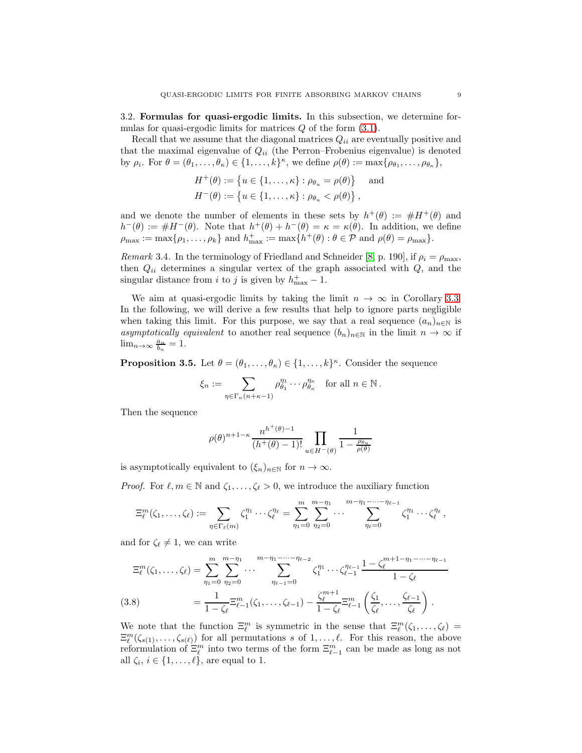### 3.2. Formulas for quasi-ergodic limits.

**3.2. Formulas for quasi-ergodic limits.** In this subsection, we determine formulas for quasi-ergodic limits for matrices $Q$ of the form (3.1).

Recall that we assume that the diagonal matrices $Q_{ii}$ are eventually positive and that the maximal eigenvalue of $Q_{ii}$ (the Perron–Frobenius eigenvalue) is denoted by $\rho_i$. For $\theta = (\theta_1, \ldots, \theta_\kappa) \in \{1, \ldots, k\}^\kappa$, we define $\rho(\theta) := \max\{\rho_{\theta_1}, \ldots, \rho_{\theta_\kappa}\}$,

$$H^+(\theta) := \left\{u \in \{1, \ldots, \kappa\} : \rho_{\theta_u} = \rho(\theta)\right\} \quad \text{and}$$
$$H^-(\theta) := \left\{u \in \{1, \ldots, \kappa\} : \rho_{\theta_u} < \rho(\theta)\right\},$$

and we denote the number of elements in these sets by $h^+(\theta) := \#H^+(\theta)$ and $h^-(\theta) := \#H^-(\theta)$. Note that $h^+(\theta) + h^-(\theta) = \kappa = \kappa(\theta)$. In addition, we define $\rho_{\max} := \max\{\rho_1, \ldots, \rho_k\}$ and $h^+_{\max} := \max\{h^+(\theta) : \theta \in \mathcal{P} \text{ and } \rho(\theta) = \rho_{\max}\}$.

*Remark* 3.4. In the terminology of Friedland and Schneider [8, p. 190], if $\rho_i = \rho_{\max}$, then $Q_{ii}$ determines a singular vertex of the graph associated with $Q$, and the singular distance from $i$ to $j$ is given by $h^+_{\max} - 1$.

We aim at quasi-ergodic limits by taking the limit $n \to \infty$ in Corollary 3.3. In the following, we will derive a few results that help to ignore parts negligible when taking this limit. For this purpose, we say that a real sequence $(a_n)_{n\in\mathbb{N}}$ is *asymptotically equivalent* to another real sequence $(b_n)_{n\in\mathbb{N}}$ in the limit $n \to \infty$ if $\lim_{n\to\infty} \frac{a_n}{b_n} = 1$.

**Proposition 3.5.** Let $\theta = (\theta_1, \ldots, \theta_\kappa) \in \{1, \ldots, k\}^\kappa$. Consider the sequence

$$\xi_n := \sum_{\eta \in \Gamma_\kappa(n+\kappa-1)} \rho_{\theta_1}^{\eta_1} \cdots \rho_{\theta_\kappa}^{\eta_\kappa} \quad \text{for all } n \in \mathbb{N}\,.$$

Then the sequence

$$\rho(\theta)^{n+1-\kappa} \frac{n^{h^+(\theta)-1}}{(h^+(\theta)-1)!} \prod_{u \in H^-(\theta)} \frac{1}{1 - \frac{\rho_{\theta_u}}{\rho(\theta)}}$$

is asymptotically equivalent to $(\xi_n)_{n\in\mathbb{N}}$ for $n \to \infty$.

*Proof.* For $\ell, m \in \mathbb{N}$ and $\zeta_1, \ldots, \zeta_\ell > 0$, we introduce the auxiliary function

$$\Xi_\ell^m(\zeta_1, \ldots, \zeta_\ell) := \sum_{\eta \in \Gamma_\ell(m)} \zeta_1^{\eta_1} \cdots \zeta_\ell^{\eta_\ell} = \sum_{\eta_1=0}^{m} \sum_{\eta_2=0}^{m-\eta_1} \cdots \sum_{\eta_\ell=0}^{m-\eta_1-\cdots-\eta_{\ell-1}} \zeta_1^{\eta_1} \cdots \zeta_\ell^{\eta_\ell}\,,$$

and for $\zeta_\ell \neq 1$, we can write

$$\begin{aligned}
\Xi_\ell^m(\zeta_1, \ldots, \zeta_\ell) &= \sum_{\eta_1=0}^{m} \sum_{\eta_2=0}^{m-\eta_1} \cdots \sum_{\eta_{\ell-1}=0}^{m-\eta_1-\cdots-\eta_{\ell-2}} \zeta_1^{\eta_1} \cdots \zeta_{\ell-1}^{\eta_{\ell-1}} \frac{1 - \zeta_\ell^{m+1-\eta_1-\cdots-\eta_{\ell-1}}}{1 - \zeta_\ell} \\
&= \frac{1}{1-\zeta_\ell} \Xi_{\ell-1}^m(\zeta_1, \ldots, \zeta_{\ell-1}) - \frac{\zeta_\ell^{m+1}}{1-\zeta_\ell} \Xi_{\ell-1}^m\left(\frac{\zeta_1}{\zeta_\ell}, \ldots, \frac{\zeta_{\ell-1}}{\zeta_\ell}\right). \qquad (3.8)
\end{aligned}$$

We note that the function $\Xi_\ell^m$ is symmetric in the sense that $\Xi_\ell^m(\zeta_1, \ldots, \zeta_\ell) = \Xi_\ell^m(\zeta_{s(1)}, \ldots, \zeta_{s(\ell)})$ for all permutations $s$ of $1, \ldots, \ell$. For this reason, the above reformulation of $\Xi_\ell^m$ into two terms of the form $\Xi_{\ell-1}^m$ can be made as long as not all $\zeta_i$, $i \in \{1, \ldots, \ell\}$, are equal to 1.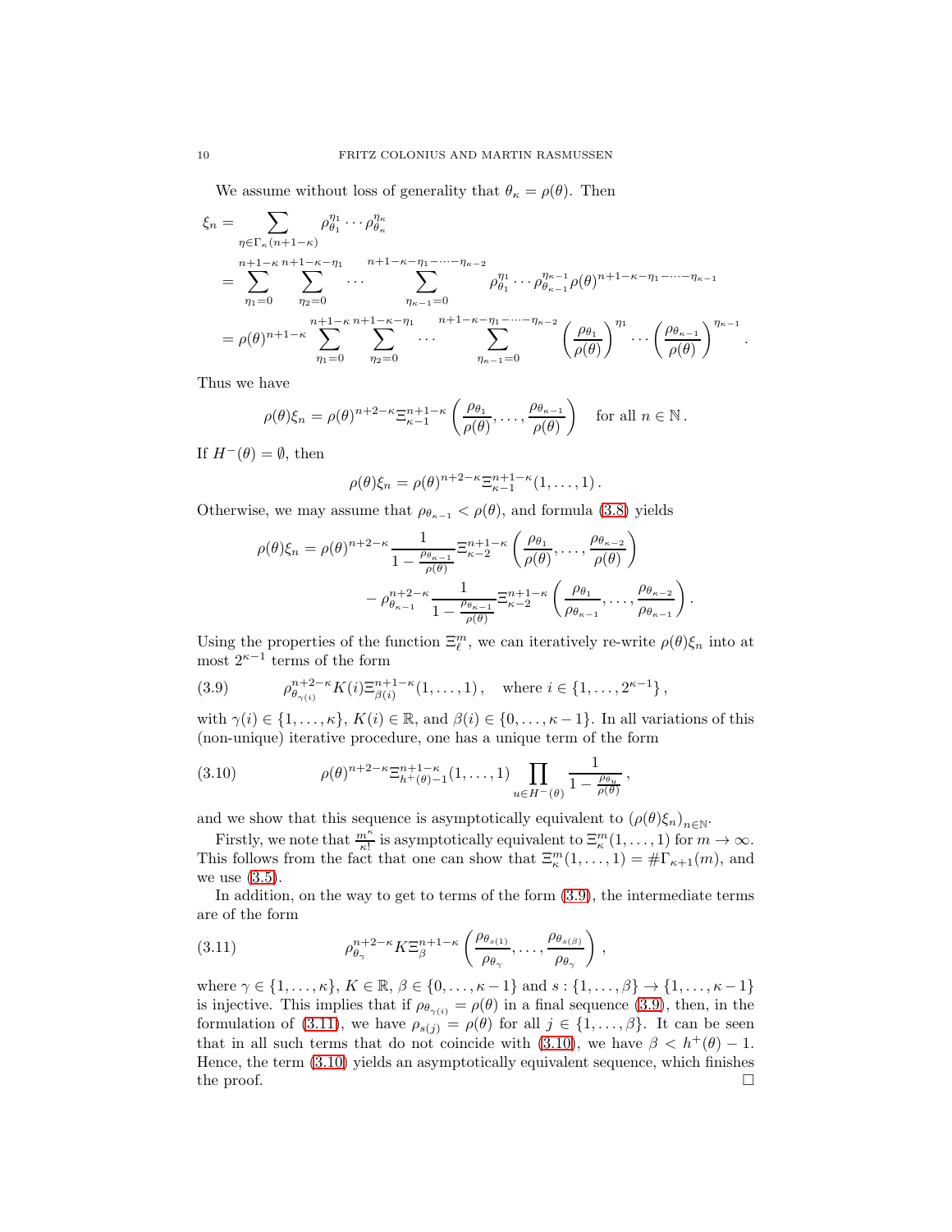We assume without loss of generality that $\theta_\kappa = \rho(\theta)$. Then

$$
\begin{aligned}
\xi_n &= \sum_{\eta \in \Gamma_\kappa(n+1-\kappa)} \rho_{\theta_1}^{\eta_1} \cdots \rho_{\theta_\kappa}^{\eta_\kappa} \\
&= \sum_{\eta_1=0}^{n+1-\kappa} \sum_{\eta_2=0}^{n+1-\kappa-\eta_1} \cdots \sum_{\eta_{\kappa-1}=0}^{n+1-\kappa-\eta_1-\cdots-\eta_{\kappa-2}} \rho_{\theta_1}^{\eta_1} \cdots \rho_{\theta_{\kappa-1}}^{\eta_{\kappa-1}} \rho(\theta)^{n+1-\kappa-\eta_1-\cdots-\eta_{\kappa-1}} \\
&= \rho(\theta)^{n+1-\kappa} \sum_{\eta_1=0}^{n+1-\kappa} \sum_{\eta_2=0}^{n+1-\kappa-\eta_1} \cdots \sum_{\eta_{\kappa-1}=0}^{n+1-\kappa-\eta_1-\cdots-\eta_{\kappa-2}} \left(\frac{\rho_{\theta_1}}{\rho(\theta)}\right)^{\eta_1} \cdots \left(\frac{\rho_{\theta_{\kappa-1}}}{\rho(\theta)}\right)^{\eta_{\kappa-1}}.
\end{aligned}
$$

Thus we have

$$
\rho(\theta)\xi_n = \rho(\theta)^{n+2-\kappa} \Xi_{\kappa-1}^{n+1-\kappa}\left(\frac{\rho_{\theta_1}}{\rho(\theta)}, \dots, \frac{\rho_{\theta_{\kappa-1}}}{\rho(\theta)}\right) \quad \text{for all } n \in \mathbb{N}.
$$

If $H^-(\theta) = \emptyset$, then

$$
\rho(\theta)\xi_n = \rho(\theta)^{n+2-\kappa} \Xi_{\kappa-1}^{n+1-\kappa}(1, \dots, 1).
$$

Otherwise, we may assume that $\rho_{\theta_{\kappa-1}} < \rho(\theta)$, and formula (3.8) yields

$$
\begin{aligned}
\rho(\theta)\xi_n = \rho(\theta)^{n+2-\kappa} \frac{1}{1 - \frac{\rho_{\theta_{\kappa-1}}}{\rho(\theta)}} \Xi_{\kappa-2}^{n+1-\kappa}\left(\frac{\rho_{\theta_1}}{\rho(\theta)}, \dots, \frac{\rho_{\theta_{\kappa-2}}}{\rho(\theta)}\right) \\
- \rho_{\theta_{\kappa-1}}^{n+2-\kappa} \frac{1}{1 - \frac{\rho_{\theta_{\kappa-1}}}{\rho(\theta)}} \Xi_{\kappa-2}^{n+1-\kappa}\left(\frac{\rho_{\theta_1}}{\rho_{\theta_{\kappa-1}}}, \dots, \frac{\rho_{\theta_{\kappa-2}}}{\rho_{\theta_{\kappa-1}}}\right).
\end{aligned}
$$

Using the properties of the function $\Xi_\ell^m$, we can iteratively re-write $\rho(\theta)\xi_n$ into at most $2^{\kappa-1}$ terms of the form

$$
\rho_{\theta_{\gamma(i)}}^{n+2-\kappa} K(i) \Xi_{\beta(i)}^{n+1-\kappa}(1, \dots, 1), \quad \text{where } i \in \{1, \dots, 2^{\kappa-1}\}, \tag{3.9}
$$

with $\gamma(i) \in \{1, \dots, \kappa\}$, $K(i) \in \mathbb{R}$, and $\beta(i) \in \{0, \dots, \kappa-1\}$. In all variations of this (non-unique) iterative procedure, one has a unique term of the form

$$
\rho(\theta)^{n+2-\kappa} \Xi_{h^+(\theta)-1}^{n+1-\kappa}(1, \dots, 1) \prod_{u \in H^-(\theta)} \frac{1}{1 - \frac{\rho_{\theta_u}}{\rho(\theta)}}, \tag{3.10}
$$

and we show that this sequence is asymptotically equivalent to $(\rho(\theta)\xi_n)_{n\in\mathbb{N}}$.

Firstly, we note that $\frac{m^\kappa}{\kappa!}$ is asymptotically equivalent to $\Xi_\kappa^m(1, \dots, 1)$ for $m \to \infty$. This follows from the fact that one can show that $\Xi_\kappa^m(1, \dots, 1) = \#\Gamma_{\kappa+1}(m)$, and we use (3.5).

In addition, on the way to get to terms of the form (3.9), the intermediate terms are of the form

$$
\rho_{\theta_\gamma}^{n+2-\kappa} K \Xi_\beta^{n+1-\kappa}\left(\frac{\rho_{\theta_{s(1)}}}{\rho_{\theta_\gamma}}, \dots, \frac{\rho_{\theta_{s(\beta)}}}{\rho_{\theta_\gamma}}\right), \tag{3.11}
$$

where $\gamma \in \{1, \dots, \kappa\}$, $K \in \mathbb{R}$, $\beta \in \{0, \dots, \kappa-1\}$ and $s : \{1, \dots, \beta\} \to \{1, \dots, \kappa-1\}$ is injective. This implies that if $\rho_{\theta_{\gamma(i)}} = \rho(\theta)$ in a final sequence (3.9), then, in the formulation of (3.11), we have $\rho_{s(j)} = \rho(\theta)$ for all $j \in \{1, \dots, \beta\}$. It can be seen that in all such terms that do not coincide with (3.10), we have $\beta < h^+(\theta) - 1$. Hence, the term (3.10) yields an asymptotically equivalent sequence, which finishes the proof. □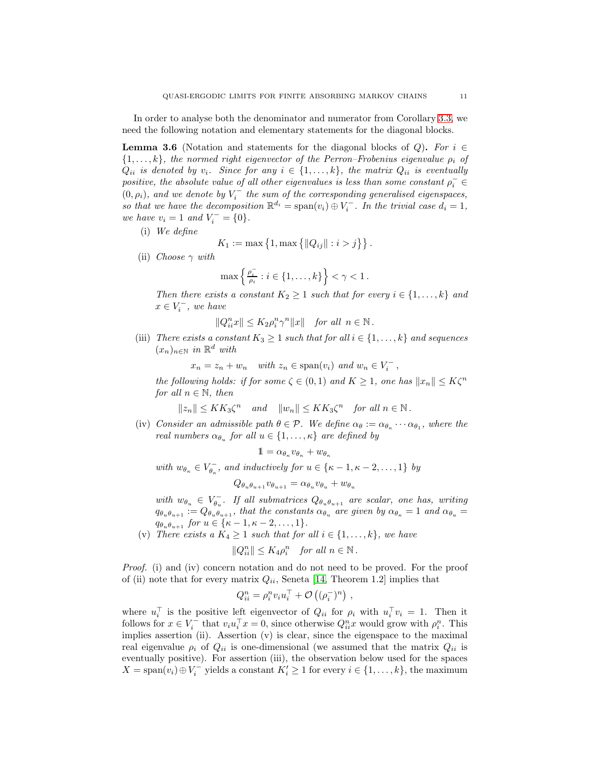In order to analyse both the denominator and numerator from Corollary 3.3, we need the following notation and elementary statements for the diagonal blocks.

**Lemma 3.6** (Notation and statements for the diagonal blocks of $Q$)**.** *For $i \in \{1,\dots,k\}$, the normed right eigenvector of the Perron–Frobenius eigenvalue $\rho_i$ of $Q_{ii}$ is denoted by $v_i$. Since for any $i \in \{1,\dots,k\}$, the matrix $Q_{ii}$ is eventually positive, the absolute value of all other eigenvalues is less than some constant $\rho_i^- \in (0,\rho_i)$, and we denote by $V_i^-$ the sum of the corresponding generalised eigenspaces, so that we have the decomposition $\mathbb{R}^{d_i} = \operatorname{span}(v_i) \oplus V_i^-$. In the trivial case $d_i = 1$, we have $v_i = 1$ and $V_i^- = \{0\}$.*

(i) *We define*

$$K_1 := \max\left\{1, \max\left\{\|Q_{ij}\| : i > j\right\}\right\}.$$

(ii) *Choose $\gamma$ with*

$$\max\left\{\tfrac{\rho_i^-}{\rho_i} : i \in \{1,\dots,k\}\right\} < \gamma < 1\,.$$

*Then there exists a constant $K_2 \geq 1$ such that for every $i \in \{1,\dots,k\}$ and $x \in V_i^-$, we have*

$$\|Q_{ii}^n x\| \leq K_2 \rho_i^n \gamma^n \|x\| \quad \text{for all } n \in \mathbb{N}\,.$$

(iii) *There exists a constant $K_3 \geq 1$ such that for all $i \in \{1,\dots,k\}$ and sequences $(x_n)_{n\in\mathbb{N}}$ in $\mathbb{R}^d$ with*

$$x_n = z_n + w_n \quad \text{with } z_n \in \operatorname{span}(v_i) \text{ and } w_n \in V_i^-\,,$$

*the following holds: if for some $\zeta \in (0,1)$ and $K \geq 1$, one has $\|x_n\| \leq K\zeta^n$ for all $n \in \mathbb{N}$, then*

$$\|z_n\| \leq KK_3\zeta^n \quad \text{and} \quad \|w_n\| \leq KK_3\zeta^n \quad \text{for all } n \in \mathbb{N}\,.$$

(iv) *Consider an admissible path $\theta \in \mathcal{P}$. We define $\alpha_\theta := \alpha_{\theta_\kappa}\cdots\alpha_{\theta_1}$, where the real numbers $\alpha_{\theta_u}$ for all $u \in \{1,\dots,\kappa\}$ are defined by*

$$\mathbb{1} = \alpha_{\theta_\kappa} v_{\theta_\kappa} + w_{\theta_\kappa}$$

*with $w_{\theta_\kappa} \in V_{\theta_\kappa}^-$, and inductively for $u \in \{\kappa-1,\kappa-2,\dots,1\}$ by*

$$Q_{\theta_u\theta_{u+1}} v_{\theta_{u+1}} = \alpha_{\theta_u} v_{\theta_u} + w_{\theta_u}$$

*with $w_{\theta_u} \in V_{\theta_u}^-$. If all submatrices $Q_{\theta_u\theta_{u+1}}$ are scalar, one has, writing $q_{\theta_u\theta_{u+1}} := Q_{\theta_u\theta_{u+1}}$, that the constants $\alpha_{\theta_u}$ are given by $\alpha_{\theta_\kappa} = 1$ and $\alpha_{\theta_u} = q_{\theta_u\theta_{u+1}}$ for $u \in \{\kappa-1,\kappa-2,\dots,1\}$.*

(v) *There exists a $K_4 \geq 1$ such that for all $i \in \{1,\dots,k\}$, we have*

$$\|Q_{ii}^n\| \leq K_4 \rho_i^n \quad \text{for all } n \in \mathbb{N}\,.$$

*Proof.* (i) and (iv) concern notation and do not need to be proved. For the proof of (ii) note that for every matrix $Q_{ii}$, Seneta [14, Theorem 1.2] implies that

$$Q_{ii}^n = \rho_i^n v_i u_i^\top + \mathcal{O}\left((\rho_i^-)^n\right)\,,$$

where $u_i^\top$ is the positive left eigenvector of $Q_{ii}$ for $\rho_i$ with $u_i^\top v_i = 1$. Then it follows for $x \in V_i^-$ that $v_i u_i^\top x = 0$, since otherwise $Q_{ii}^n x$ would grow with $\rho_i^n$. This implies assertion (ii). Assertion (v) is clear, since the eigenspace to the maximal real eigenvalue $\rho_i$ of $Q_{ii}$ is one-dimensional (we assumed that the matrix $Q_{ii}$ is eventually positive). For assertion (iii), the observation below used for the spaces $X = \operatorname{span}(v_i) \oplus V_i^-$ yields a constant $K_i' \geq 1$ for every $i \in \{1,\dots,k\}$, the maximum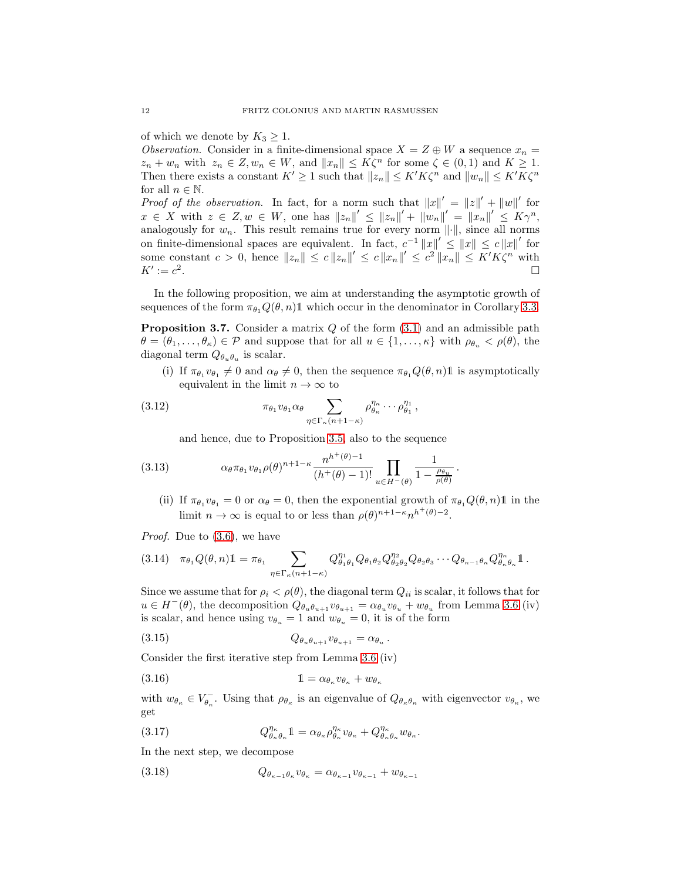of which we denote by $K_3 \geq 1$.

*Observation.* Consider in a finite-dimensional space $X = Z \oplus W$ a sequence $x_n = z_n + w_n$ with $z_n \in Z, w_n \in W$, and $\|x_n\| \leq K\zeta^n$ for some $\zeta \in (0,1)$ and $K \geq 1$. Then there exists a constant $K' \geq 1$ such that $\|z_n\| \leq K'K\zeta^n$ and $\|w_n\| \leq K'K\zeta^n$ for all $n \in \mathbb{N}$.

*Proof of the observation.* In fact, for a norm such that $\|x\|' = \|z\|' + \|w\|'$ for $x \in X$ with $z \in Z, w \in W$, one has $\|z_n\|' \leq \|z_n\|' + \|w_n\|' = \|x_n\|' \leq K\gamma^n$, analogously for $w_n$. This result remains true for every norm $\|\cdot\|$, since all norms on finite-dimensional spaces are equivalent. In fact, $c^{-1}\|x\|' \leq \|x\| \leq c\|x\|'$ for some constant $c > 0$, hence $\|z_n\| \leq c\|z_n\|' \leq c\|x_n\|' \leq c^2\|x_n\| \leq K'K\zeta^n$ with $K' := c^2$. □

In the following proposition, we aim at understanding the asymptotic growth of sequences of the form $\pi_{\theta_1} Q(\theta, n)\mathbb{1}$ which occur in the denominator in Corollary 3.3.

**Proposition 3.7.** Consider a matrix $Q$ of the form (3.1) and an admissible path $\theta = (\theta_1, \dots, \theta_\kappa) \in \mathcal{P}$ and suppose that for all $u \in \{1, \dots, \kappa\}$ with $\rho_{\theta_u} < \rho(\theta)$, the diagonal term $Q_{\theta_u\theta_u}$ is scalar.

(i) If $\pi_{\theta_1} v_{\theta_1} \neq 0$ and $\alpha_\theta \neq 0$, then the sequence $\pi_{\theta_1} Q(\theta, n)\mathbb{1}$ is asymptotically equivalent in the limit $n \to \infty$ to

$$\pi_{\theta_1} v_{\theta_1} \alpha_\theta \sum_{\eta \in \Gamma_\kappa(n+1-\kappa)} \rho_{\theta_\kappa}^{\eta_\kappa} \cdots \rho_{\theta_1}^{\eta_1}, \tag{3.12}$$

and hence, due to Proposition 3.5, also to the sequence

$$\alpha_\theta \pi_{\theta_1} v_{\theta_1} \rho(\theta)^{n+1-\kappa} \frac{n^{h^+(\theta)-1}}{(h^+(\theta)-1)!} \prod_{u \in H^-(\theta)} \frac{1}{1 - \frac{\rho_{\theta_u}}{\rho(\theta)}}. \tag{3.13}$$

(ii) If $\pi_{\theta_1} v_{\theta_1} = 0$ or $\alpha_\theta = 0$, then the exponential growth of $\pi_{\theta_1} Q(\theta, n)\mathbb{1}$ in the limit $n \to \infty$ is equal to or less than $\rho(\theta)^{n+1-\kappa} n^{h^+(\theta)-2}$.

*Proof.* Due to (3.6), we have

$$\pi_{\theta_1} Q(\theta, n)\mathbb{1} = \pi_{\theta_1} \sum_{\eta \in \Gamma_\kappa(n+1-\kappa)} Q_{\theta_1\theta_1}^{\eta_1} Q_{\theta_1\theta_2} Q_{\theta_2\theta_2}^{\eta_2} Q_{\theta_2\theta_3} \cdots Q_{\theta_{\kappa-1}\theta_\kappa} Q_{\theta_\kappa\theta_\kappa}^{\eta_\kappa} \mathbb{1}. \tag{3.14}$$

Since we assume that for $\rho_i < \rho(\theta)$, the diagonal term $Q_{ii}$ is scalar, it follows that for $u \in H^-(\theta)$, the decomposition $Q_{\theta_u\theta_{u+1}} v_{\theta_{u+1}} = \alpha_{\theta_u} v_{\theta_u} + w_{\theta_u}$ from Lemma 3.6 (iv) is scalar, and hence using $v_{\theta_u} = 1$ and $w_{\theta_u} = 0$, it is of the form

$$Q_{\theta_u\theta_{u+1}} v_{\theta_{u+1}} = \alpha_{\theta_u}. \tag{3.15}$$

Consider the first iterative step from Lemma 3.6 (iv)

$$\mathbb{1} = \alpha_{\theta_\kappa} v_{\theta_\kappa} + w_{\theta_\kappa} \tag{3.16}$$

with $w_{\theta_\kappa} \in V_{\theta_\kappa}^-$. Using that $\rho_{\theta_\kappa}$ is an eigenvalue of $Q_{\theta_\kappa\theta_\kappa}$ with eigenvector $v_{\theta_\kappa}$, we get

$$Q_{\theta_\kappa\theta_\kappa}^{\eta_\kappa} \mathbb{1} = \alpha_{\theta_\kappa} \rho_{\theta_\kappa}^{\eta_\kappa} v_{\theta_\kappa} + Q_{\theta_\kappa\theta_\kappa}^{\eta_\kappa} w_{\theta_\kappa}. \tag{3.17}$$

In the next step, we decompose

$$Q_{\theta_{\kappa-1}\theta_\kappa} v_{\theta_\kappa} = \alpha_{\theta_{\kappa-1}} v_{\theta_{\kappa-1}} + w_{\theta_{\kappa-1}} \tag{3.18}$$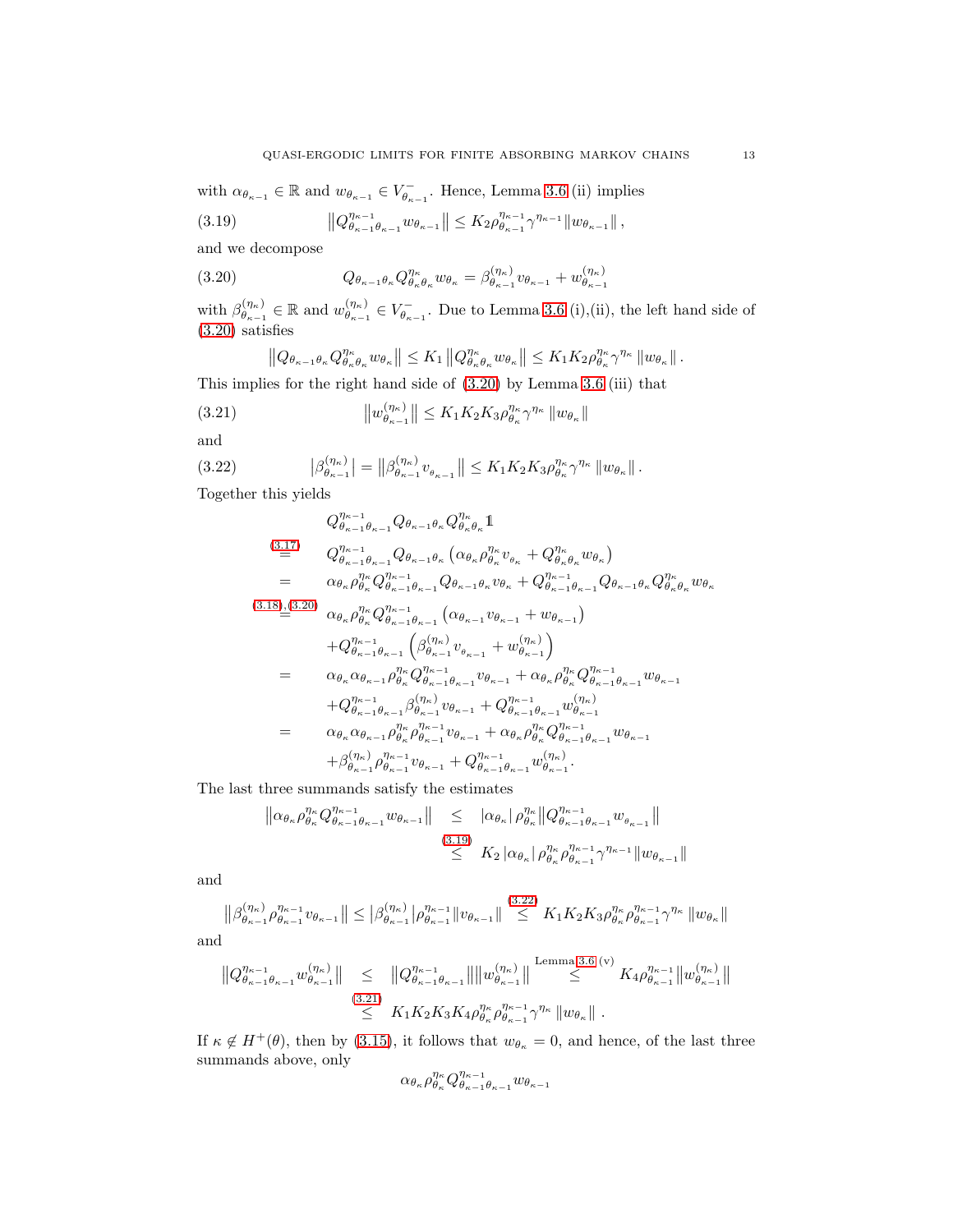with $\alpha_{\theta_{\kappa-1}} \in \mathbb{R}$ and $w_{\theta_{\kappa-1}} \in V^-_{\theta_{\kappa-1}}$. Hence, Lemma 3.6 (ii) implies

$$\left\| Q^{\eta_{\kappa-1}}_{\theta_{\kappa-1}\theta_{\kappa-1}} w_{\theta_{\kappa-1}} \right\| \leq K_2 \rho^{\eta_{\kappa-1}}_{\theta_{\kappa-1}} \gamma^{\eta_{\kappa-1}} \| w_{\theta_{\kappa-1}} \|, \tag{3.19}$$

and we decompose

$$Q_{\theta_{\kappa-1}\theta_\kappa} Q^{\eta_\kappa}_{\theta_\kappa\theta_\kappa} w_{\theta_\kappa} = \beta^{(\eta_\kappa)}_{\theta_{\kappa-1}} v_{\theta_{\kappa-1}} + w^{(\eta_\kappa)}_{\theta_{\kappa-1}} \tag{3.20}$$

with $\beta^{(\eta_\kappa)}_{\theta_{\kappa-1}} \in \mathbb{R}$ and $w^{(\eta_\kappa)}_{\theta_{\kappa-1}} \in V^-_{\theta_{\kappa-1}}$. Due to Lemma 3.6 (i),(ii), the left hand side of (3.20) satisfies

$$\left\| Q_{\theta_{\kappa-1}\theta_\kappa} Q^{\eta_\kappa}_{\theta_\kappa\theta_\kappa} w_{\theta_\kappa} \right\| \leq K_1 \left\| Q^{\eta_\kappa}_{\theta_\kappa\theta_\kappa} w_{\theta_\kappa} \right\| \leq K_1 K_2 \rho^{\eta_\kappa}_{\theta_\kappa} \gamma^{\eta_\kappa} \left\| w_{\theta_\kappa} \right\|.$$

This implies for the right hand side of (3.20) by Lemma 3.6 (iii) that

$$\left\| w^{(\eta_\kappa)}_{\theta_{\kappa-1}} \right\| \leq K_1 K_2 K_3 \rho^{\eta_\kappa}_{\theta_\kappa} \gamma^{\eta_\kappa} \left\| w_{\theta_\kappa} \right\| \tag{3.21}$$

and

$$\left| \beta^{(\eta_\kappa)}_{\theta_{\kappa-1}} \right| = \left\| \beta^{(\eta_\kappa)}_{\theta_{\kappa-1}} v_{\theta_{\kappa-1}} \right\| \leq K_1 K_2 K_3 \rho^{\eta_\kappa}_{\theta_\kappa} \gamma^{\eta_\kappa} \left\| w_{\theta_\kappa} \right\|. \tag{3.22}$$

Together this yields

$$\begin{aligned}
& Q^{\eta_{\kappa-1}}_{\theta_{\kappa-1}\theta_{\kappa-1}} Q_{\theta_{\kappa-1}\theta_\kappa} Q^{\eta_\kappa}_{\theta_\kappa\theta_\kappa} \mathbb{1} \\
\overset{(3.17)}{=} \; & Q^{\eta_{\kappa-1}}_{\theta_{\kappa-1}\theta_{\kappa-1}} Q_{\theta_{\kappa-1}\theta_\kappa} \left( \alpha_{\theta_\kappa} \rho^{\eta_\kappa}_{\theta_\kappa} v_{\theta_\kappa} + Q^{\eta_\kappa}_{\theta_\kappa\theta_\kappa} w_{\theta_\kappa} \right) \\
= \; & \alpha_{\theta_\kappa} \rho^{\eta_\kappa}_{\theta_\kappa} Q^{\eta_{\kappa-1}}_{\theta_{\kappa-1}\theta_{\kappa-1}} Q_{\theta_{\kappa-1}\theta_\kappa} v_{\theta_\kappa} + Q^{\eta_{\kappa-1}}_{\theta_{\kappa-1}\theta_{\kappa-1}} Q_{\theta_{\kappa-1}\theta_\kappa} Q^{\eta_\kappa}_{\theta_\kappa\theta_\kappa} w_{\theta_\kappa} \\
\overset{(3.18),(3.20)}{=} \; & \alpha_{\theta_\kappa} \rho^{\eta_\kappa}_{\theta_\kappa} Q^{\eta_{\kappa-1}}_{\theta_{\kappa-1}\theta_{\kappa-1}} \left( \alpha_{\theta_{\kappa-1}} v_{\theta_{\kappa-1}} + w_{\theta_{\kappa-1}} \right) \\
& + Q^{\eta_{\kappa-1}}_{\theta_{\kappa-1}\theta_{\kappa-1}} \left( \beta^{(\eta_\kappa)}_{\theta_{\kappa-1}} v_{\theta_{\kappa-1}} + w^{(\eta_\kappa)}_{\theta_{\kappa-1}} \right) \\
= \; & \alpha_{\theta_\kappa} \alpha_{\theta_{\kappa-1}} \rho^{\eta_\kappa}_{\theta_\kappa} Q^{\eta_{\kappa-1}}_{\theta_{\kappa-1}\theta_{\kappa-1}} v_{\theta_{\kappa-1}} + \alpha_{\theta_\kappa} \rho^{\eta_\kappa}_{\theta_\kappa} Q^{\eta_{\kappa-1}}_{\theta_{\kappa-1}\theta_{\kappa-1}} w_{\theta_{\kappa-1}} \\
& + Q^{\eta_{\kappa-1}}_{\theta_{\kappa-1}\theta_{\kappa-1}} \beta^{(\eta_\kappa)}_{\theta_{\kappa-1}} v_{\theta_{\kappa-1}} + Q^{\eta_{\kappa-1}}_{\theta_{\kappa-1}\theta_{\kappa-1}} w^{(\eta_\kappa)}_{\theta_{\kappa-1}} \\
= \; & \alpha_{\theta_\kappa} \alpha_{\theta_{\kappa-1}} \rho^{\eta_\kappa}_{\theta_\kappa} \rho^{\eta_{\kappa-1}}_{\theta_{\kappa-1}} v_{\theta_{\kappa-1}} + \alpha_{\theta_\kappa} \rho^{\eta_\kappa}_{\theta_\kappa} Q^{\eta_{\kappa-1}}_{\theta_{\kappa-1}\theta_{\kappa-1}} w_{\theta_{\kappa-1}} \\
& + \beta^{(\eta_\kappa)}_{\theta_{\kappa-1}} \rho^{\eta_{\kappa-1}}_{\theta_{\kappa-1}} v_{\theta_{\kappa-1}} + Q^{\eta_{\kappa-1}}_{\theta_{\kappa-1}\theta_{\kappa-1}} w^{(\eta_\kappa)}_{\theta_{\kappa-1}}.
\end{aligned}$$

The last three summands satisfy the estimates

$$\begin{aligned}
\left\| \alpha_{\theta_\kappa} \rho^{\eta_\kappa}_{\theta_\kappa} Q^{\eta_{\kappa-1}}_{\theta_{\kappa-1}\theta_{\kappa-1}} w_{\theta_{\kappa-1}} \right\| & \leq |\alpha_{\theta_\kappa}| \, \rho^{\eta_\kappa}_{\theta_\kappa} \left\| Q^{\eta_{\kappa-1}}_{\theta_{\kappa-1}\theta_{\kappa-1}} w_{\theta_{\kappa-1}} \right\| \\
& \overset{(3.19)}{\leq} K_2 \, |\alpha_{\theta_\kappa}| \, \rho^{\eta_\kappa}_{\theta_\kappa} \rho^{\eta_{\kappa-1}}_{\theta_{\kappa-1}} \gamma^{\eta_{\kappa-1}} \| w_{\theta_{\kappa-1}} \|
\end{aligned}$$

and

$$\left\| \beta^{(\eta_\kappa)}_{\theta_{\kappa-1}} \rho^{\eta_{\kappa-1}}_{\theta_{\kappa-1}} v_{\theta_{\kappa-1}} \right\| \leq \left| \beta^{(\eta_\kappa)}_{\theta_{\kappa-1}} \right| \rho^{\eta_{\kappa-1}}_{\theta_{\kappa-1}} \| v_{\theta_{\kappa-1}} \| \overset{(3.22)}{\leq} K_1 K_2 K_3 \rho^{\eta_\kappa}_{\theta_\kappa} \rho^{\eta_{\kappa-1}}_{\theta_{\kappa-1}} \gamma^{\eta_\kappa} \left\| w_{\theta_\kappa} \right\|$$

and

$$\begin{aligned}
\left\| Q^{\eta_{\kappa-1}}_{\theta_{\kappa-1}\theta_{\kappa-1}} w^{(\eta_\kappa)}_{\theta_{\kappa-1}} \right\| & \leq \left\| Q^{\eta_{\kappa-1}}_{\theta_{\kappa-1}\theta_{\kappa-1}} \right\| \left\| w^{(\eta_\kappa)}_{\theta_{\kappa-1}} \right\| \overset{\text{Lemma 3.6 (v)}}{\leq} K_4 \rho^{\eta_{\kappa-1}}_{\theta_{\kappa-1}} \left\| w^{(\eta_\kappa)}_{\theta_{\kappa-1}} \right\| \\
& \overset{(3.21)}{\leq} K_1 K_2 K_3 K_4 \rho^{\eta_\kappa}_{\theta_\kappa} \rho^{\eta_{\kappa-1}}_{\theta_{\kappa-1}} \gamma^{\eta_\kappa} \left\| w_{\theta_\kappa} \right\|.
\end{aligned}$$

If $\kappa \notin H^+(\theta)$, then by (3.15), it follows that $w_{\theta_\kappa} = 0$, and hence, of the last three summands above, only

$$\alpha_{\theta_\kappa} \rho^{\eta_\kappa}_{\theta_\kappa} Q^{\eta_{\kappa-1}}_{\theta_{\kappa-1}\theta_{\kappa-1}} w_{\theta_{\kappa-1}}$$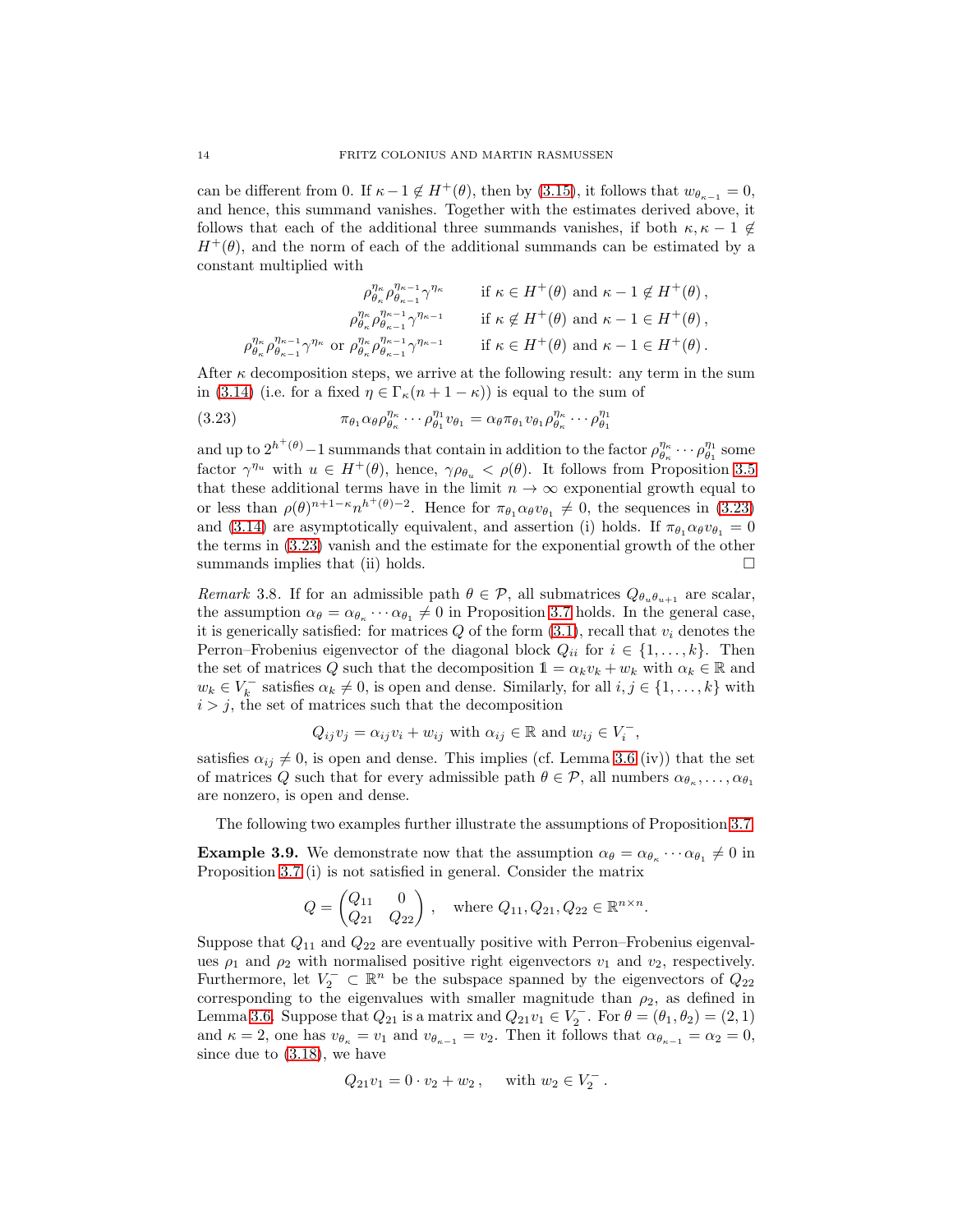can be different from 0. If $\kappa - 1 \notin H^+(\theta)$, then by (3.15), it follows that $w_{\theta_{\kappa-1}} = 0$, and hence, this summand vanishes. Together with the estimates derived above, it follows that each of the additional three summands vanishes, if both $\kappa, \kappa - 1 \notin H^+(\theta)$, and the norm of each of the additional summands can be estimated by a constant multiplied with

$$
\begin{aligned}
\rho_{\theta_\kappa}^{\eta_\kappa} \rho_{\theta_{\kappa-1}}^{\eta_{\kappa-1}} \gamma^{\eta_\kappa} \qquad & \text{if } \kappa \in H^+(\theta) \text{ and } \kappa - 1 \notin H^+(\theta)\,, \\
\rho_{\theta_\kappa}^{\eta_\kappa} \rho_{\theta_{\kappa-1}}^{\eta_{\kappa-1}} \gamma^{\eta_{\kappa-1}} \qquad & \text{if } \kappa \notin H^+(\theta) \text{ and } \kappa - 1 \in H^+(\theta)\,, \\
\rho_{\theta_\kappa}^{\eta_\kappa} \rho_{\theta_{\kappa-1}}^{\eta_{\kappa-1}} \gamma^{\eta_\kappa} \text{ or } \rho_{\theta_\kappa}^{\eta_\kappa} \rho_{\theta_{\kappa-1}}^{\eta_{\kappa-1}} \gamma^{\eta_{\kappa-1}} \qquad & \text{if } \kappa \in H^+(\theta) \text{ and } \kappa - 1 \in H^+(\theta)\,.
\end{aligned}
$$

After $\kappa$ decomposition steps, we arrive at the following result: any term in the sum in (3.14) (i.e. for a fixed $\eta \in \Gamma_\kappa(n + 1 - \kappa)$) is equal to the sum of

$$
\pi_{\theta_1} \alpha_\theta \rho_{\theta_\kappa}^{\eta_\kappa} \cdots \rho_{\theta_1}^{\eta_1} v_{\theta_1} = \alpha_\theta \pi_{\theta_1} v_{\theta_1} \rho_{\theta_\kappa}^{\eta_\kappa} \cdots \rho_{\theta_1}^{\eta_1} \tag{3.23}
$$

and up to $2^{h^+(\theta)} - 1$ summands that contain in addition to the factor $\rho_{\theta_\kappa}^{\eta_\kappa} \cdots \rho_{\theta_1}^{\eta_1}$ some factor $\gamma^{\eta_u}$ with $u \in H^+(\theta)$, hence, $\gamma \rho_{\theta_u} < \rho(\theta)$. It follows from Proposition 3.5 that these additional terms have in the limit $n \to \infty$ exponential growth equal to or less than $\rho(\theta)^{n+1-\kappa} n^{h^+(\theta)-2}$. Hence for $\pi_{\theta_1} \alpha_\theta v_{\theta_1} \neq 0$, the sequences in (3.23) and (3.14) are asymptotically equivalent, and assertion (i) holds. If $\pi_{\theta_1} \alpha_\theta v_{\theta_1} = 0$ the terms in (3.23) vanish and the estimate for the exponential growth of the other summands implies that (ii) holds. $\square$

*Remark* 3.8. If for an admissible path $\theta \in \mathcal{P}$, all submatrices $Q_{\theta_u \theta_{u+1}}$ are scalar, the assumption $\alpha_\theta = \alpha_{\theta_\kappa} \cdots \alpha_{\theta_1} \neq 0$ in Proposition 3.7 holds. In the general case, it is generically satisfied: for matrices $Q$ of the form (3.1), recall that $v_i$ denotes the Perron–Frobenius eigenvector of the diagonal block $Q_{ii}$ for $i \in \{1, \ldots, k\}$. Then the set of matrices $Q$ such that the decomposition $\mathbb{1} = \alpha_k v_k + w_k$ with $\alpha_k \in \mathbb{R}$ and $w_k \in V_k^-$ satisfies $\alpha_k \neq 0$, is open and dense. Similarly, for all $i, j \in \{1, \ldots, k\}$ with $i > j$, the set of matrices such that the decomposition

$$
Q_{ij} v_j = \alpha_{ij} v_i + w_{ij} \text{ with } \alpha_{ij} \in \mathbb{R} \text{ and } w_{ij} \in V_i^-,
$$

satisfies $\alpha_{ij} \neq 0$, is open and dense. This implies (cf. Lemma 3.6 (iv)) that the set of matrices $Q$ such that for every admissible path $\theta \in \mathcal{P}$, all numbers $\alpha_{\theta_\kappa}, \ldots, \alpha_{\theta_1}$ are nonzero, is open and dense.

The following two examples further illustrate the assumptions of Proposition 3.7.

**Example 3.9.** We demonstrate now that the assumption $\alpha_\theta = \alpha_{\theta_\kappa} \cdots \alpha_{\theta_1} \neq 0$ in Proposition 3.7 (i) is not satisfied in general. Consider the matrix

$$
Q = \begin{pmatrix} Q_{11} & 0 \\ Q_{21} & Q_{22} \end{pmatrix}, \quad \text{where } Q_{11}, Q_{21}, Q_{22} \in \mathbb{R}^{n \times n}.
$$

Suppose that $Q_{11}$ and $Q_{22}$ are eventually positive with Perron–Frobenius eigenvalues $\rho_1$ and $\rho_2$ with normalised positive right eigenvectors $v_1$ and $v_2$, respectively. Furthermore, let $V_2^- \subset \mathbb{R}^n$ be the subspace spanned by the eigenvectors of $Q_{22}$ corresponding to the eigenvalues with smaller magnitude than $\rho_2$, as defined in Lemma 3.6. Suppose that $Q_{21}$ is a matrix and $Q_{21} v_1 \in V_2^-$. For $\theta = (\theta_1, \theta_2) = (2, 1)$ and $\kappa = 2$, one has $v_{\theta_\kappa} = v_1$ and $v_{\theta_{\kappa-1}} = v_2$. Then it follows that $\alpha_{\theta_{\kappa-1}} = \alpha_2 = 0$, since due to (3.18), we have

$$
Q_{21} v_1 = 0 \cdot v_2 + w_2\,, \quad \text{with } w_2 \in V_2^-\,.
$$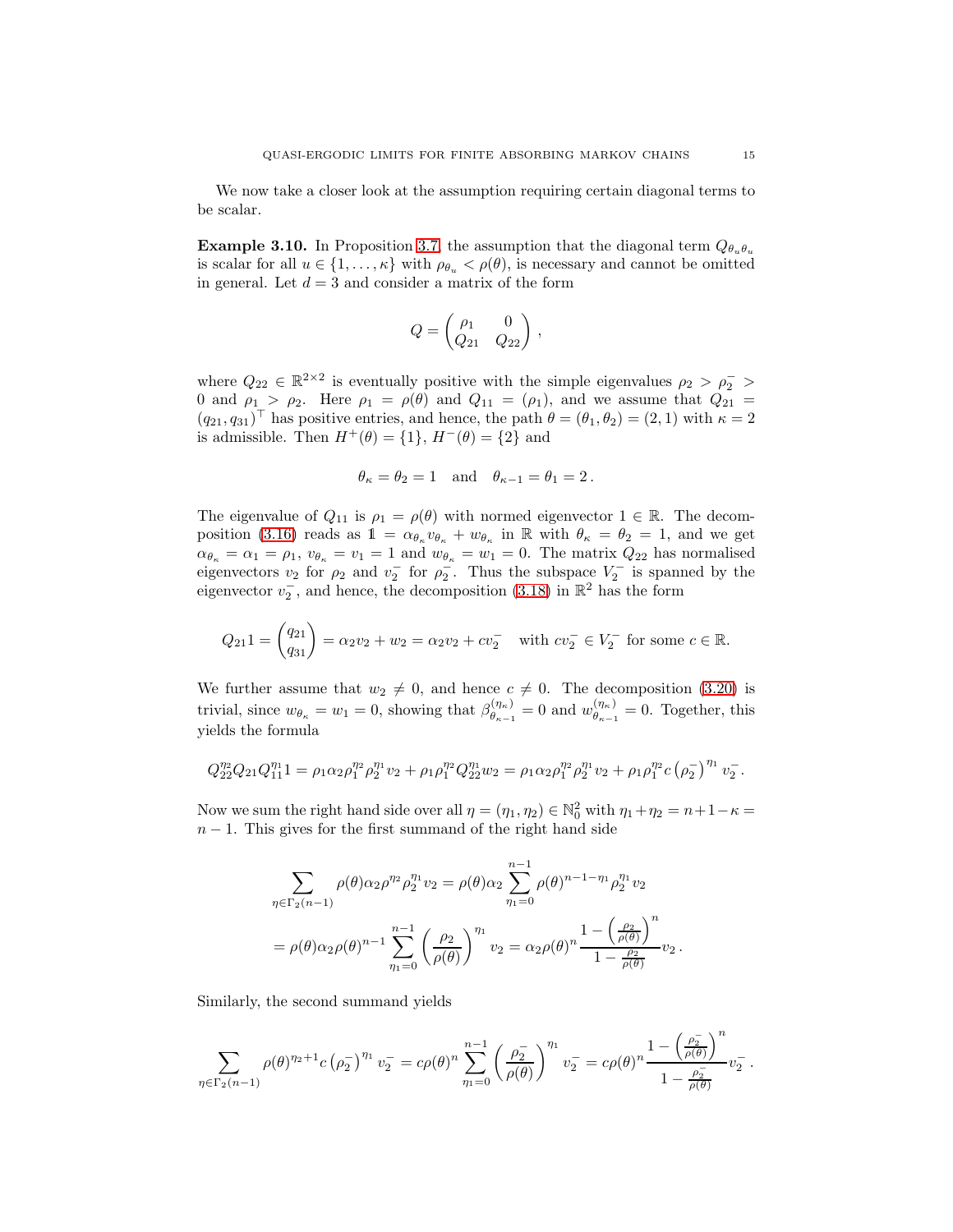We now take a closer look at the assumption requiring certain diagonal terms to be scalar.

**Example 3.10.** In Proposition 3.7, the assumption that the diagonal term $Q_{\theta_u\theta_u}$ is scalar for all $u \in \{1,\dots,\kappa\}$ with $\rho_{\theta_u} < \rho(\theta)$, is necessary and cannot be omitted in general. Let $d = 3$ and consider a matrix of the form

$$Q = \begin{pmatrix} \rho_1 & 0 \\ Q_{21} & Q_{22} \end{pmatrix},$$

where $Q_{22} \in \mathbb{R}^{2\times 2}$ is eventually positive with the simple eigenvalues $\rho_2 > \rho_2^- > 0$ and $\rho_1 > \rho_2$. Here $\rho_1 = \rho(\theta)$ and $Q_{11} = (\rho_1)$, and we assume that $Q_{21} = (q_{21}, q_{31})^\top$ has positive entries, and hence, the path $\theta = (\theta_1, \theta_2) = (2, 1)$ with $\kappa = 2$ is admissible. Then $H^+(\theta) = \{1\}$, $H^-(\theta) = \{2\}$ and

$$\theta_\kappa = \theta_2 = 1 \quad \text{and} \quad \theta_{\kappa-1} = \theta_1 = 2\,.$$

The eigenvalue of $Q_{11}$ is $\rho_1 = \rho(\theta)$ with normed eigenvector $1 \in \mathbb{R}$. The decomposition (3.16) reads as $\mathbb{1} = \alpha_{\theta_\kappa} v_{\theta_\kappa} + w_{\theta_\kappa}$ in $\mathbb{R}$ with $\theta_\kappa = \theta_2 = 1$, and we get $\alpha_{\theta_\kappa} = \alpha_1 = \rho_1$, $v_{\theta_\kappa} = v_1 = 1$ and $w_{\theta_\kappa} = w_1 = 0$. The matrix $Q_{22}$ has normalised eigenvectors $v_2$ for $\rho_2$ and $v_2^-$ for $\rho_2^-$. Thus the subspace $V_2^-$ is spanned by the eigenvector $v_2^-$, and hence, the decomposition (3.18) in $\mathbb{R}^2$ has the form

$$Q_{21}\mathbb{1} = \begin{pmatrix} q_{21} \\ q_{31} \end{pmatrix} = \alpha_2 v_2 + w_2 = \alpha_2 v_2 + c v_2^- \quad \text{with } c v_2^- \in V_2^- \text{ for some } c \in \mathbb{R}.$$

We further assume that $w_2 \neq 0$, and hence $c \neq 0$. The decomposition (3.20) is trivial, since $w_{\theta_\kappa} = w_1 = 0$, showing that $\beta^{(\eta_\kappa)}_{\theta_{\kappa-1}} = 0$ and $w^{(\eta_\kappa)}_{\theta_{\kappa-1}} = 0$. Together, this yields the formula

$$Q_{22}^{\eta_2} Q_{21} Q_{11}^{\eta_1}\mathbb{1} = \rho_1\alpha_2\rho_1^{\eta_2}\rho_2^{\eta_1} v_2 + \rho_1\rho_1^{\eta_2} Q_{22}^{\eta_1} w_2 = \rho_1\alpha_2\rho_1^{\eta_2}\rho_2^{\eta_1} v_2 + \rho_1\rho_1^{\eta_2} c \left(\rho_2^-\right)^{\eta_1} v_2^-\,.$$

Now we sum the right hand side over all $\eta = (\eta_1, \eta_2) \in \mathbb{N}_0^2$ with $\eta_1 + \eta_2 = n + 1 - \kappa = n - 1$. This gives for the first summand of the right hand side

$$\begin{aligned}
\sum_{\eta\in\Gamma_2(n-1)} \rho(\theta)\alpha_2\rho^{\eta_2}\rho_2^{\eta_1} v_2 &= \rho(\theta)\alpha_2 \sum_{\eta_1=0}^{n-1} \rho(\theta)^{n-1-\eta_1}\rho_2^{\eta_1} v_2 \\
&= \rho(\theta)\alpha_2\rho(\theta)^{n-1} \sum_{\eta_1=0}^{n-1} \left(\frac{\rho_2}{\rho(\theta)}\right)^{\eta_1} v_2 = \alpha_2\rho(\theta)^n \frac{1 - \left(\frac{\rho_2}{\rho(\theta)}\right)^n}{1 - \frac{\rho_2}{\rho(\theta)}} v_2\,.
\end{aligned}$$

Similarly, the second summand yields

$$\sum_{\eta\in\Gamma_2(n-1)} \rho(\theta)^{\eta_2+1} c \left(\rho_2^-\right)^{\eta_1} v_2^- = c\rho(\theta)^n \sum_{\eta_1=0}^{n-1} \left(\frac{\rho_2^-}{\rho(\theta)}\right)^{\eta_1} v_2^- = c\rho(\theta)^n \frac{1 - \left(\frac{\rho_2^-}{\rho(\theta)}\right)^n}{1 - \frac{\rho_2^-}{\rho(\theta)}} v_2^-\,.$$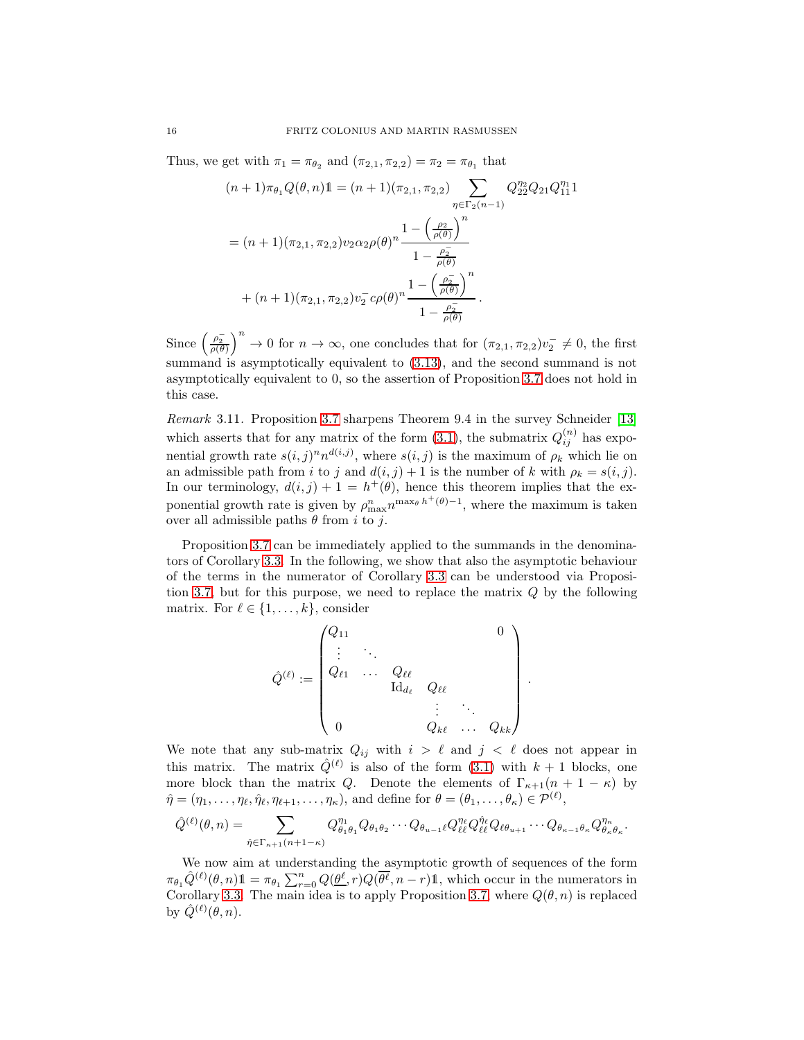Thus, we get with $\pi_1 = \pi_{\theta_2}$ and $(\pi_{2,1}, \pi_{2,2}) = \pi_2 = \pi_{\theta_1}$ that

$$
\begin{aligned}
(n+1)\pi_{\theta_1} Q(\theta, n)\mathbb{1} &= (n+1)(\pi_{2,1}, \pi_{2,2}) \sum_{\eta \in \Gamma_2(n-1)} Q_{22}^{\eta_2} Q_{21} Q_{11}^{\eta_1} 1 \\
&= (n+1)(\pi_{2,1}, \pi_{2,2}) v_2 \alpha_2 \rho(\theta)^n \frac{1 - \left(\frac{\rho_2}{\rho(\theta)}\right)^n}{1 - \frac{\rho_2^-}{\rho(\theta)}} \\
&\quad + (n+1)(\pi_{2,1}, \pi_{2,2}) v_2^- c \rho(\theta)^n \frac{1 - \left(\frac{\rho_2^-}{\rho(\theta)}\right)^n}{1 - \frac{\rho_2^-}{\rho(\theta)}} .
\end{aligned}
$$

Since $\left(\frac{\rho_2^-}{\rho(\theta)}\right)^n \to 0$ for $n \to \infty$, one concludes that for $(\pi_{2,1}, \pi_{2,2}) v_2^- \neq 0$, the first summand is asymptotically equivalent to (3.13), and the second summand is not asymptotically equivalent to 0, so the assertion of Proposition 3.7 does not hold in this case.

*Remark* 3.11. Proposition 3.7 sharpens Theorem 9.4 in the survey Schneider [13] which asserts that for any matrix of the form (3.1), the submatrix $Q_{ij}^{(n)}$ has exponential growth rate $s(i,j)^n n^{d(i,j)}$, where $s(i,j)$ is the maximum of $\rho_k$ which lie on an admissible path from $i$ to $j$ and $d(i,j)+1$ is the number of $k$ with $\rho_k = s(i,j)$. In our terminology, $d(i,j)+1 = h^+(\theta)$, hence this theorem implies that the exponential growth rate is given by $\rho_{\max}^n n^{\max_\theta h^+(\theta)-1}$, where the maximum is taken over all admissible paths $\theta$ from $i$ to $j$.

Proposition 3.7 can be immediately applied to the summands in the denominators of Corollary 3.3. In the following, we show that also the asymptotic behaviour of the terms in the numerator of Corollary 3.3 can be understood via Proposition 3.7, but for this purpose, we need to replace the matrix $Q$ by the following matrix. For $\ell \in \{1, \dots, k\}$, consider

$$
\hat{Q}^{(\ell)} := \begin{pmatrix}
Q_{11} & & & & & 0 \\
\vdots & \ddots & & & & \\
Q_{\ell 1} & \dots & Q_{\ell\ell} & & & \\
& & \mathrm{Id}_{d_\ell} & Q_{\ell\ell} & & \\
& & & \vdots & \ddots & \\
0 & & & Q_{k\ell} & \dots & Q_{kk}
\end{pmatrix} .
$$

We note that any sub-matrix $Q_{ij}$ with $i > \ell$ and $j < \ell$ does not appear in this matrix. The matrix $\hat{Q}^{(\ell)}$ is also of the form (3.1) with $k+1$ blocks, one more block than the matrix $Q$. Denote the elements of $\Gamma_{\kappa+1}(n+1-\kappa)$ by $\hat{\eta} = (\eta_1, \dots, \eta_\ell, \hat{\eta}_\ell, \eta_{\ell+1}, \dots, \eta_\kappa)$, and define for $\theta = (\theta_1, \dots, \theta_\kappa) \in \mathcal{P}^{(\ell)}$,

$$
\hat{Q}^{(\ell)}(\theta, n) = \sum_{\hat{\eta} \in \Gamma_{\kappa+1}(n+1-\kappa)} Q_{\theta_1\theta_1}^{\eta_1} Q_{\theta_1\theta_2} \cdots Q_{\theta_{u-1}\ell} Q_{\ell\ell}^{\eta_\ell} Q_{\ell\ell}^{\hat{\eta}_\ell} Q_{\ell\theta_{u+1}} \cdots Q_{\theta_{\kappa-1}\theta_\kappa} Q_{\theta_\kappa\theta_\kappa}^{\eta_\kappa} .
$$

We now aim at understanding the asymptotic growth of sequences of the form $\pi_{\theta_1} \hat{Q}^{(\ell)}(\theta, n)\mathbb{1} = \pi_{\theta_1} \sum_{r=0}^n Q(\underline{\theta^\ell}, r) Q(\overline{\theta^\ell}, n-r)\mathbb{1}$, which occur in the numerators in Corollary 3.3. The main idea is to apply Proposition 3.7, where $Q(\theta, n)$ is replaced by $\hat{Q}^{(\ell)}(\theta, n)$.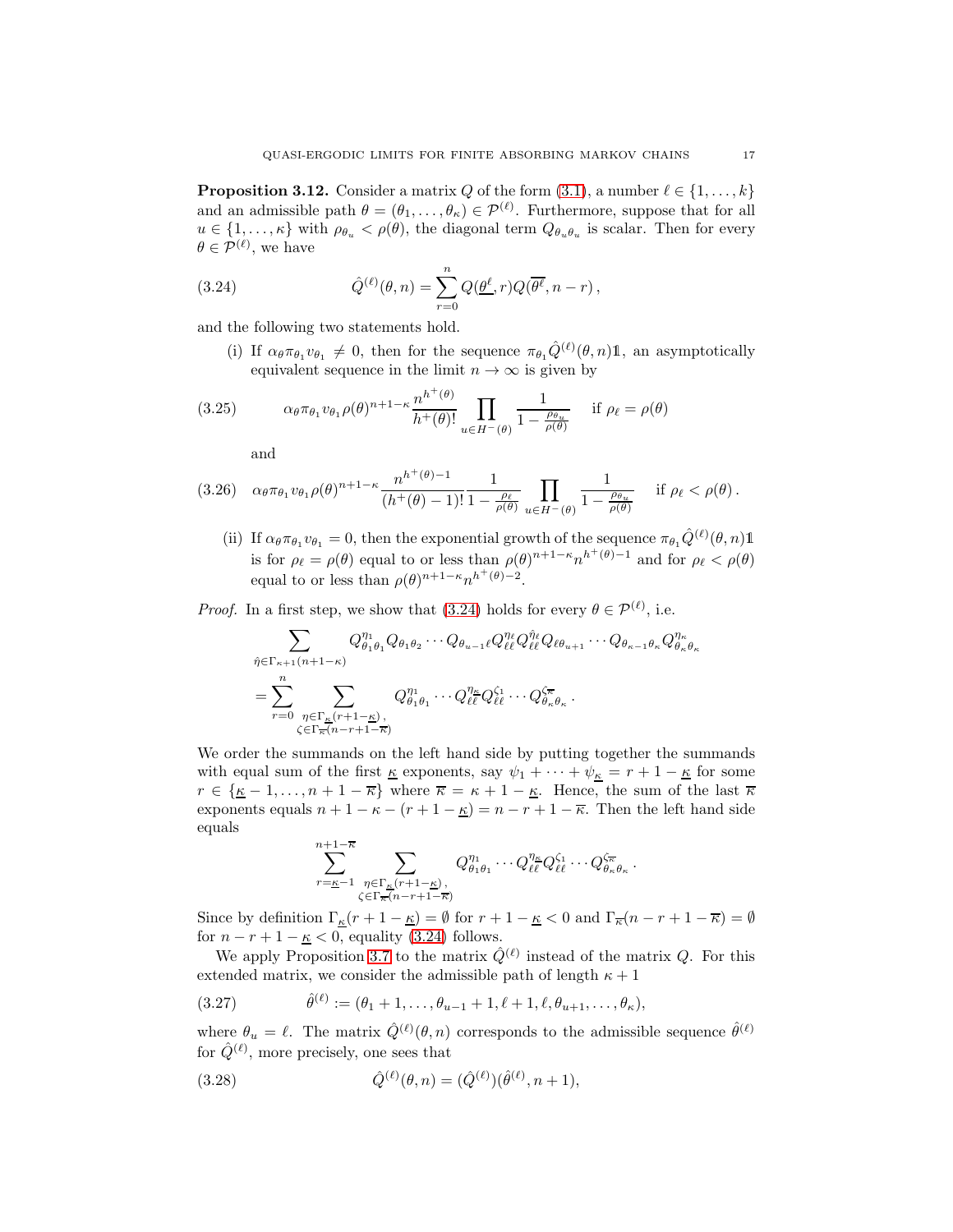**Proposition 3.12.** Consider a matrix $Q$ of the form (3.1), a number $\ell \in \{1, \ldots, k\}$ and an admissible path $\theta = (\theta_1, \ldots, \theta_\kappa) \in \mathcal{P}^{(\ell)}$. Furthermore, suppose that for all $u \in \{1, \ldots, \kappa\}$ with $\rho_{\theta_u} < \rho(\theta)$, the diagonal term $Q_{\theta_u\theta_u}$ is scalar. Then for every $\theta \in \mathcal{P}^{(\ell)}$, we have

$$
\hat{Q}^{(\ell)}(\theta, n) = \sum_{r=0}^{n} Q(\underline{\theta^\ell}, r) Q(\overline{\theta^\ell}, n-r)\,, \tag{3.24}
$$

and the following two statements hold.

(i) If $\alpha_\theta \pi_{\theta_1} v_{\theta_1} \neq 0$, then for the sequence $\pi_{\theta_1} \hat{Q}^{(\ell)}(\theta, n)\mathbb{1}$, an asymptotically equivalent sequence in the limit $n \to \infty$ is given by

$$
\alpha_\theta \pi_{\theta_1} v_{\theta_1} \rho(\theta)^{n+1-\kappa} \frac{n^{h^+(\theta)}}{h^+(\theta)!} \prod_{u \in H^-(\theta)} \frac{1}{1 - \frac{\rho_{\theta_u}}{\rho(\theta)}} \quad \text{if } \rho_\ell = \rho(\theta) \tag{3.25}
$$

and

$$
\alpha_\theta \pi_{\theta_1} v_{\theta_1} \rho(\theta)^{n+1-\kappa} \frac{n^{h^+(\theta)-1}}{(h^+(\theta)-1)!} \frac{1}{1 - \frac{\rho_\ell}{\rho(\theta)}} \prod_{u \in H^-(\theta)} \frac{1}{1 - \frac{\rho_{\theta_u}}{\rho(\theta)}} \quad \text{if } \rho_\ell < \rho(\theta)\,. \tag{3.26}
$$

(ii) If $\alpha_\theta \pi_{\theta_1} v_{\theta_1} = 0$, then the exponential growth of the sequence $\pi_{\theta_1} \hat{Q}^{(\ell)}(\theta, n)\mathbb{1}$ is for $\rho_\ell = \rho(\theta)$ equal to or less than $\rho(\theta)^{n+1-\kappa} n^{h^+(\theta)-1}$ and for $\rho_\ell < \rho(\theta)$ equal to or less than $\rho(\theta)^{n+1-\kappa} n^{h^+(\theta)-2}$.

*Proof.* In a first step, we show that (3.24) holds for every $\theta \in \mathcal{P}^{(\ell)}$, i.e.

$$
\begin{aligned}
&\sum_{\hat{\eta} \in \Gamma_{\kappa+1}(n+1-\kappa)} Q_{\theta_1\theta_1}^{\eta_1} Q_{\theta_1\theta_2} \cdots Q_{\theta_{u-1}\ell} Q_{\ell\ell}^{\eta_\ell} Q_{\ell\ell}^{\hat{\eta}_\ell} Q_{\ell\theta_{u+1}} \cdots Q_{\theta_{\kappa-1}\theta_\kappa} Q_{\theta_\kappa\theta_\kappa}^{\eta_\kappa} \\
&= \sum_{r=0}^{n} \sum_{\substack{\eta \in \Gamma_{\underline{\kappa}}(r+1-\underline{\kappa}),\\ \zeta \in \Gamma_{\overline{\kappa}}(n-r+1-\overline{\kappa})}} Q_{\theta_1\theta_1}^{\eta_1} \cdots Q_{\ell\ell}^{\eta_{\underline{\kappa}}} Q_{\ell\ell}^{\zeta_1} \cdots Q_{\theta_\kappa\theta_\kappa}^{\zeta_{\overline{\kappa}}}\,.
\end{aligned}
$$

We order the summands on the left hand side by putting together the summands with equal sum of the first $\underline{\kappa}$ exponents, say $\psi_1 + \cdots + \psi_{\underline{\kappa}} = r + 1 - \underline{\kappa}$ for some $r \in \{\underline{\kappa} - 1, \ldots, n + 1 - \overline{\kappa}\}$ where $\overline{\kappa} = \kappa + 1 - \underline{\kappa}$. Hence, the sum of the last $\overline{\kappa}$ exponents equals $n + 1 - \kappa - (r + 1 - \underline{\kappa}) = n - r + 1 - \overline{\kappa}$. Then the left hand side equals

$$
\sum_{r=\underline{\kappa}-1}^{n+1-\overline{\kappa}} \sum_{\substack{\eta \in \Gamma_{\underline{\kappa}}(r+1-\underline{\kappa}),\\ \zeta \in \Gamma_{\overline{\kappa}}(n-r+1-\overline{\kappa})}} Q_{\theta_1\theta_1}^{\eta_1} \cdots Q_{\ell\ell}^{\eta_{\underline{\kappa}}} Q_{\ell\ell}^{\zeta_1} \cdots Q_{\theta_\kappa\theta_\kappa}^{\zeta_{\overline{\kappa}}}\,.
$$

Since by definition $\Gamma_{\underline{\kappa}}(r + 1 - \underline{\kappa}) = \emptyset$ for $r + 1 - \underline{\kappa} < 0$ and $\Gamma_{\overline{\kappa}}(n - r + 1 - \overline{\kappa}) = \emptyset$ for $n - r + 1 - \underline{\kappa} < 0$, equality (3.24) follows.

We apply Proposition 3.7 to the matrix $\hat{Q}^{(\ell)}$ instead of the matrix $Q$. For this extended matrix, we consider the admissible path of length $\kappa + 1$

$$
\hat{\theta}^{(\ell)} := (\theta_1 + 1, \ldots, \theta_{u-1} + 1, \ell + 1, \ell, \theta_{u+1}, \ldots, \theta_\kappa), \tag{3.27}
$$

where $\theta_u = \ell$. The matrix $\hat{Q}^{(\ell)}(\theta, n)$ corresponds to the admissible sequence $\hat{\theta}^{(\ell)}$ for $\hat{Q}^{(\ell)}$, more precisely, one sees that

$$
\hat{Q}^{(\ell)}(\theta, n) = (\hat{Q}^{(\ell)})(\hat{\theta}^{(\ell)}, n + 1), \tag{3.28}
$$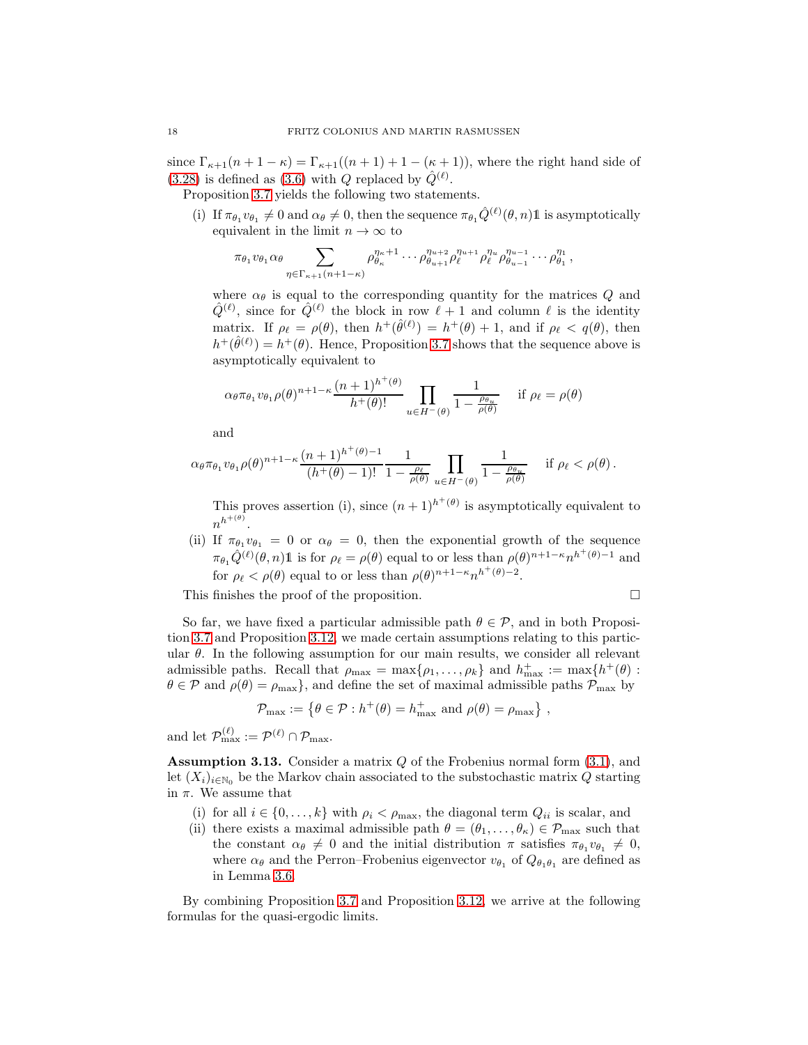since $\Gamma_{\kappa+1}(n+1-\kappa) = \Gamma_{\kappa+1}((n+1)+1-(\kappa+1))$, where the right hand side of (3.28) is defined as (3.6) with $Q$ replaced by $\hat{Q}^{(\ell)}$.

Proposition 3.7 yields the following two statements.

(i) If $\pi_{\theta_1} v_{\theta_1} \neq 0$ and $\alpha_\theta \neq 0$, then the sequence $\pi_{\theta_1} \hat{Q}^{(\ell)}(\theta, n)\mathbb{1}$ is asymptotically equivalent in the limit $n \to \infty$ to

$$\pi_{\theta_1} v_{\theta_1} \alpha_\theta \sum_{\eta \in \Gamma_{\kappa+1}(n+1-\kappa)} \rho_{\theta_\kappa}^{\eta_\kappa+1} \cdots \rho_{\theta_{u+1}}^{\eta_{u+2}} \rho_\ell^{\eta_{u+1}} \rho_\ell^{\eta_u} \rho_{\theta_{u-1}}^{\eta_{u-1}} \cdots \rho_{\theta_1}^{\eta_1},$$

where $\alpha_\theta$ is equal to the corresponding quantity for the matrices $Q$ and $\hat{Q}^{(\ell)}$, since for $\hat{Q}^{(\ell)}$ the block in row $\ell+1$ and column $\ell$ is the identity matrix. If $\rho_\ell = \rho(\theta)$, then $h^+(\hat{\theta}^{(\ell)}) = h^+(\theta) + 1$, and if $\rho_\ell < q(\theta)$, then $h^+(\hat{\theta}^{(\ell)}) = h^+(\theta)$. Hence, Proposition 3.7 shows that the sequence above is asymptotically equivalent to

$$\alpha_\theta \pi_{\theta_1} v_{\theta_1} \rho(\theta)^{n+1-\kappa} \frac{(n+1)^{h^+(\theta)}}{h^+(\theta)!} \prod_{u \in H^-(\theta)} \frac{1}{1 - \frac{\rho_{\theta_u}}{\rho(\theta)}} \quad \text{if } \rho_\ell = \rho(\theta)$$

and

$$\alpha_\theta \pi_{\theta_1} v_{\theta_1} \rho(\theta)^{n+1-\kappa} \frac{(n+1)^{h^+(\theta)-1}}{(h^+(\theta)-1)!} \frac{1}{1 - \frac{\rho_\ell}{\rho(\theta)}} \prod_{u \in H^-(\theta)} \frac{1}{1 - \frac{\rho_{\theta_u}}{\rho(\theta)}} \quad \text{if } \rho_\ell < \rho(\theta).$$

This proves assertion (i), since $(n+1)^{h^+(\theta)}$ is asymptotically equivalent to $n^{h^+(\theta)}$.

(ii) If $\pi_{\theta_1} v_{\theta_1} = 0$ or $\alpha_\theta = 0$, then the exponential growth of the sequence $\pi_{\theta_1} \hat{Q}^{(\ell)}(\theta, n)\mathbb{1}$ is for $\rho_\ell = \rho(\theta)$ equal to or less than $\rho(\theta)^{n+1-\kappa} n^{h^+(\theta)-1}$ and for $\rho_\ell < \rho(\theta)$ equal to or less than $\rho(\theta)^{n+1-\kappa} n^{h^+(\theta)-2}$.

This finishes the proof of the proposition. ∎

So far, we have fixed a particular admissible path $\theta \in \mathcal{P}$, and in both Proposition 3.7 and Proposition 3.12, we made certain assumptions relating to this particular $\theta$. In the following assumption for our main results, we consider all relevant admissible paths. Recall that $\rho_{\max} = \max\{\rho_1, \ldots, \rho_k\}$ and $h^+_{\max} := \max\{h^+(\theta) : \theta \in \mathcal{P} \text{ and } \rho(\theta) = \rho_{\max}\}$, and define the set of maximal admissible paths $\mathcal{P}_{\max}$ by

$$\mathcal{P}_{\max} := \left\{\theta \in \mathcal{P} : h^+(\theta) = h^+_{\max} \text{ and } \rho(\theta) = \rho_{\max}\right\},$$

and let $\mathcal{P}^{(\ell)}_{\max} := \mathcal{P}^{(\ell)} \cap \mathcal{P}_{\max}$.

**Assumption 3.13.** Consider a matrix $Q$ of the Frobenius normal form (3.1), and let $(X_i)_{i \in \mathbb{N}_0}$ be the Markov chain associated to the substochastic matrix $Q$ starting in $\pi$. We assume that

(i) for all $i \in \{0, \ldots, k\}$ with $\rho_i < \rho_{\max}$, the diagonal term $Q_{ii}$ is scalar, and

(ii) there exists a maximal admissible path $\theta = (\theta_1, \ldots, \theta_\kappa) \in \mathcal{P}_{\max}$ such that the constant $\alpha_\theta \neq 0$ and the initial distribution $\pi$ satisfies $\pi_{\theta_1} v_{\theta_1} \neq 0$, where $\alpha_\theta$ and the Perron–Frobenius eigenvector $v_{\theta_1}$ of $Q_{\theta_1\theta_1}$ are defined as in Lemma 3.6.

By combining Proposition 3.7 and Proposition 3.12, we arrive at the following formulas for the quasi-ergodic limits.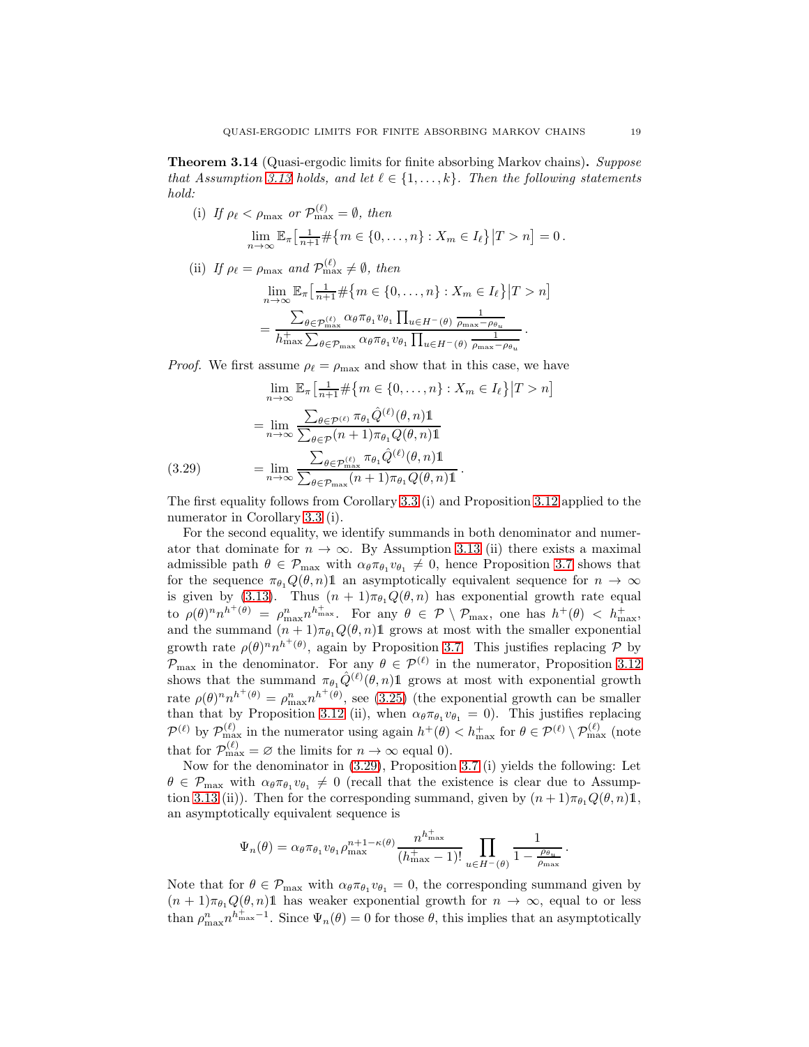**Theorem 3.14** (Quasi-ergodic limits for finite absorbing Markov chains)**.** *Suppose that Assumption 3.13 holds, and let $\ell \in \{1, \dots, k\}$. Then the following statements hold:*

(i) *If $\rho_\ell < \rho_{\max}$ or $\mathcal{P}_{\max}^{(\ell)} = \emptyset$, then*

$$\lim_{n\to\infty} \mathbb{E}_\pi\big[\tfrac{1}{n+1}\#\{m \in \{0,\dots,n\} : X_m \in I_\ell\}\big|T > n\big] = 0\,.$$

(ii) *If $\rho_\ell = \rho_{\max}$ and $\mathcal{P}_{\max}^{(\ell)} \neq \emptyset$, then*

$$\begin{aligned}
&\lim_{n\to\infty} \mathbb{E}_\pi\big[\tfrac{1}{n+1}\#\{m \in \{0,\dots,n\} : X_m \in I_\ell\}\big|T > n\big] \\
&= \frac{\sum_{\theta\in\mathcal{P}_{\max}^{(\ell)}} \alpha_\theta \pi_{\theta_1} v_{\theta_1} \prod_{u\in H^-(\theta)} \frac{1}{\rho_{\max}-\rho_{\theta_u}}}{h_{\max}^+ \sum_{\theta\in\mathcal{P}_{\max}} \alpha_\theta \pi_{\theta_1} v_{\theta_1} \prod_{u\in H^-(\theta)} \frac{1}{\rho_{\max}-\rho_{\theta_u}}}\,.
\end{aligned}$$

*Proof.* We first assume $\rho_\ell = \rho_{\max}$ and show that in this case, we have

$$\begin{aligned}
&\lim_{n\to\infty} \mathbb{E}_\pi\big[\tfrac{1}{n+1}\#\{m \in \{0,\dots,n\} : X_m \in I_\ell\}\big|T > n\big] \\
&= \lim_{n\to\infty} \frac{\sum_{\theta\in\mathcal{P}^{(\ell)}} \pi_{\theta_1} \hat{Q}^{(\ell)}(\theta, n)\mathbb{1}}{\sum_{\theta\in\mathcal{P}} (n+1)\pi_{\theta_1} Q(\theta, n)\mathbb{1}} \\
&= \lim_{n\to\infty} \frac{\sum_{\theta\in\mathcal{P}_{\max}^{(\ell)}} \pi_{\theta_1} \hat{Q}^{(\ell)}(\theta, n)\mathbb{1}}{\sum_{\theta\in\mathcal{P}_{\max}} (n+1)\pi_{\theta_1} Q(\theta, n)\mathbb{1}}\,.
\end{aligned} \tag{3.29}$$

The first equality follows from Corollary 3.3 (i) and Proposition 3.12 applied to the numerator in Corollary 3.3 (i).

For the second equality, we identify summands in both denominator and numerator that dominate for $n \to \infty$. By Assumption 3.13 (ii) there exists a maximal admissible path $\theta \in \mathcal{P}_{\max}$ with $\alpha_\theta \pi_{\theta_1} v_{\theta_1} \neq 0$, hence Proposition 3.7 shows that for the sequence $\pi_{\theta_1} Q(\theta, n)\mathbb{1}$ an asymptotically equivalent sequence for $n \to \infty$ is given by (3.13). Thus $(n+1)\pi_{\theta_1} Q(\theta, n)$ has exponential growth rate equal to $\rho(\theta)^n n^{h^+(\theta)} = \rho_{\max}^n n^{h_{\max}^+}$. For any $\theta \in \mathcal{P} \setminus \mathcal{P}_{\max}$, one has $h^+(\theta) < h_{\max}^+$, and the summand $(n+1)\pi_{\theta_1} Q(\theta, n)\mathbb{1}$ grows at most with the smaller exponential growth rate $\rho(\theta)^n n^{h^+(\theta)}$, again by Proposition 3.7. This justifies replacing $\mathcal{P}$ by $\mathcal{P}_{\max}$ in the denominator. For any $\theta \in \mathcal{P}^{(\ell)}$ in the numerator, Proposition 3.12 shows that the summand $\pi_{\theta_1} \hat{Q}^{(\ell)}(\theta, n)\mathbb{1}$ grows at most with exponential growth rate $\rho(\theta)^n n^{h^+(\theta)} = \rho_{\max}^n n^{h^+(\theta)}$, see (3.25) (the exponential growth can be smaller than that by Proposition 3.12 (ii), when $\alpha_\theta \pi_{\theta_1} v_{\theta_1} = 0$). This justifies replacing $\mathcal{P}^{(\ell)}$ by $\mathcal{P}_{\max}^{(\ell)}$ in the numerator using again $h^+(\theta) < h_{\max}^+$ for $\theta \in \mathcal{P}^{(\ell)} \setminus \mathcal{P}_{\max}^{(\ell)}$ (note that for $\mathcal{P}_{\max}^{(\ell)} = \varnothing$ the limits for $n \to \infty$ equal 0).

Now for the denominator in (3.29), Proposition 3.7 (i) yields the following: Let $\theta \in \mathcal{P}_{\max}$ with $\alpha_\theta \pi_{\theta_1} v_{\theta_1} \neq 0$ (recall that the existence is clear due to Assumption 3.13 (ii)). Then for the corresponding summand, given by $(n+1)\pi_{\theta_1} Q(\theta, n)\mathbb{1}$, an asymptotically equivalent sequence is

$$\Psi_n(\theta) = \alpha_\theta \pi_{\theta_1} v_{\theta_1} \rho_{\max}^{n+1-\kappa(\theta)} \frac{n^{h_{\max}^+}}{(h_{\max}^+ - 1)!} \prod_{u\in H^-(\theta)} \frac{1}{1 - \frac{\rho_{\theta_u}}{\rho_{\max}}}\,.$$

Note that for $\theta \in \mathcal{P}_{\max}$ with $\alpha_\theta \pi_{\theta_1} v_{\theta_1} = 0$, the corresponding summand given by $(n+1)\pi_{\theta_1} Q(\theta, n)\mathbb{1}$ has weaker exponential growth for $n \to \infty$, equal to or less than $\rho_{\max}^n n^{h_{\max}^+ - 1}$. Since $\Psi_n(\theta) = 0$ for those $\theta$, this implies that an asymptotically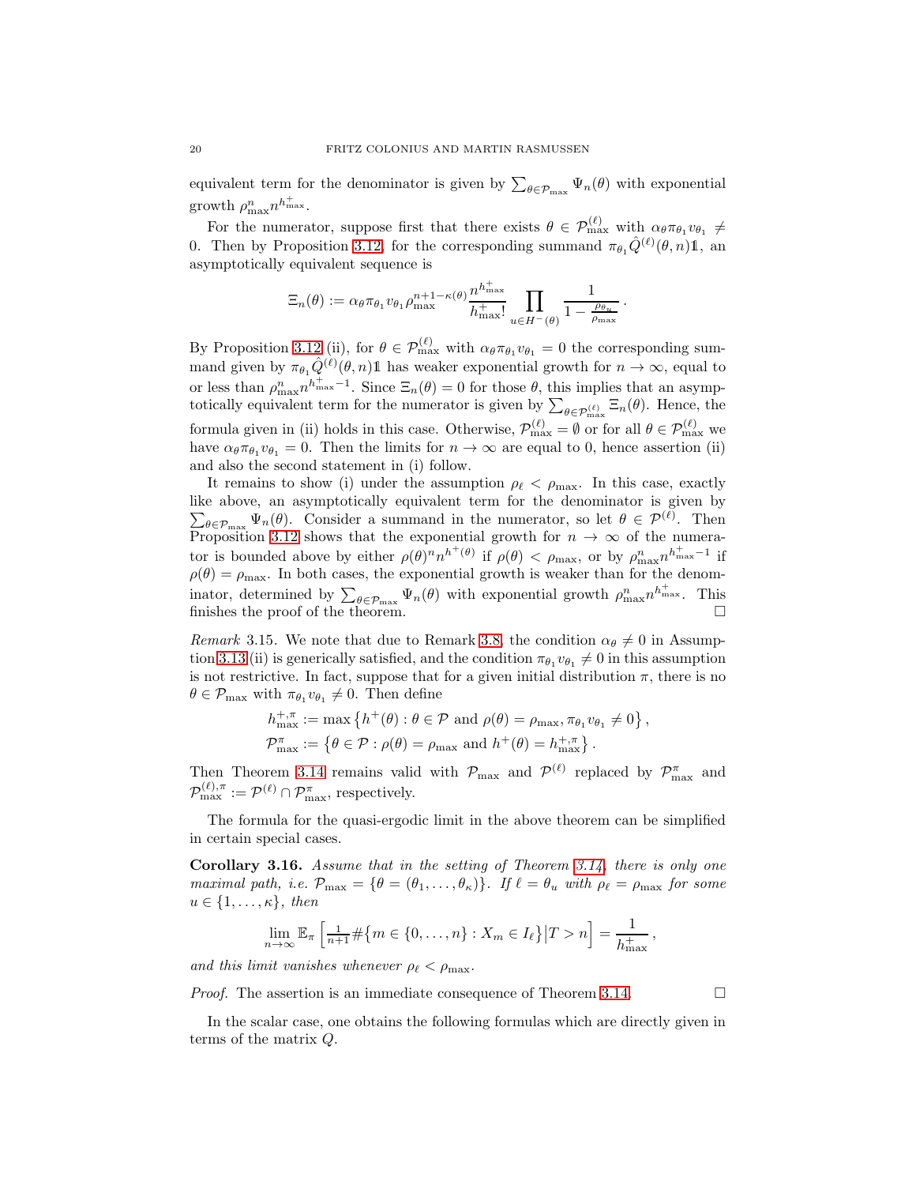equivalent term for the denominator is given by $\sum_{\theta\in\mathcal{P}_{\max}}\Psi_n(\theta)$ with exponential growth $\rho_{\max}^n n^{h^+_{\max}}$.

For the numerator, suppose first that there exists $\theta\in\mathcal{P}^{(\ell)}_{\max}$ with $\alpha_\theta\pi_{\theta_1}v_{\theta_1}\neq 0$. Then by Proposition 3.12, for the corresponding summand $\pi_{\theta_1}\hat{Q}^{(\ell)}(\theta,n)\mathbb{1}$, an asymptotically equivalent sequence is

$$\Xi_n(\theta) := \alpha_\theta\pi_{\theta_1}v_{\theta_1}\rho_{\max}^{n+1-\kappa(\theta)}\frac{n^{h^+_{\max}}}{h^+_{\max}!}\prod_{u\in H^-(\theta)}\frac{1}{1-\frac{\rho_{\theta_u}}{\rho_{\max}}}\,.$$

By Proposition 3.12 (ii), for $\theta\in\mathcal{P}^{(\ell)}_{\max}$ with $\alpha_\theta\pi_{\theta_1}v_{\theta_1}=0$ the corresponding summand given by $\pi_{\theta_1}\hat{Q}^{(\ell)}(\theta,n)\mathbb{1}$ has weaker exponential growth for $n\to\infty$, equal to or less than $\rho_{\max}^n n^{h^+_{\max}-1}$. Since $\Xi_n(\theta)=0$ for those $\theta$, this implies that an asymptotically equivalent term for the numerator is given by $\sum_{\theta\in\mathcal{P}^{(\ell)}_{\max}}\Xi_n(\theta)$. Hence, the formula given in (ii) holds in this case. Otherwise, $\mathcal{P}^{(\ell)}_{\max}=\emptyset$ or for all $\theta\in\mathcal{P}^{(\ell)}_{\max}$ we have $\alpha_\theta\pi_{\theta_1}v_{\theta_1}=0$. Then the limits for $n\to\infty$ are equal to 0, hence assertion (ii) and also the second statement in (i) follow.

It remains to show (i) under the assumption $\rho_\ell<\rho_{\max}$. In this case, exactly like above, an asymptotically equivalent term for the denominator is given by $\sum_{\theta\in\mathcal{P}_{\max}}\Psi_n(\theta)$. Consider a summand in the numerator, so let $\theta\in\mathcal{P}^{(\ell)}$. Then Proposition 3.12 shows that the exponential growth for $n\to\infty$ of the numerator is bounded above by either $\rho(\theta)^n n^{h^+(\theta)}$ if $\rho(\theta)<\rho_{\max}$, or by $\rho_{\max}^n n^{h^+_{\max}-1}$ if $\rho(\theta)=\rho_{\max}$. In both cases, the exponential growth is weaker than for the denominator, determined by $\sum_{\theta\in\mathcal{P}_{\max}}\Psi_n(\theta)$ with exponential growth $\rho_{\max}^n n^{h^+_{\max}}$. This finishes the proof of the theorem. □

*Remark* 3.15. We note that due to Remark 3.8, the condition $\alpha_\theta\neq 0$ in Assumption 3.13 (ii) is generically satisfied, and the condition $\pi_{\theta_1}v_{\theta_1}\neq 0$ in this assumption is not restrictive. In fact, suppose that for a given initial distribution $\pi$, there is no $\theta\in\mathcal{P}_{\max}$ with $\pi_{\theta_1}v_{\theta_1}\neq 0$. Then define

$$h^{+,\pi}_{\max} := \max\left\{h^+(\theta):\theta\in\mathcal{P}\text{ and }\rho(\theta)=\rho_{\max},\pi_{\theta_1}v_{\theta_1}\neq 0\right\},$$
$$\mathcal{P}^{\pi}_{\max} := \left\{\theta\in\mathcal{P}:\rho(\theta)=\rho_{\max}\text{ and }h^+(\theta)=h^{+,\pi}_{\max}\right\}.$$

Then Theorem 3.14 remains valid with $\mathcal{P}_{\max}$ and $\mathcal{P}^{(\ell)}$ replaced by $\mathcal{P}^{\pi}_{\max}$ and $\mathcal{P}^{(\ell),\pi}_{\max}:=\mathcal{P}^{(\ell)}\cap\mathcal{P}^{\pi}_{\max}$, respectively.

The formula for the quasi-ergodic limit in the above theorem can be simplified in certain special cases.

**Corollary 3.16.** *Assume that in the setting of Theorem 3.14, there is only one maximal path, i.e. $\mathcal{P}_{\max}=\{\theta=(\theta_1,\dots,\theta_\kappa)\}$. If $\ell=\theta_u$ with $\rho_\ell=\rho_{\max}$ for some $u\in\{1,\dots,\kappa\}$, then*

$$\lim_{n\to\infty}\mathbb{E}_\pi\left[\tfrac{1}{n+1}\#\{m\in\{0,\dots,n\}:X_m\in I_\ell\}\big|T>n\right]=\frac{1}{h^+_{\max}}\,,$$

*and this limit vanishes whenever $\rho_\ell<\rho_{\max}$.*

*Proof.* The assertion is an immediate consequence of Theorem 3.14. □

In the scalar case, one obtains the following formulas which are directly given in terms of the matrix $Q$.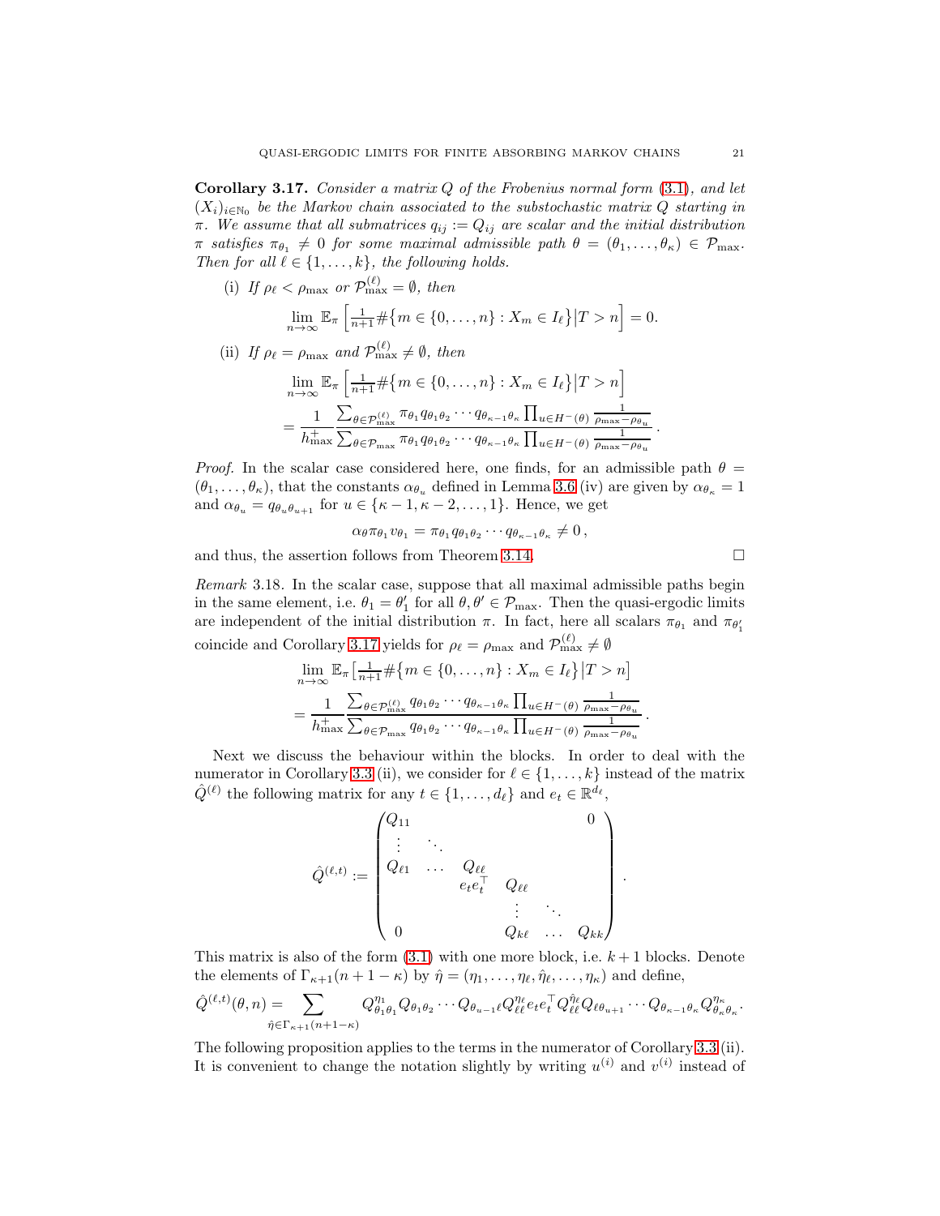**Corollary 3.17.** *Consider a matrix $Q$ of the Frobenius normal form (3.1), and let $(X_i)_{i\in\mathbb{N}_0}$ be the Markov chain associated to the substochastic matrix $Q$ starting in $\pi$. We assume that all submatrices $q_{ij} := Q_{ij}$ are scalar and the initial distribution $\pi$ satisfies $\pi_{\theta_1} \neq 0$ for some maximal admissible path $\theta = (\theta_1, \dots, \theta_\kappa) \in \mathcal{P}_{\max}$. Then for all $\ell \in \{1, \dots, k\}$, the following holds.*

(i) *If $\rho_\ell < \rho_{\max}$ or $\mathcal{P}_{\max}^{(\ell)} = \emptyset$, then*

$$\lim_{n\to\infty} \mathbb{E}_\pi \left[ \tfrac{1}{n+1} \#\{m \in \{0, \dots, n\} : X_m \in I_\ell\} \big| T > n \right] = 0.$$

(ii) *If $\rho_\ell = \rho_{\max}$ and $\mathcal{P}_{\max}^{(\ell)} \neq \emptyset$, then*

$$\begin{aligned} &\lim_{n\to\infty} \mathbb{E}_\pi \left[ \tfrac{1}{n+1} \#\{m \in \{0, \dots, n\} : X_m \in I_\ell\} \big| T > n \right] \\ &= \frac{1}{h^+_{\max}} \frac{\sum_{\theta \in \mathcal{P}_{\max}^{(\ell)}} \pi_{\theta_1} q_{\theta_1\theta_2} \cdots q_{\theta_{\kappa-1}\theta_\kappa} \prod_{u \in H^-(\theta)} \frac{1}{\rho_{\max} - \rho_{\theta_u}}}{\sum_{\theta \in \mathcal{P}_{\max}} \pi_{\theta_1} q_{\theta_1\theta_2} \cdots q_{\theta_{\kappa-1}\theta_\kappa} \prod_{u \in H^-(\theta)} \frac{1}{\rho_{\max} - \rho_{\theta_u}}}. \end{aligned}$$

*Proof.* In the scalar case considered here, one finds, for an admissible path $\theta = (\theta_1, \dots, \theta_\kappa)$, that the constants $\alpha_{\theta_u}$ defined in Lemma 3.6 (iv) are given by $\alpha_{\theta_\kappa} = 1$ and $\alpha_{\theta_u} = q_{\theta_u\theta_{u+1}}$ for $u \in \{\kappa-1, \kappa-2, \dots, 1\}$. Hence, we get

$$\alpha_\theta \pi_{\theta_1} v_{\theta_1} = \pi_{\theta_1} q_{\theta_1\theta_2} \cdots q_{\theta_{\kappa-1}\theta_\kappa} \neq 0,$$

and thus, the assertion follows from Theorem 3.14. $\square$

*Remark* 3.18. In the scalar case, suppose that all maximal admissible paths begin in the same element, i.e. $\theta_1 = \theta_1'$ for all $\theta, \theta' \in \mathcal{P}_{\max}$. Then the quasi-ergodic limits are independent of the initial distribution $\pi$. In fact, here all scalars $\pi_{\theta_1}$ and $\pi_{\theta_1'}$ coincide and Corollary 3.17 yields for $\rho_\ell = \rho_{\max}$ and $\mathcal{P}_{\max}^{(\ell)} \neq \emptyset$

$$\begin{aligned} &\lim_{n\to\infty} \mathbb{E}_\pi \big[ \tfrac{1}{n+1} \#\{m \in \{0, \dots, n\} : X_m \in I_\ell\} \big| T > n \big] \\ &= \frac{1}{h^+_{\max}} \frac{\sum_{\theta \in \mathcal{P}_{\max}^{(\ell)}} q_{\theta_1\theta_2} \cdots q_{\theta_{\kappa-1}\theta_\kappa} \prod_{u \in H^-(\theta)} \frac{1}{\rho_{\max} - \rho_{\theta_u}}}{\sum_{\theta \in \mathcal{P}_{\max}} q_{\theta_1\theta_2} \cdots q_{\theta_{\kappa-1}\theta_\kappa} \prod_{u \in H^-(\theta)} \frac{1}{\rho_{\max} - \rho_{\theta_u}}}. \end{aligned}$$

Next we discuss the behaviour within the blocks. In order to deal with the numerator in Corollary 3.3 (ii), we consider for $\ell \in \{1, \dots, k\}$ instead of the matrix $\hat{Q}^{(\ell)}$ the following matrix for any $t \in \{1, \dots, d_\ell\}$ and $e_t \in \mathbb{R}^{d_\ell}$,

$$\hat{Q}^{(\ell,t)} := \begin{pmatrix} Q_{11} & & & & & 0 \\ \vdots & \ddots & & & & \\ Q_{\ell 1} & \dots & Q_{\ell\ell} & & & \\ & & e_t e_t^\top & Q_{\ell\ell} & & \\ & & & \vdots & \ddots & \\ 0 & & & Q_{k\ell} & \dots & Q_{kk} \end{pmatrix}.$$

This matrix is also of the form (3.1) with one more block, i.e. $k+1$ blocks. Denote the elements of $\Gamma_{\kappa+1}(n+1-\kappa)$ by $\hat{\eta} = (\eta_1, \dots, \eta_\ell, \hat{\eta}_\ell, \dots, \eta_\kappa)$ and define,

$$\hat{Q}^{(\ell,t)}(\theta, n) = \sum_{\hat{\eta} \in \Gamma_{\kappa+1}(n+1-\kappa)} Q_{\theta_1\theta_1}^{\eta_1} Q_{\theta_1\theta_2} \cdots Q_{\theta_{u-1}\ell} Q_{\ell\ell}^{\eta_\ell} e_t e_t^\top Q_{\ell\ell}^{\hat{\eta}_\ell} Q_{\ell\theta_{u+1}} \cdots Q_{\theta_{\kappa-1}\theta_\kappa} Q_{\theta_\kappa\theta_\kappa}^{\eta_\kappa}.$$

The following proposition applies to the terms in the numerator of Corollary 3.3 (ii). It is convenient to change the notation slightly by writing $u^{(i)}$ and $v^{(i)}$ instead of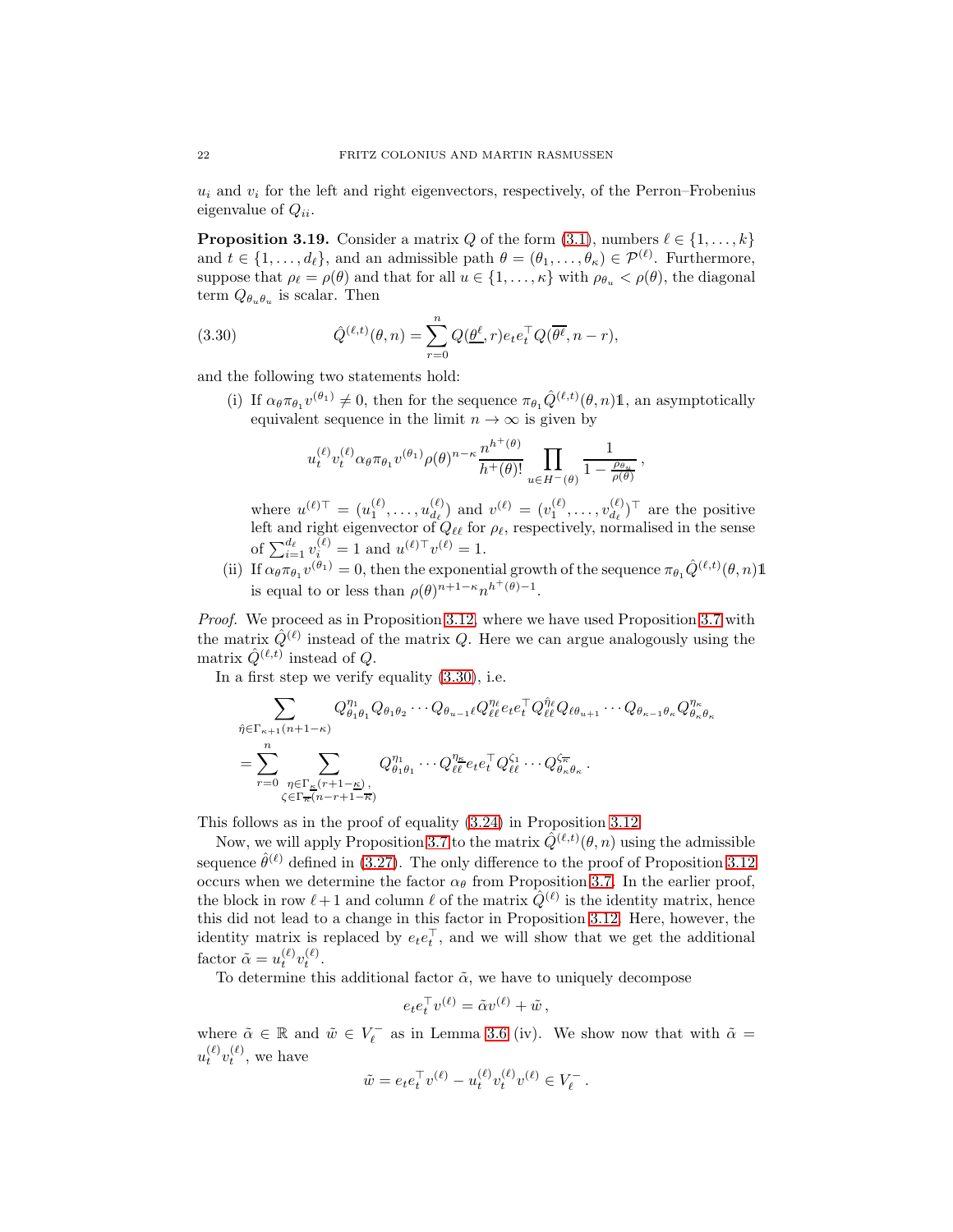$u_i$ and $v_i$ for the left and right eigenvectors, respectively, of the Perron–Frobenius eigenvalue of $Q_{ii}$.

**Proposition 3.19.** Consider a matrix $Q$ of the form (3.1), numbers $\ell \in \{1, \dots, k\}$ and $t \in \{1, \dots, d_\ell\}$, and an admissible path $\theta = (\theta_1, \dots, \theta_\kappa) \in \mathcal{P}^{(\ell)}$. Furthermore, suppose that $\rho_\ell = \rho(\theta)$ and that for all $u \in \{1, \dots, \kappa\}$ with $\rho_{\theta_u} < \rho(\theta)$, the diagonal term $Q_{\theta_u \theta_u}$ is scalar. Then

$$\hat{Q}^{(\ell,t)}(\theta, n) = \sum_{r=0}^{n} Q(\underline{\theta^\ell}, r) e_t e_t^\top Q(\overline{\theta^\ell}, n-r), \tag{3.30}$$

and the following two statements hold:

(i) If $\alpha_\theta \pi_{\theta_1} v^{(\theta_1)} \neq 0$, then for the sequence $\pi_{\theta_1} \hat{Q}^{(\ell,t)}(\theta, n)\mathbb{1}$, an asymptotically equivalent sequence in the limit $n \to \infty$ is given by

$$u_t^{(\ell)} v_t^{(\ell)} \alpha_\theta \pi_{\theta_1} v^{(\theta_1)} \rho(\theta)^{n-\kappa} \frac{n^{h^+(\theta)}}{h^+(\theta)!} \prod_{u \in H^-(\theta)} \frac{1}{1 - \frac{\rho_{\theta_u}}{\rho(\theta)}},$$

where $u^{(\ell)\top} = (u_1^{(\ell)}, \dots, u_{d_\ell}^{(\ell)})$ and $v^{(\ell)} = (v_1^{(\ell)}, \dots, v_{d_\ell}^{(\ell)})^\top$ are the positive left and right eigenvector of $Q_{\ell\ell}$ for $\rho_\ell$, respectively, normalised in the sense of $\sum_{i=1}^{d_\ell} v_i^{(\ell)} = 1$ and $u^{(\ell)\top} v^{(\ell)} = 1$.

(ii) If $\alpha_\theta \pi_{\theta_1} v^{(\theta_1)} = 0$, then the exponential growth of the sequence $\pi_{\theta_1} \hat{Q}^{(\ell,t)}(\theta, n)\mathbb{1}$ is equal to or less than $\rho(\theta)^{n+1-\kappa} n^{h^+(\theta)-1}$.

*Proof.* We proceed as in Proposition 3.12, where we have used Proposition 3.7 with the matrix $\hat{Q}^{(\ell)}$ instead of the matrix $Q$. Here we can argue analogously using the matrix $\hat{Q}^{(\ell,t)}$ instead of $Q$.

In a first step we verify equality (3.30), i.e.

$$\begin{aligned}
&\sum_{\hat{\eta} \in \Gamma_{\kappa+1}(n+1-\kappa)} Q_{\theta_1\theta_1}^{\eta_1} Q_{\theta_1\theta_2} \cdots Q_{\theta_{u-1}\ell} Q_{\ell\ell}^{\eta_\ell} e_t e_t^\top Q_{\ell\ell}^{\hat{\eta}_\ell} Q_{\ell\theta_{u+1}} \cdots Q_{\theta_{\kappa-1}\theta_\kappa} Q_{\theta_\kappa\theta_\kappa}^{\eta_\kappa} \\
&= \sum_{r=0}^{n} \sum_{\substack{\eta \in \Gamma_{\underline{\kappa}}(r+1-\underline{\kappa}),\\ \zeta \in \Gamma_{\overline{\kappa}}(n-r+1-\overline{\kappa})}} Q_{\theta_1\theta_1}^{\eta_1} \cdots Q_{\ell\ell}^{\eta_{\underline{\kappa}}} e_t e_t^\top Q_{\ell\ell}^{\zeta_1} \cdots Q_{\theta_\kappa\theta_\kappa}^{\zeta_{\overline{\kappa}}}.
\end{aligned}$$

This follows as in the proof of equality (3.24) in Proposition 3.12.

Now, we will apply Proposition 3.7 to the matrix $\hat{Q}^{(\ell,t)}(\theta, n)$ using the admissible sequence $\hat{\theta}^{(\ell)}$ defined in (3.27). The only difference to the proof of Proposition 3.12 occurs when we determine the factor $\alpha_\theta$ from Proposition 3.7. In the earlier proof, the block in row $\ell+1$ and column $\ell$ of the matrix $\hat{Q}^{(\ell)}$ is the identity matrix, hence this did not lead to a change in this factor in Proposition 3.12. Here, however, the identity matrix is replaced by $e_t e_t^\top$, and we will show that we get the additional factor $\tilde{\alpha} = u_t^{(\ell)} v_t^{(\ell)}$.

To determine this additional factor $\tilde{\alpha}$, we have to uniquely decompose

$$e_t e_t^\top v^{(\ell)} = \tilde{\alpha} v^{(\ell)} + \tilde{w},$$

where $\tilde{\alpha} \in \mathbb{R}$ and $\tilde{w} \in V_\ell^-$ as in Lemma 3.6 (iv). We show now that with $\tilde{\alpha} = u_t^{(\ell)} v_t^{(\ell)}$, we have

$$\tilde{w} = e_t e_t^\top v^{(\ell)} - u_t^{(\ell)} v_t^{(\ell)} v^{(\ell)} \in V_\ell^-.$$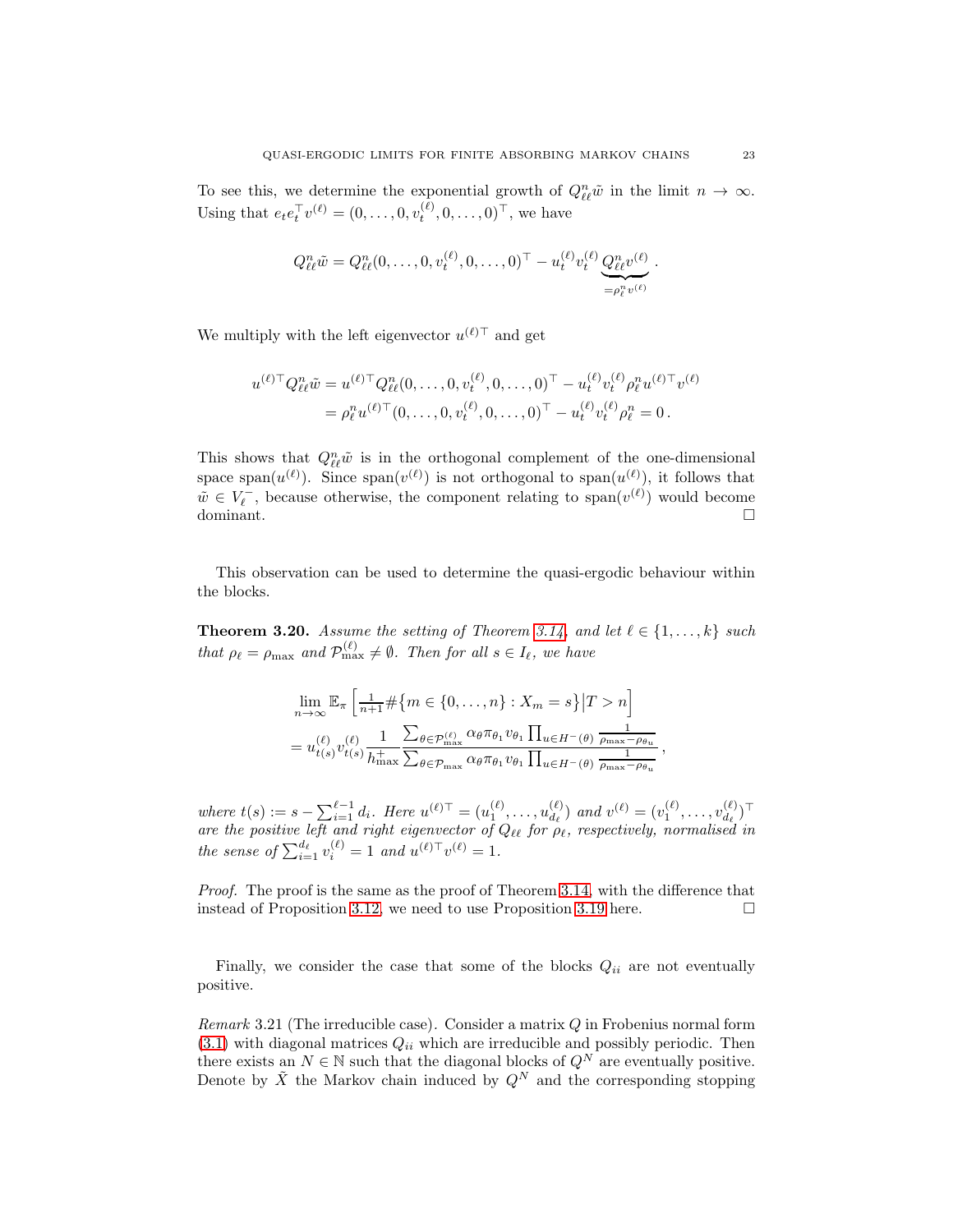To see this, we determine the exponential growth of $Q_{\ell\ell}^n \tilde{w}$ in the limit $n \to \infty$. Using that $e_t e_t^\top v^{(\ell)} = (0, \dots, 0, v_t^{(\ell)}, 0, \dots, 0)^\top$, we have

$$Q_{\ell\ell}^n \tilde{w} = Q_{\ell\ell}^n (0, \dots, 0, v_t^{(\ell)}, 0, \dots, 0)^\top - u_t^{(\ell)} v_t^{(\ell)} \underbrace{Q_{\ell\ell}^n v^{(\ell)}}_{=\rho_\ell^n v^{(\ell)}} .$$

We multiply with the left eigenvector $u^{(\ell)\top}$ and get

$$\begin{aligned} u^{(\ell)\top} Q_{\ell\ell}^n \tilde{w} &= u^{(\ell)\top} Q_{\ell\ell}^n (0, \dots, 0, v_t^{(\ell)}, 0, \dots, 0)^\top - u_t^{(\ell)} v_t^{(\ell)} \rho_\ell^n u^{(\ell)\top} v^{(\ell)} \\ &= \rho_\ell^n u^{(\ell)\top} (0, \dots, 0, v_t^{(\ell)}, 0, \dots, 0)^\top - u_t^{(\ell)} v_t^{(\ell)} \rho_\ell^n = 0 . \end{aligned}$$

This shows that $Q_{\ell\ell}^n \tilde{w}$ is in the orthogonal complement of the one-dimensional space $\operatorname{span}(u^{(\ell)})$. Since $\operatorname{span}(v^{(\ell)})$ is not orthogonal to $\operatorname{span}(u^{(\ell)})$, it follows that $\tilde{w} \in V_\ell^-$, because otherwise, the component relating to $\operatorname{span}(v^{(\ell)})$ would become dominant. $\square$

This observation can be used to determine the quasi-ergodic behaviour within the blocks.

**Theorem 3.20.** *Assume the setting of Theorem 3.14, and let $\ell \in \{1, \dots, k\}$ such that $\rho_\ell = \rho_{\max}$ and $\mathcal{P}_{\max}^{(\ell)} \neq \emptyset$. Then for all $s \in I_\ell$, we have*

$$\begin{aligned} &\lim_{n\to\infty} \mathbb{E}_\pi \left[ \tfrac{1}{n+1} \#\{ m \in \{0, \dots, n\} : X_m = s \} \middle| T > n \right] \\ &= u_{t(s)}^{(\ell)} v_{t(s)}^{(\ell)} \frac{1}{h_{\max}^+} \frac{\sum_{\theta \in \mathcal{P}_{\max}^{(\ell)}} \alpha_\theta \pi_{\theta_1} v_{\theta_1} \prod_{u \in H^-(\theta)} \frac{1}{\rho_{\max} - \rho_{\theta_u}}}{\sum_{\theta \in \mathcal{P}_{\max}} \alpha_\theta \pi_{\theta_1} v_{\theta_1} \prod_{u \in H^-(\theta)} \frac{1}{\rho_{\max} - \rho_{\theta_u}}} , \end{aligned}$$

*where $t(s) := s - \sum_{i=1}^{\ell-1} d_i$. Here $u^{(\ell)\top} = (u_1^{(\ell)}, \dots, u_{d_\ell}^{(\ell)})$ and $v^{(\ell)} = (v_1^{(\ell)}, \dots, v_{d_\ell}^{(\ell)})^\top$ are the positive left and right eigenvector of $Q_{\ell\ell}$ for $\rho_\ell$, respectively, normalised in the sense of $\sum_{i=1}^{d_\ell} v_i^{(\ell)} = 1$ and $u^{(\ell)\top} v^{(\ell)} = 1$.*

*Proof.* The proof is the same as the proof of Theorem 3.14, with the difference that instead of Proposition 3.12, we need to use Proposition 3.19 here. $\square$

Finally, we consider the case that some of the blocks $Q_{ii}$ are not eventually positive.

*Remark* 3.21 (The irreducible case). Consider a matrix $Q$ in Frobenius normal form (3.1) with diagonal matrices $Q_{ii}$ which are irreducible and possibly periodic. Then there exists an $N \in \mathbb{N}$ such that the diagonal blocks of $Q^N$ are eventually positive. Denote by $\tilde{X}$ the Markov chain induced by $Q^N$ and the corresponding stopping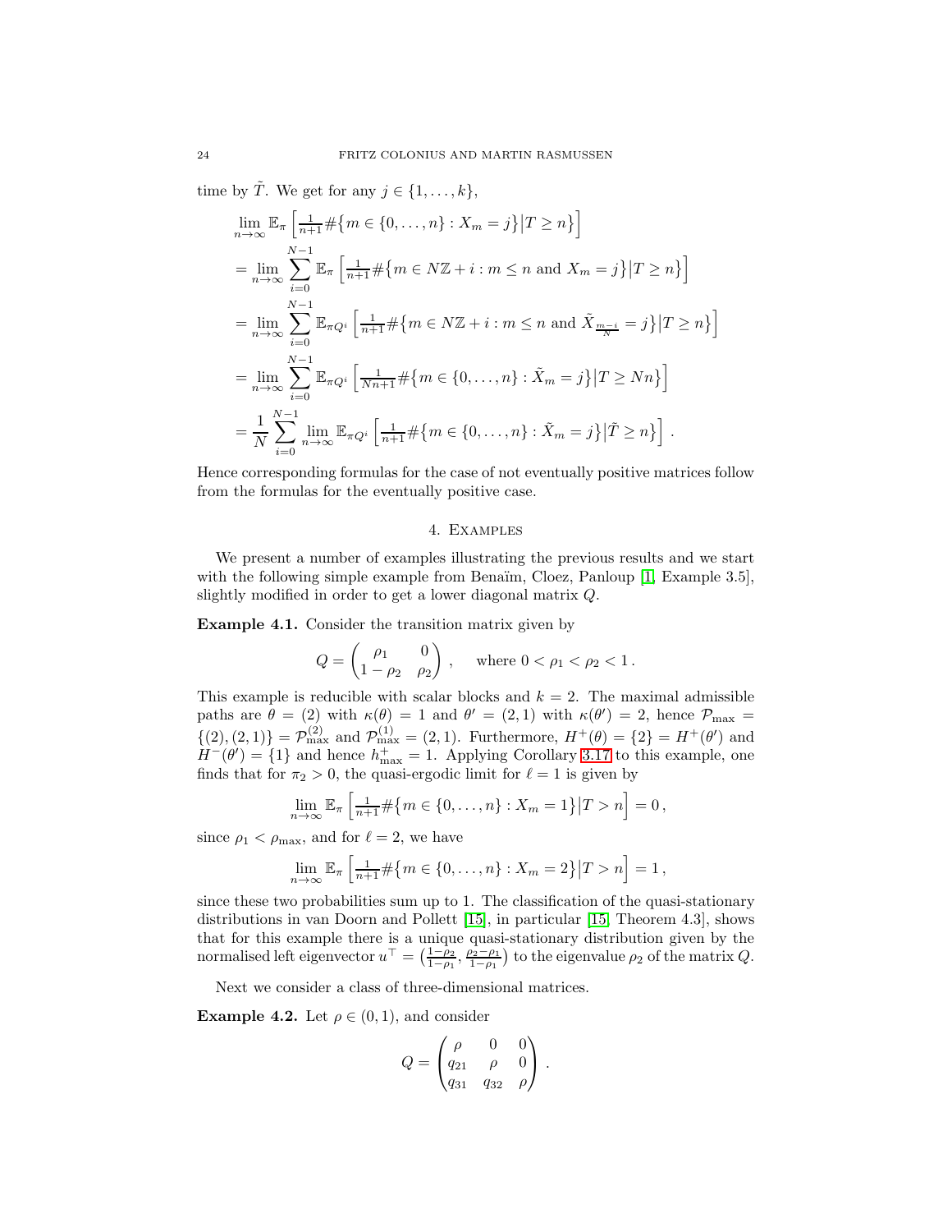time by $\tilde{T}$. We get for any $j \in \{1, \dots, k\}$,

$$
\begin{aligned}
&\lim_{n\to\infty} \mathbb{E}_\pi \left[ \tfrac{1}{n+1} \#\{m \in \{0,\dots,n\} : X_m = j\} \middle| T \geq n \right] \\
&= \lim_{n\to\infty} \sum_{i=0}^{N-1} \mathbb{E}_\pi \left[ \tfrac{1}{n+1} \#\{m \in N\mathbb{Z} + i : m \leq n \text{ and } X_m = j\} \middle| T \geq n \right] \\
&= \lim_{n\to\infty} \sum_{i=0}^{N-1} \mathbb{E}_{\pi Q^i} \left[ \tfrac{1}{n+1} \#\{m \in N\mathbb{Z} + i : m \leq n \text{ and } \tilde{X}_{\frac{m-i}{N}} = j\} \middle| T \geq n \right] \\
&= \lim_{n\to\infty} \sum_{i=0}^{N-1} \mathbb{E}_{\pi Q^i} \left[ \tfrac{1}{Nn+1} \#\{m \in \{0,\dots,n\} : \tilde{X}_m = j\} \middle| T \geq Nn \right] \\
&= \frac{1}{N} \sum_{i=0}^{N-1} \lim_{n\to\infty} \mathbb{E}_{\pi Q^i} \left[ \tfrac{1}{n+1} \#\{m \in \{0,\dots,n\} : \tilde{X}_m = j\} \middle| \tilde{T} \geq n \right] .
\end{aligned}
$$

Hence corresponding formulas for the case of not eventually positive matrices follow from the formulas for the eventually positive case.

## 4. Examples

We present a number of examples illustrating the previous results and we start with the following simple example from Benaïm, Cloez, Panloup [1, Example 3.5], slightly modified in order to get a lower diagonal matrix $Q$.

**Example 4.1.** Consider the transition matrix given by

$$
Q = \begin{pmatrix} \rho_1 & 0 \\ 1-\rho_2 & \rho_2 \end{pmatrix} , \quad \text{where } 0 < \rho_1 < \rho_2 < 1 .
$$

This example is reducible with scalar blocks and $k = 2$. The maximal admissible paths are $\theta = (2)$ with $\kappa(\theta) = 1$ and $\theta' = (2,1)$ with $\kappa(\theta') = 2$, hence $\mathcal{P}_{\max} = \{(2),(2,1)\} = \mathcal{P}^{(2)}_{\max}$ and $\mathcal{P}^{(1)}_{\max} = (2,1)$. Furthermore, $H^+(\theta) = \{2\} = H^+(\theta')$ and $H^-(\theta') = \{1\}$ and hence $h^+_{\max} = 1$. Applying Corollary 3.17 to this example, one finds that for $\pi_2 > 0$, the quasi-ergodic limit for $\ell = 1$ is given by

$$
\lim_{n\to\infty} \mathbb{E}_\pi \left[ \tfrac{1}{n+1} \#\{m \in \{0,\dots,n\} : X_m = 1\} \middle| T > n \right] = 0 ,
$$

since $\rho_1 < \rho_{\max}$, and for $\ell = 2$, we have

$$
\lim_{n\to\infty} \mathbb{E}_\pi \left[ \tfrac{1}{n+1} \#\{m \in \{0,\dots,n\} : X_m = 2\} \middle| T > n \right] = 1 ,
$$

since these two probabilities sum up to 1. The classification of the quasi-stationary distributions in van Doorn and Pollett [15], in particular [15, Theorem 4.3], shows that for this example there is a unique quasi-stationary distribution given by the normalised left eigenvector $u^\top = \left(\frac{1-\rho_2}{1-\rho_1}, \frac{\rho_2-\rho_1}{1-\rho_1}\right)$ to the eigenvalue $\rho_2$ of the matrix $Q$.

Next we consider a class of three-dimensional matrices.

**Example 4.2.** Let $\rho \in (0,1)$, and consider

$$
Q = \begin{pmatrix} \rho & 0 & 0 \\ q_{21} & \rho & 0 \\ q_{31} & q_{32} & \rho \end{pmatrix} .
$$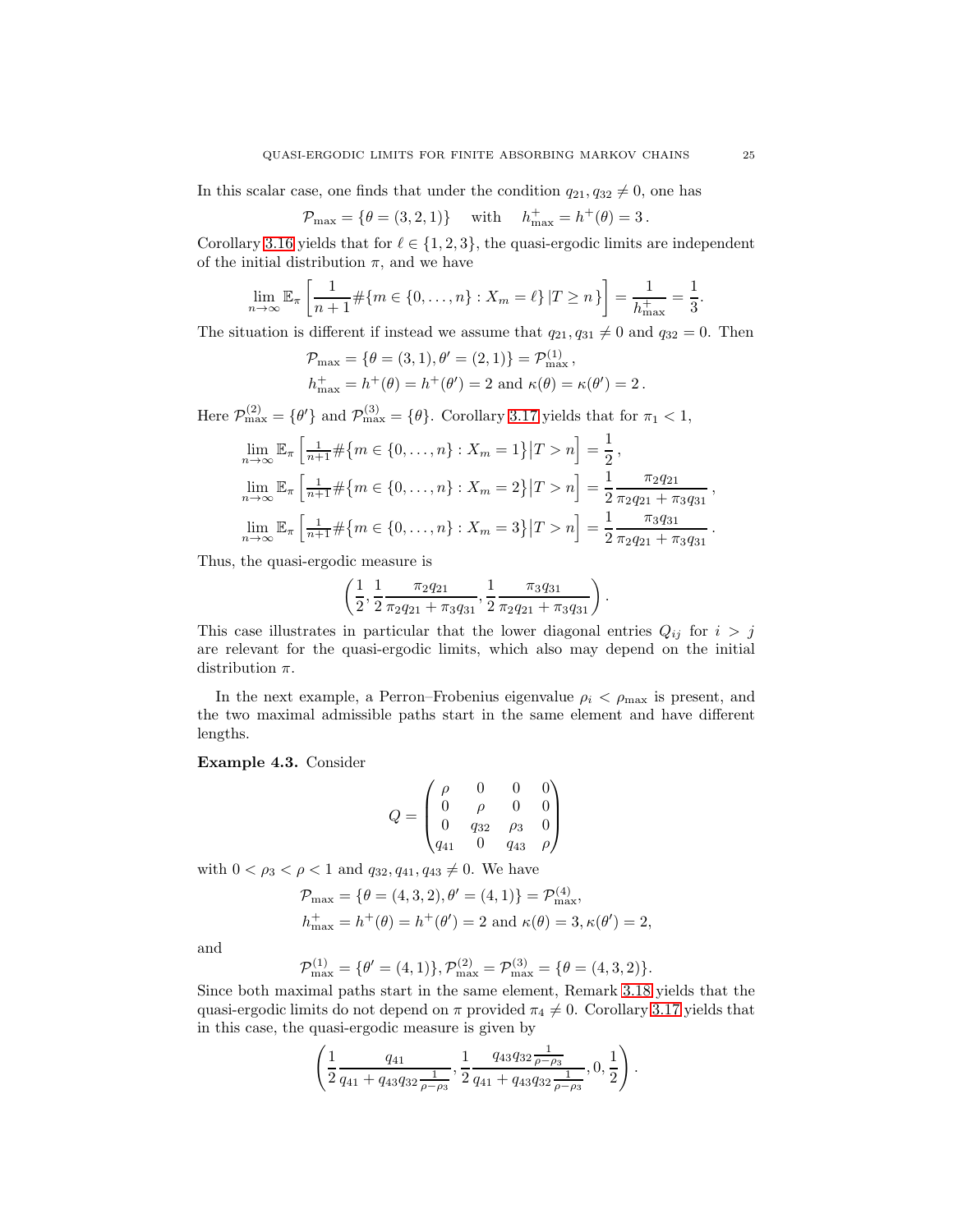In this scalar case, one finds that under the condition $q_{21}, q_{32} \neq 0$, one has

$$\mathcal{P}_{\max} = \{\theta = (3,2,1)\} \quad \text{with} \quad h^+_{\max} = h^+(\theta) = 3\,.$$

Corollary 3.16 yields that for $\ell \in \{1,2,3\}$, the quasi-ergodic limits are independent of the initial distribution $\pi$, and we have

$$\lim_{n\to\infty} \mathbb{E}_\pi \left[ \frac{1}{n+1} \#\{m \in \{0,\dots,n\} : X_m = \ell\} \,|T \geq n \right] = \frac{1}{h^+_{\max}} = \frac{1}{3}.$$

The situation is different if instead we assume that $q_{21}, q_{31} \neq 0$ and $q_{32} = 0$. Then

$$\begin{aligned}
&\mathcal{P}_{\max} = \{\theta = (3,1), \theta' = (2,1)\} = \mathcal{P}^{(1)}_{\max}\,, \\
&h^+_{\max} = h^+(\theta) = h^+(\theta') = 2 \text{ and } \kappa(\theta) = \kappa(\theta') = 2\,.
\end{aligned}$$

Here $\mathcal{P}^{(2)}_{\max} = \{\theta'\}$ and $\mathcal{P}^{(3)}_{\max} = \{\theta\}$. Corollary 3.17 yields that for $\pi_1 < 1$,

$$\begin{aligned}
&\lim_{n\to\infty} \mathbb{E}_\pi \left[ \tfrac{1}{n+1} \#\{m \in \{0,\dots,n\} : X_m = 1\} \big| T > n \right] = \frac{1}{2}\,, \\
&\lim_{n\to\infty} \mathbb{E}_\pi \left[ \tfrac{1}{n+1} \#\{m \in \{0,\dots,n\} : X_m = 2\} \big| T > n \right] = \frac{1}{2} \frac{\pi_2 q_{21}}{\pi_2 q_{21} + \pi_3 q_{31}}\,, \\
&\lim_{n\to\infty} \mathbb{E}_\pi \left[ \tfrac{1}{n+1} \#\{m \in \{0,\dots,n\} : X_m = 3\} \big| T > n \right] = \frac{1}{2} \frac{\pi_3 q_{31}}{\pi_2 q_{21} + \pi_3 q_{31}}\,.
\end{aligned}$$

Thus, the quasi-ergodic measure is

$$\left( \frac{1}{2}, \frac{1}{2} \frac{\pi_2 q_{21}}{\pi_2 q_{21} + \pi_3 q_{31}}, \frac{1}{2} \frac{\pi_3 q_{31}}{\pi_2 q_{21} + \pi_3 q_{31}} \right).$$

This case illustrates in particular that the lower diagonal entries $Q_{ij}$ for $i > j$ are relevant for the quasi-ergodic limits, which also may depend on the initial distribution $\pi$.

In the next example, a Perron–Frobenius eigenvalue $\rho_i < \rho_{\max}$ is present, and the two maximal admissible paths start in the same element and have different lengths.

**Example 4.3.** Consider

$$Q = \begin{pmatrix} \rho & 0 & 0 & 0 \\ 0 & \rho & 0 & 0 \\ 0 & q_{32} & \rho_3 & 0 \\ q_{41} & 0 & q_{43} & \rho \end{pmatrix}$$

with $0 < \rho_3 < \rho < 1$ and $q_{32}, q_{41}, q_{43} \neq 0$. We have

$$\begin{aligned}
&\mathcal{P}_{\max} = \{\theta = (4,3,2), \theta' = (4,1)\} = \mathcal{P}^{(4)}_{\max}, \\
&h^+_{\max} = h^+(\theta) = h^+(\theta') = 2 \text{ and } \kappa(\theta) = 3, \kappa(\theta') = 2,
\end{aligned}$$

and

$$\mathcal{P}^{(1)}_{\max} = \{\theta' = (4,1)\}, \mathcal{P}^{(2)}_{\max} = \mathcal{P}^{(3)}_{\max} = \{\theta = (4,3,2)\}.$$

Since both maximal paths start in the same element, Remark 3.18 yields that the quasi-ergodic limits do not depend on $\pi$ provided $\pi_4 \neq 0$. Corollary 3.17 yields that in this case, the quasi-ergodic measure is given by

$$\left( \frac{1}{2} \frac{q_{41}}{q_{41} + q_{43} q_{32} \frac{1}{\rho - \rho_3}}, \frac{1}{2} \frac{q_{43} q_{32} \frac{1}{\rho - \rho_3}}{q_{41} + q_{43} q_{32} \frac{1}{\rho - \rho_3}}, 0, \frac{1}{2} \right).$$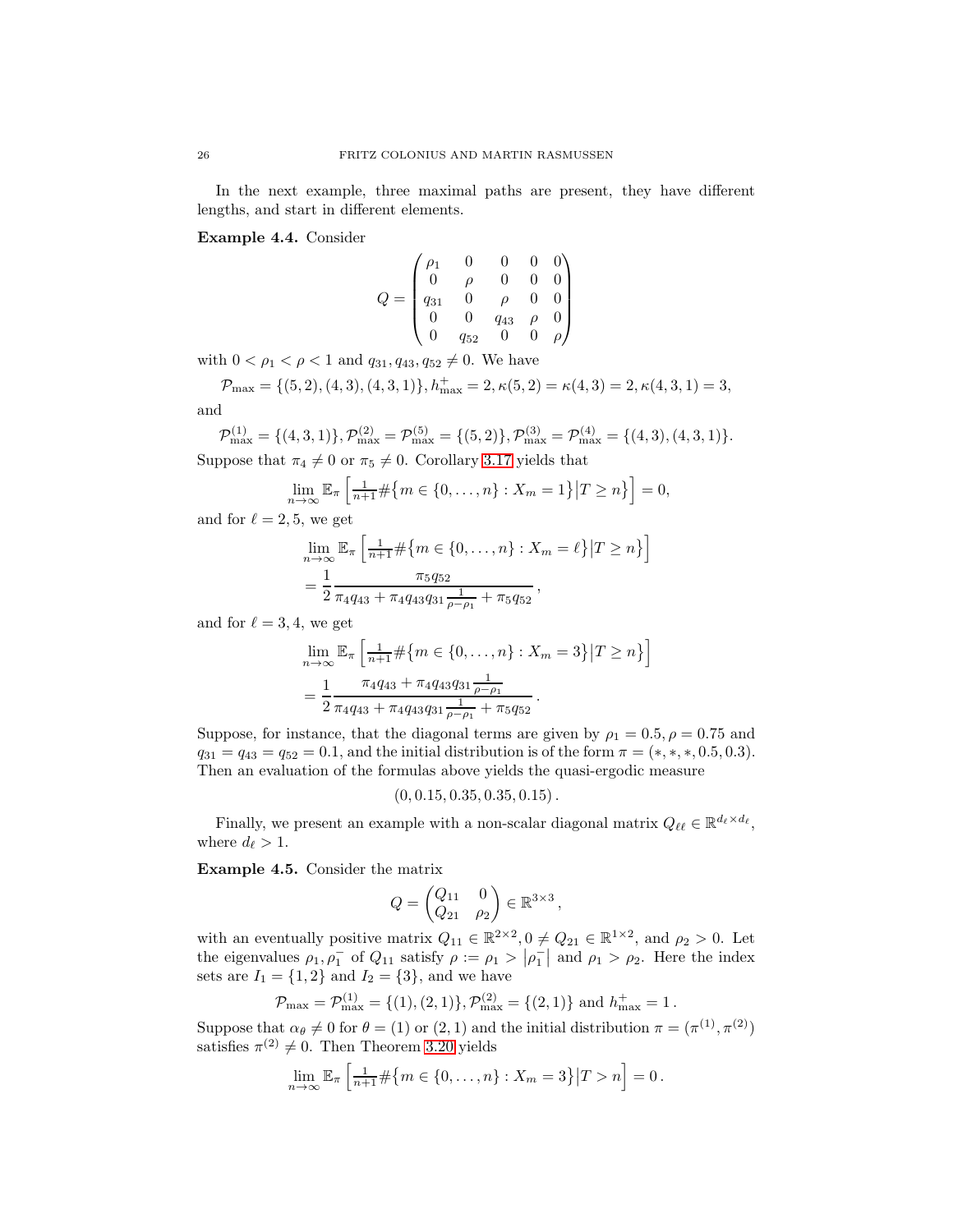In the next example, three maximal paths are present, they have different lengths, and start in different elements.

**Example 4.4.** Consider

$$Q = \begin{pmatrix} \rho_1 & 0 & 0 & 0 & 0 \\ 0 & \rho & 0 & 0 & 0 \\ q_{31} & 0 & \rho & 0 & 0 \\ 0 & 0 & q_{43} & \rho & 0 \\ 0 & q_{52} & 0 & 0 & \rho \end{pmatrix}$$

with $0 < \rho_1 < \rho < 1$ and $q_{31}, q_{43}, q_{52} \neq 0$. We have

$$\mathcal{P}_{\max} = \{(5,2),(4,3),(4,3,1)\}, h^+_{\max} = 2, \kappa(5,2) = \kappa(4,3) = 2, \kappa(4,3,1) = 3,$$

and

$$\mathcal{P}^{(1)}_{\max} = \{(4,3,1)\}, \mathcal{P}^{(2)}_{\max} = \mathcal{P}^{(5)}_{\max} = \{(5,2)\}, \mathcal{P}^{(3)}_{\max} = \mathcal{P}^{(4)}_{\max} = \{(4,3),(4,3,1)\}.$$

Suppose that $\pi_4 \neq 0$ or $\pi_5 \neq 0$. Corollary 3.17 yields that

$$\lim_{n\to\infty} \mathbb{E}_\pi \left[ \tfrac{1}{n+1} \#\big\{ m \in \{0,\dots,n\} : X_m = 1 \big\} \big| T \geq n \big\} \right] = 0,$$

and for $\ell = 2, 5$, we get

$$\begin{aligned} &\lim_{n\to\infty} \mathbb{E}_\pi \left[ \tfrac{1}{n+1} \#\big\{ m \in \{0,\dots,n\} : X_m = \ell \big\} \big| T \geq n \big\} \right] \\ &= \frac{1}{2} \frac{\pi_5 q_{52}}{\pi_4 q_{43} + \pi_4 q_{43} q_{31} \frac{1}{\rho - \rho_1} + \pi_5 q_{52}}, \end{aligned}$$

and for $\ell = 3, 4$, we get

$$\begin{aligned} &\lim_{n\to\infty} \mathbb{E}_\pi \left[ \tfrac{1}{n+1} \#\big\{ m \in \{0,\dots,n\} : X_m = 3 \big\} \big| T \geq n \big\} \right] \\ &= \frac{1}{2} \frac{\pi_4 q_{43} + \pi_4 q_{43} q_{31} \frac{1}{\rho - \rho_1}}{\pi_4 q_{43} + \pi_4 q_{43} q_{31} \frac{1}{\rho - \rho_1} + \pi_5 q_{52}}. \end{aligned}$$

Suppose, for instance, that the diagonal terms are given by $\rho_1 = 0.5, \rho = 0.75$ and $q_{31} = q_{43} = q_{52} = 0.1$, and the initial distribution is of the form $\pi = (*,*,*,0.5,0.3)$. Then an evaluation of the formulas above yields the quasi-ergodic measure

$$(0, 0.15, 0.35, 0.35, 0.15).$$

Finally, we present an example with a non-scalar diagonal matrix $Q_{\ell\ell} \in \mathbb{R}^{d_\ell \times d_\ell}$, where $d_\ell > 1$.

**Example 4.5.** Consider the matrix

$$Q = \begin{pmatrix} Q_{11} & 0 \\ Q_{21} & \rho_2 \end{pmatrix} \in \mathbb{R}^{3\times 3},$$

with an eventually positive matrix $Q_{11} \in \mathbb{R}^{2\times 2}, 0 \neq Q_{21} \in \mathbb{R}^{1\times 2}$, and $\rho_2 > 0$. Let the eigenvalues $\rho_1, \rho_1^-$ of $Q_{11}$ satisfy $\rho := \rho_1 > |\rho_1^-|$ and $\rho_1 > \rho_2$. Here the index sets are $I_1 = \{1,2\}$ and $I_2 = \{3\}$, and we have

$$\mathcal{P}_{\max} = \mathcal{P}^{(1)}_{\max} = \{(1),(2,1)\}, \mathcal{P}^{(2)}_{\max} = \{(2,1)\} \text{ and } h^+_{\max} = 1.$$

Suppose that $\alpha_\theta \neq 0$ for $\theta = (1)$ or $(2,1)$ and the initial distribution $\pi = (\pi^{(1)}, \pi^{(2)})$ satisfies $\pi^{(2)} \neq 0$. Then Theorem 3.20 yields

$$\lim_{n\to\infty} \mathbb{E}_\pi \left[ \tfrac{1}{n+1} \#\big\{ m \in \{0,\dots,n\} : X_m = 3 \big\} \big| T > n \right] = 0.$$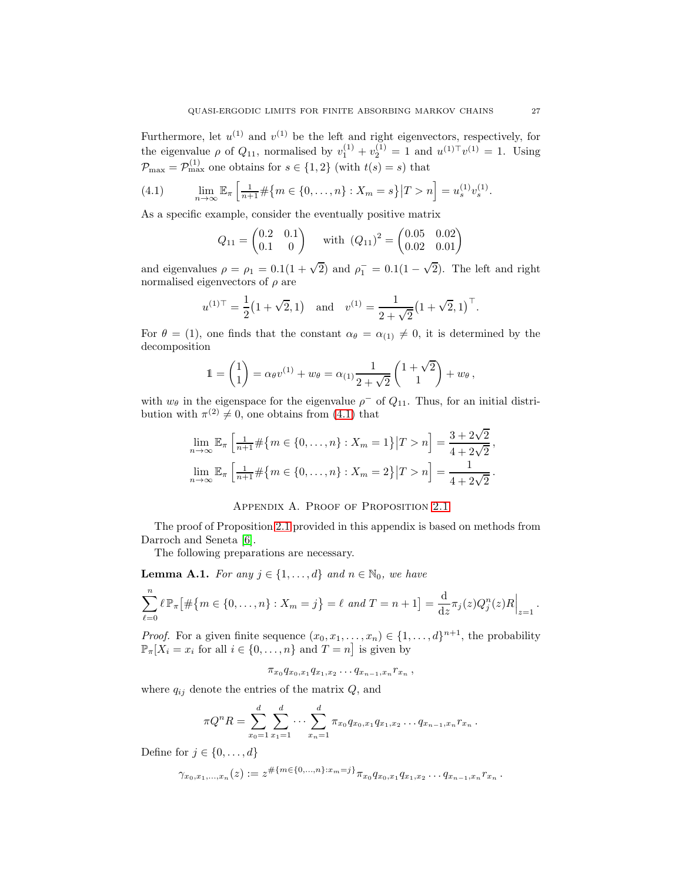Furthermore, let $u^{(1)}$ and $v^{(1)}$ be the left and right eigenvectors, respectively, for the eigenvalue $\rho$ of $Q_{11}$, normalised by $v_1^{(1)} + v_2^{(1)} = 1$ and $u^{(1)\top} v^{(1)} = 1$. Using $\mathcal{P}_{\max} = \mathcal{P}_{\max}^{(1)}$ one obtains for $s \in \{1,2\}$ (with $t(s) = s$) that

$$\lim_{n\to\infty} \mathbb{E}_\pi \left[ \tfrac{1}{n+1} \#\{m \in \{0,\dots,n\} : X_m = s\} \middle| T > n \right] = u_s^{(1)} v_s^{(1)}. \tag{4.1}$$

As a specific example, consider the eventually positive matrix

$$Q_{11} = \begin{pmatrix} 0.2 & 0.1 \\ 0.1 & 0 \end{pmatrix} \quad \text{with } (Q_{11})^2 = \begin{pmatrix} 0.05 & 0.02 \\ 0.02 & 0.01 \end{pmatrix}$$

and eigenvalues $\rho = \rho_1 = 0.1(1+\sqrt{2})$ and $\rho_1^- = 0.1(1-\sqrt{2})$. The left and right normalised eigenvectors of $\rho$ are

$$u^{(1)\top} = \frac{1}{2}\big(1+\sqrt{2}, 1\big) \quad \text{and} \quad v^{(1)} = \frac{1}{2+\sqrt{2}}\big(1+\sqrt{2}, 1\big)^\top.$$

For $\theta = (1)$, one finds that the constant $\alpha_\theta = \alpha_{(1)} \neq 0$, it is determined by the decomposition

$$\mathbb{1} = \begin{pmatrix} 1 \\ 1 \end{pmatrix} = \alpha_\theta v^{(1)} + w_\theta = \alpha_{(1)} \frac{1}{2+\sqrt{2}} \begin{pmatrix} 1+\sqrt{2} \\ 1 \end{pmatrix} + w_\theta\,,$$

with $w_\theta$ in the eigenspace for the eigenvalue $\rho^-$ of $Q_{11}$. Thus, for an initial distribution with $\pi^{(2)} \neq 0$, one obtains from (4.1) that

$$\lim_{n\to\infty} \mathbb{E}_\pi \left[ \tfrac{1}{n+1} \#\{m \in \{0,\dots,n\} : X_m = 1\} \middle| T > n \right] = \frac{3+2\sqrt{2}}{4+2\sqrt{2}}\,,$$
$$\lim_{n\to\infty} \mathbb{E}_\pi \left[ \tfrac{1}{n+1} \#\{m \in \{0,\dots,n\} : X_m = 2\} \middle| T > n \right] = \frac{1}{4+2\sqrt{2}}\,.$$

## Appendix A. Proof of Proposition 2.1

The proof of Proposition 2.1 provided in this appendix is based on methods from Darroch and Seneta [6].

The following preparations are necessary.

**Lemma A.1.** *For any $j \in \{1,\dots,d\}$ and $n \in \mathbb{N}_0$, we have*

$$\sum_{\ell=0}^{n} \ell\, \mathbb{P}_\pi\big[\#\{m \in \{0,\dots,n\} : X_m = j\} = \ell \text{ and } T = n+1\big] = \frac{\mathrm{d}}{\mathrm{d}z} \pi_j(z) Q_j^n(z) R\Big|_{z=1}.$$

*Proof.* For a given finite sequence $(x_0, x_1, \dots, x_n) \in \{1,\dots,d\}^{n+1}$, the probability $\mathbb{P}_\pi[X_i = x_i \text{ for all } i \in \{0,\dots,n\} \text{ and } T = n]$ is given by

$$\pi_{x_0} q_{x_0,x_1} q_{x_1,x_2} \cdots q_{x_{n-1},x_n} r_{x_n}\,,$$

where $q_{ij}$ denote the entries of the matrix $Q$, and

$$\pi Q^n R = \sum_{x_0=1}^{d} \sum_{x_1=1}^{d} \cdots \sum_{x_n=1}^{d} \pi_{x_0} q_{x_0,x_1} q_{x_1,x_2} \cdots q_{x_{n-1},x_n} r_{x_n}\,.$$

Define for $j \in \{0,\dots,d\}$

$$\gamma_{x_0,x_1,\dots,x_n}(z) := z^{\#\{m \in \{0,\dots,n\} : x_m = j\}} \pi_{x_0} q_{x_0,x_1} q_{x_1,x_2} \cdots q_{x_{n-1},x_n} r_{x_n}\,.$$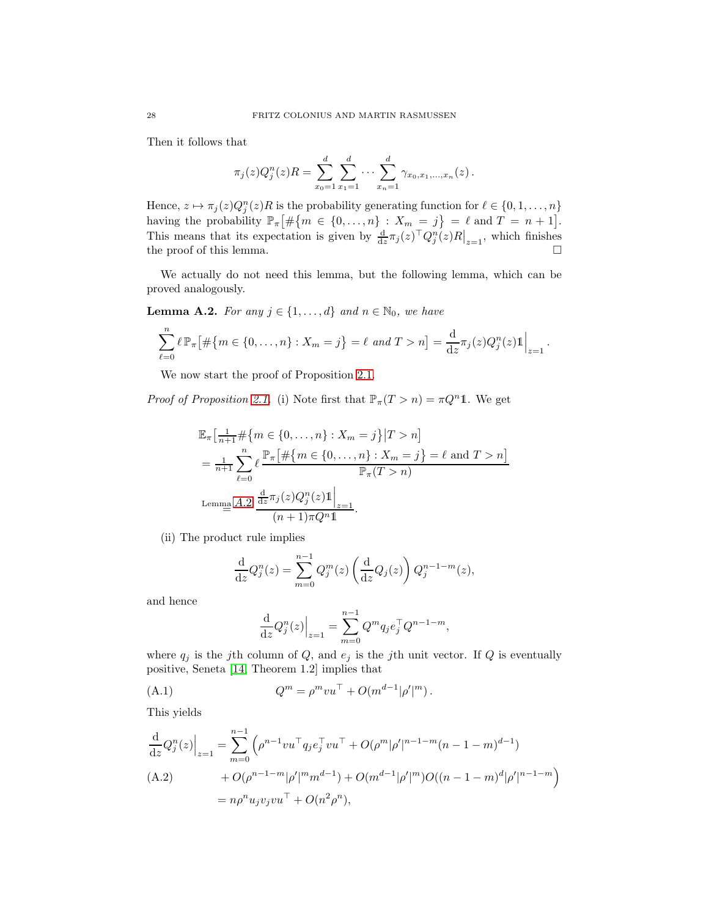Then it follows that

$$\pi_j(z) Q_j^n(z) R = \sum_{x_0=1}^{d} \sum_{x_1=1}^{d} \cdots \sum_{x_n=1}^{d} \gamma_{x_0,x_1,\dots,x_n}(z)\,.$$

Hence, $z \mapsto \pi_j(z) Q_j^n(z) R$ is the probability generating function for $\ell \in \{0,1,\dots,n\}$ having the probability $\mathbb{P}_\pi\big[\#\{m \in \{0,\dots,n\} : X_m = j\} = \ell \text{ and } T = n+1\big]$. This means that its expectation is given by $\frac{\mathrm{d}}{\mathrm{d}z}\pi_j(z)^\top Q_j^n(z) R\big|_{z=1}$, which finishes the proof of this lemma. $\square$

We actually do not need this lemma, but the following lemma, which can be proved analogously.

**Lemma A.2.** *For any $j \in \{1,\dots,d\}$ and $n \in \mathbb{N}_0$, we have*

$$\sum_{\ell=0}^{n} \ell\, \mathbb{P}_\pi\big[\#\{m \in \{0,\dots,n\} : X_m = j\} = \ell \text{ and } T > n\big] = \frac{\mathrm{d}}{\mathrm{d}z}\pi_j(z) Q_j^n(z) \mathbb{1}\Big|_{z=1}.$$

We now start the proof of Proposition 2.1.

*Proof of Proposition 2.1.* (i) Note first that $\mathbb{P}_\pi(T > n) = \pi Q^n \mathbb{1}$. We get

$$\begin{aligned}
&\mathbb{E}_\pi\big[\tfrac{1}{n+1}\#\{m \in \{0,\dots,n\} : X_m = j\}\big| T > n\big] \\
&= \tfrac{1}{n+1}\sum_{\ell=0}^{n} \ell\, \frac{\mathbb{P}_\pi\big[\#\{m \in \{0,\dots,n\} : X_m = j\} = \ell \text{ and } T > n\big]}{\mathbb{P}_\pi(T > n)} \\
&\overset{\text{Lemma A.2}}{=} \frac{\frac{\mathrm{d}}{\mathrm{d}z}\pi_j(z) Q_j^n(z)\mathbb{1}\Big|_{z=1}}{(n+1)\pi Q^n \mathbb{1}}.
\end{aligned}$$

(ii) The product rule implies

$$\frac{\mathrm{d}}{\mathrm{d}z} Q_j^n(z) = \sum_{m=0}^{n-1} Q_j^m(z)\left(\frac{\mathrm{d}}{\mathrm{d}z} Q_j(z)\right) Q_j^{n-1-m}(z),$$

and hence

$$\frac{\mathrm{d}}{\mathrm{d}z} Q_j^n(z)\Big|_{z=1} = \sum_{m=0}^{n-1} Q^m q_j e_j^\top Q^{n-1-m},$$

where $q_j$ is the $j$th column of $Q$, and $e_j$ is the $j$th unit vector. If $Q$ is eventually positive, Seneta [14, Theorem 1.2] implies that

$$Q^m = \rho^m v u^\top + O(m^{d-1}|\rho'|^m)\,. \tag{A.1}$$

This yields

$$\begin{aligned}
\frac{\mathrm{d}}{\mathrm{d}z} Q_j^n(z)\Big|_{z=1} &= \sum_{m=0}^{n-1}\Big(\rho^{n-1} v u^\top q_j e_j^\top v u^\top + O(\rho^m |\rho'|^{n-1-m}(n-1-m)^{d-1}) \\
&\quad + O(\rho^{n-1-m}|\rho'|^m m^{d-1}) + O(m^{d-1}|\rho'|^m) O((n-1-m)^d |\rho'|^{n-1-m}\Big) \qquad \text{(A.2)} \\
&= n\rho^n u_j v_j v u^\top + O(n^2\rho^n),
\end{aligned}$$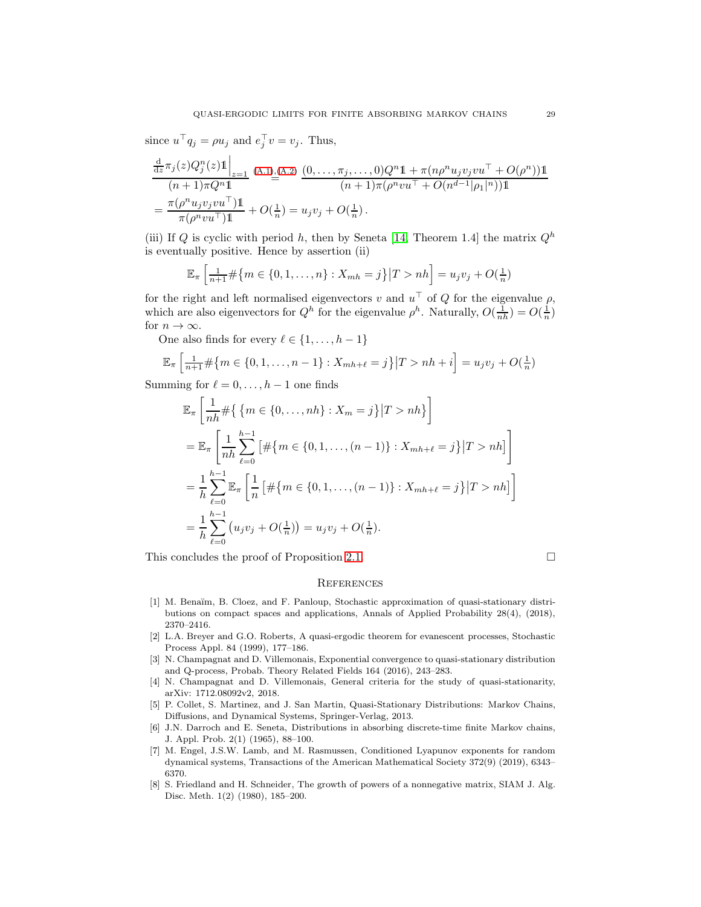since $u^\top q_j = \rho u_j$ and $e_j^\top v = v_j$. Thus,

$$
\begin{aligned}
&\frac{\frac{\mathrm{d}}{\mathrm{d}z}\pi_j(z)Q_j^n(z)\mathbb{1}\Big|_{z=1}}{(n+1)\pi Q^n \mathbb{1}} \overset{(A.1),(A.2)}{=} \frac{(0,\dots,\pi_j,\dots,0)Q^n\mathbb{1} + \pi(n\rho^n u_j v_j v u^\top + O(\rho^n))\mathbb{1}}{(n+1)\pi(\rho^n v u^\top + O(n^{d-1}|\rho_1|^n))\mathbb{1}} \\
&= \frac{\pi(\rho^n u_j v_j v u^\top)\mathbb{1}}{\pi(\rho^n v u^\top)\mathbb{1}} + O(\tfrac{1}{n}) = u_j v_j + O(\tfrac{1}{n})\,.
\end{aligned}
$$

(iii) If $Q$ is cyclic with period $h$, then by Seneta [14, Theorem 1.4] the matrix $Q^h$ is eventually positive. Hence by assertion (ii)

$$
\mathbb{E}_\pi\left[\tfrac{1}{n+1}\#\{m \in \{0,1,\dots,n\} : X_{mh} = j\}\big|T > nh\right] = u_j v_j + O(\tfrac{1}{n})
$$

for the right and left normalised eigenvectors $v$ and $u^\top$ of $Q$ for the eigenvalue $\rho$, which are also eigenvectors for $Q^h$ for the eigenvalue $\rho^h$. Naturally, $O(\frac{1}{nh}) = O(\frac{1}{n})$ for $n \to \infty$.

One also finds for every $\ell \in \{1,\dots,h-1\}$

$$
\mathbb{E}_\pi\left[\tfrac{1}{n+1}\#\{m \in \{0,1,\dots,n-1\} : X_{mh+\ell} = j\}\big|T > nh + i\right] = u_j v_j + O(\tfrac{1}{n})
$$

Summing for $\ell = 0,\dots,h-1$ one finds

$$
\begin{aligned}
&\mathbb{E}_\pi\left[\frac{1}{nh}\#\{\,\{m \in \{0,\dots,nh\} : X_m = j\}\big|T > nh\}\right] \\
&= \mathbb{E}_\pi\left[\frac{1}{nh}\sum_{\ell=0}^{h-1}\left[\#\{m \in \{0,1,\dots,(n-1)\} : X_{mh+\ell} = j\}\big|T > nh\right]\right] \\
&= \frac{1}{h}\sum_{\ell=0}^{h-1}\mathbb{E}_\pi\left[\frac{1}{n}\left[\#\{m \in \{0,1,\dots,(n-1)\} : X_{mh+\ell} = j\}\big|T > nh\right]\right] \\
&= \frac{1}{h}\sum_{\ell=0}^{h-1}\left(u_j v_j + O(\tfrac{1}{n})\right) = u_j v_j + O(\tfrac{1}{n}).
\end{aligned}
$$

This concludes the proof of Proposition 2.1. □

## References

[1] M. Benaïm, B. Cloez, and F. Panloup, Stochastic approximation of quasi-stationary distributions on compact spaces and applications, Annals of Applied Probability 28(4), (2018), 2370–2416.

[2] L.A. Breyer and G.O. Roberts, A quasi-ergodic theorem for evanescent processes, Stochastic Process Appl. 84 (1999), 177–186.

[3] N. Champagnat and D. Villemonais, Exponential convergence to quasi-stationary distribution and Q-process, Probab. Theory Related Fields 164 (2016), 243–283.

[4] N. Champagnat and D. Villemonais, General criteria for the study of quasi-stationarity, arXiv: 1712.08092v2, 2018.

[5] P. Collet, S. Martinez, and J. San Martin, Quasi-Stationary Distributions: Markov Chains, Diffusions, and Dynamical Systems, Springer-Verlag, 2013.

[6] J.N. Darroch and E. Seneta, Distributions in absorbing discrete-time finite Markov chains, J. Appl. Prob. 2(1) (1965), 88–100.

[7] M. Engel, J.S.W. Lamb, and M. Rasmussen, Conditioned Lyapunov exponents for random dynamical systems, Transactions of the American Mathematical Society 372(9) (2019), 6343–6370.

[8] S. Friedland and H. Schneider, The growth of powers of a nonnegative matrix, SIAM J. Alg. Disc. Meth. 1(2) (1980), 185–200.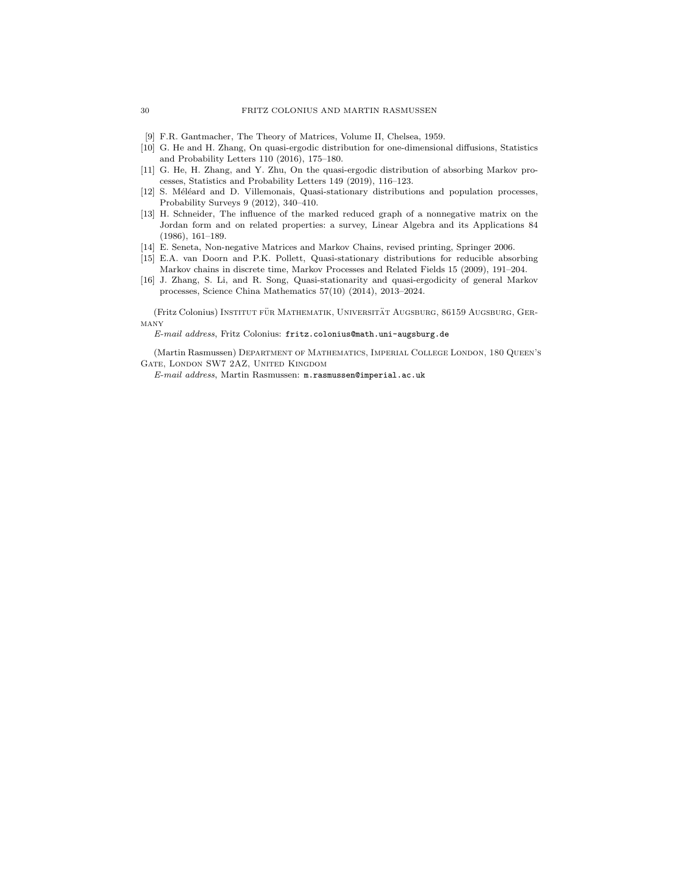[9] F.R. Gantmacher, The Theory of Matrices, Volume II, Chelsea, 1959.

[10] G. He and H. Zhang, On quasi-ergodic distribution for one-dimensional diffusions, Statistics and Probability Letters 110 (2016), 175–180.

[11] G. He, H. Zhang, and Y. Zhu, On the quasi-ergodic distribution of absorbing Markov processes, Statistics and Probability Letters 149 (2019), 116–123.

[12] S. Méléard and D. Villemonais, Quasi-stationary distributions and population processes, Probability Surveys 9 (2012), 340–410.

[13] H. Schneider, The influence of the marked reduced graph of a nonnegative matrix on the Jordan form and on related properties: a survey, Linear Algebra and its Applications 84 (1986), 161–189.

[14] E. Seneta, Non-negative Matrices and Markov Chains, revised printing, Springer 2006.

[15] E.A. van Doorn and P.K. Pollett, Quasi-stationary distributions for reducible absorbing Markov chains in discrete time, Markov Processes and Related Fields 15 (2009), 191–204.

[16] J. Zhang, S. Li, and R. Song, Quasi-stationarity and quasi-ergodicity of general Markov processes, Science China Mathematics 57(10) (2014), 2013–2024.

(Fritz Colonius) Institut für Mathematik, Universität Augsburg, 86159 Augsburg, Germany

*E-mail address*, Fritz Colonius: `fritz.colonius@math.uni-augsburg.de`

(Martin Rasmussen) Department of Mathematics, Imperial College London, 180 Queen's Gate, London SW7 2AZ, United Kingdom

*E-mail address*, Martin Rasmussen: `m.rasmussen@imperial.ac.uk`